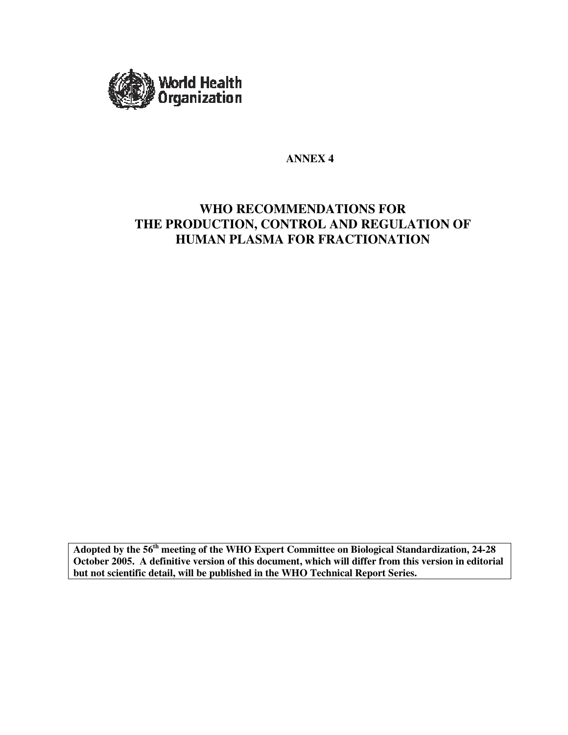World Health Organization

**ANNEX 4**

# WHO RECOMMENDATIONS FOR THE PRODUCTION, CONTROL AND REGULATION OF HUMAN PLASMA FOR FRACTIONATION

**Adopted by the 56th meeting of the WHO Expert Committee on Biological Standardization, 24-28 October 2005. A definitive version of this document, which will differ from this version in editorial but not scientific detail, will be published in the WHO Technical Report Series.**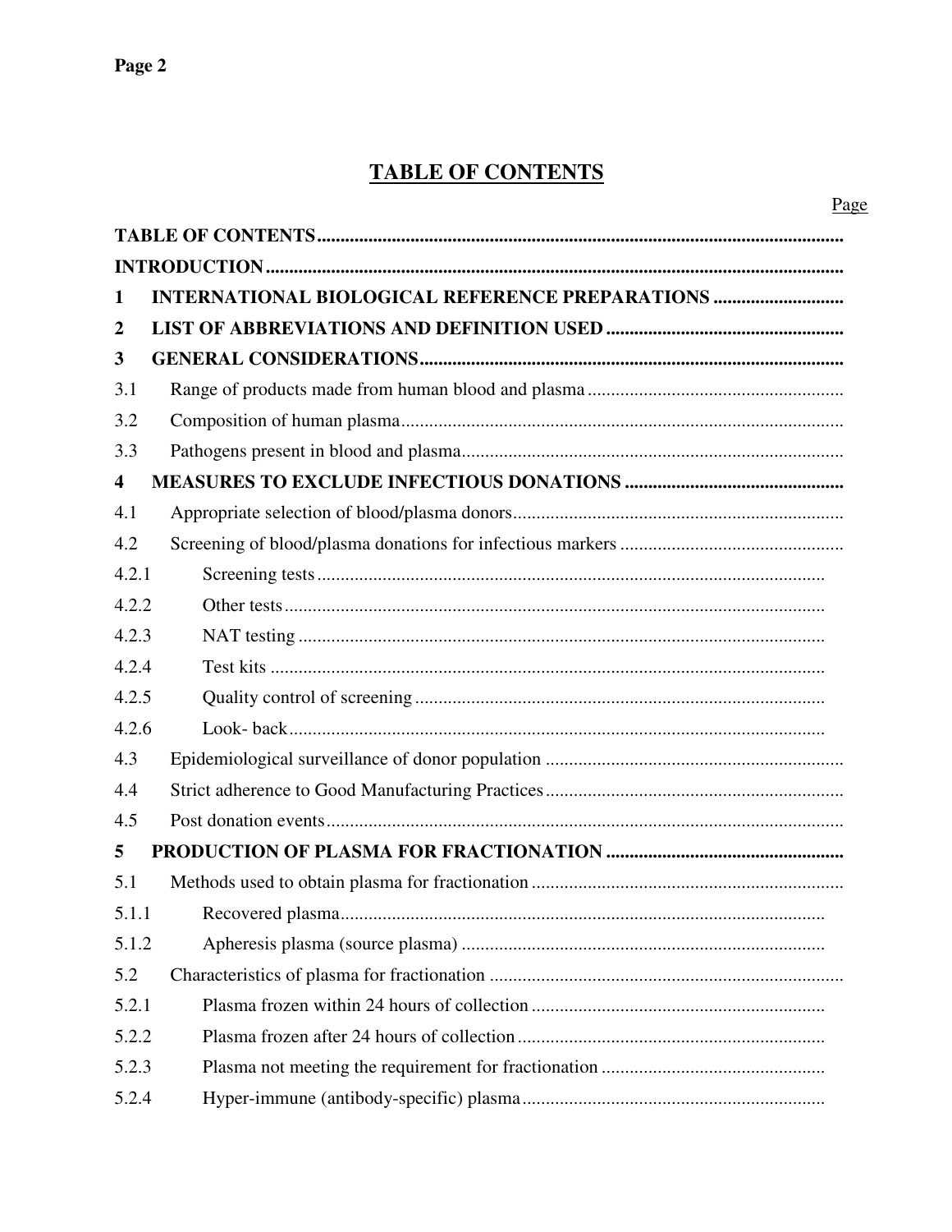# TABLE OF CONTENTS

Page

**TABLE OF CONTENTS**

**INTRODUCTION**

**1 INTERNATIONAL BIOLOGICAL REFERENCE PREPARATIONS**

**2 LIST OF ABBREVIATIONS AND DEFINITION USED**

**3 GENERAL CONSIDERATIONS**

3.1 Range of products made from human blood and plasma

3.2 Composition of human plasma

3.3 Pathogens present in blood and plasma

**4 MEASURES TO EXCLUDE INFECTIOUS DONATIONS**

4.1 Appropriate selection of blood/plasma donors

4.2 Screening of blood/plasma donations for infectious markers

4.2.1 Screening tests

4.2.2 Other tests

4.2.3 NAT testing

4.2.4 Test kits

4.2.5 Quality control of screening

4.2.6 Look- back

4.3 Epidemiological surveillance of donor population

4.4 Strict adherence to Good Manufacturing Practices

4.5 Post donation events

**5 PRODUCTION OF PLASMA FOR FRACTIONATION**

5.1 Methods used to obtain plasma for fractionation

5.1.1 Recovered plasma

5.1.2 Apheresis plasma (source plasma)

5.2 Characteristics of plasma for fractionation

5.2.1 Plasma frozen within 24 hours of collection

5.2.2 Plasma frozen after 24 hours of collection

5.2.3 Plasma not meeting the requirement for fractionation

5.2.4 Hyper-immune (antibody-specific) plasma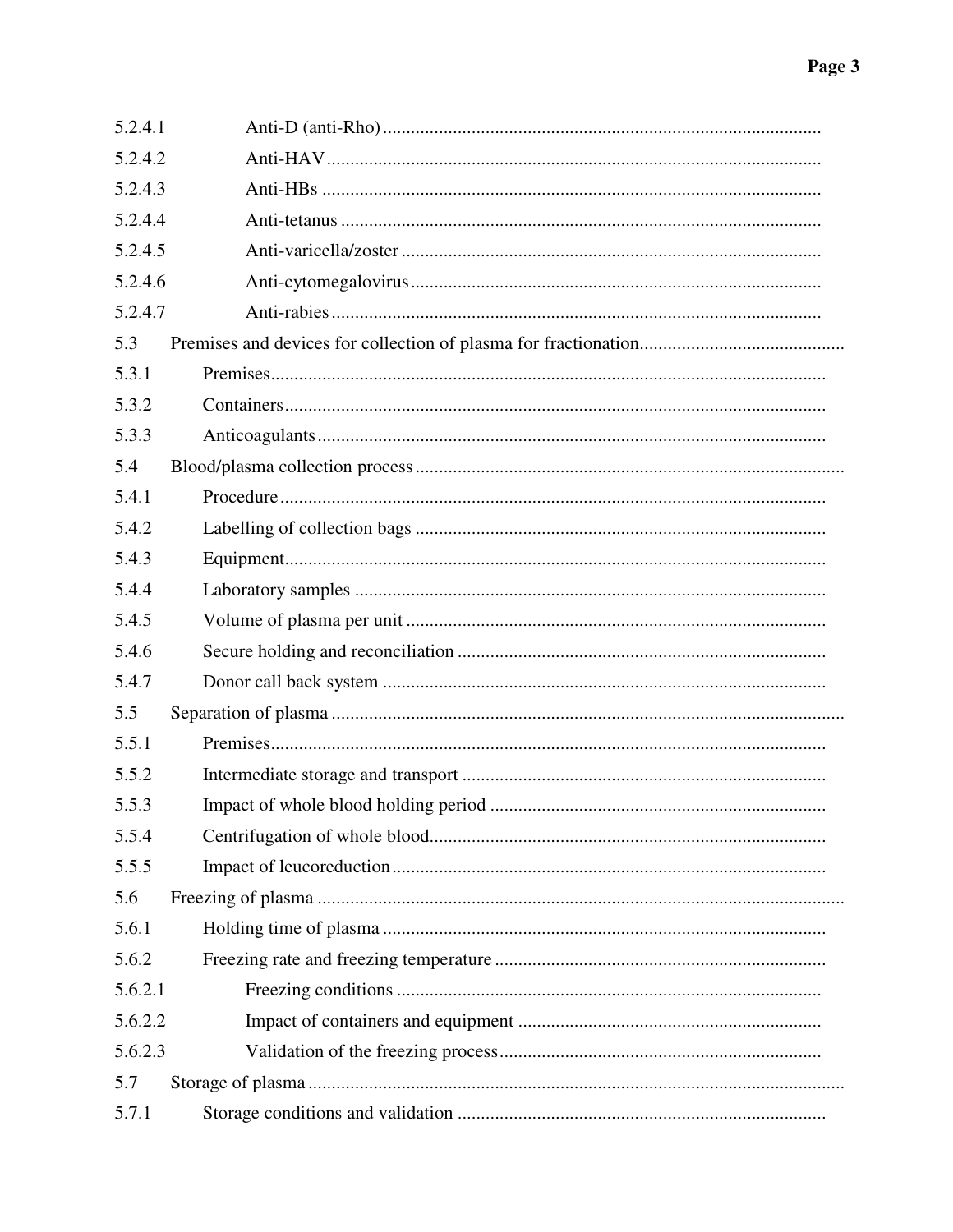5.2.4.1 Anti-D (anti-Rho)

5.2.4.2 Anti-HAV

5.2.4.3 Anti-HBs

5.2.4.4 Anti-tetanus

5.2.4.5 Anti-varicella/zoster

5.2.4.6 Anti-cytomegalovirus

5.2.4.7 Anti-rabies

5.3 Premises and devices for collection of plasma for fractionation

5.3.1 Premises

5.3.2 Containers

5.3.3 Anticoagulants

5.4 Blood/plasma collection process

5.4.1 Procedure

5.4.2 Labelling of collection bags

5.4.3 Equipment

5.4.4 Laboratory samples

5.4.5 Volume of plasma per unit

5.4.6 Secure holding and reconciliation

5.4.7 Donor call back system

5.5 Separation of plasma

5.5.1 Premises

5.5.2 Intermediate storage and transport

5.5.3 Impact of whole blood holding period

5.5.4 Centrifugation of whole blood

5.5.5 Impact of leucoreduction

5.6 Freezing of plasma

5.6.1 Holding time of plasma

5.6.2 Freezing rate and freezing temperature

5.6.2.1 Freezing conditions

5.6.2.2 Impact of containers and equipment

5.6.2.3 Validation of the freezing process

5.7 Storage of plasma

5.7.1 Storage conditions and validation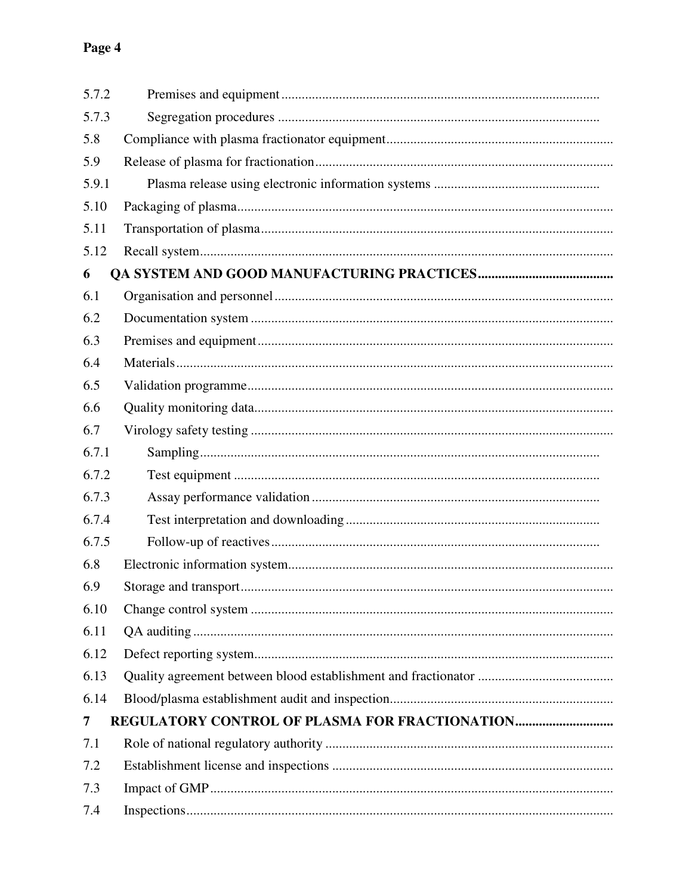5.7.2 Premises and equipment

5.7.3 Segregation procedures

5.8 Compliance with plasma fractionator equipment

5.9 Release of plasma for fractionation

5.9.1 Plasma release using electronic information systems

5.10 Packaging of plasma

5.11 Transportation of plasma

5.12 Recall system

**6 QA SYSTEM AND GOOD MANUFACTURING PRACTICES**

6.1 Organisation and personnel

6.2 Documentation system

6.3 Premises and equipment

6.4 Materials

6.5 Validation programme

6.6 Quality monitoring data

6.7 Virology safety testing

6.7.1 Sampling

6.7.2 Test equipment

6.7.3 Assay performance validation

6.7.4 Test interpretation and downloading

6.7.5 Follow-up of reactives

6.8 Electronic information system

6.9 Storage and transport

6.10 Change control system

6.11 QA auditing

6.12 Defect reporting system

6.13 Quality agreement between blood establishment and fractionator

6.14 Blood/plasma establishment audit and inspection

**7 REGULATORY CONTROL OF PLASMA FOR FRACTIONATION**

7.1 Role of national regulatory authority

7.2 Establishment license and inspections

7.3 Impact of GMP

7.4 Inspections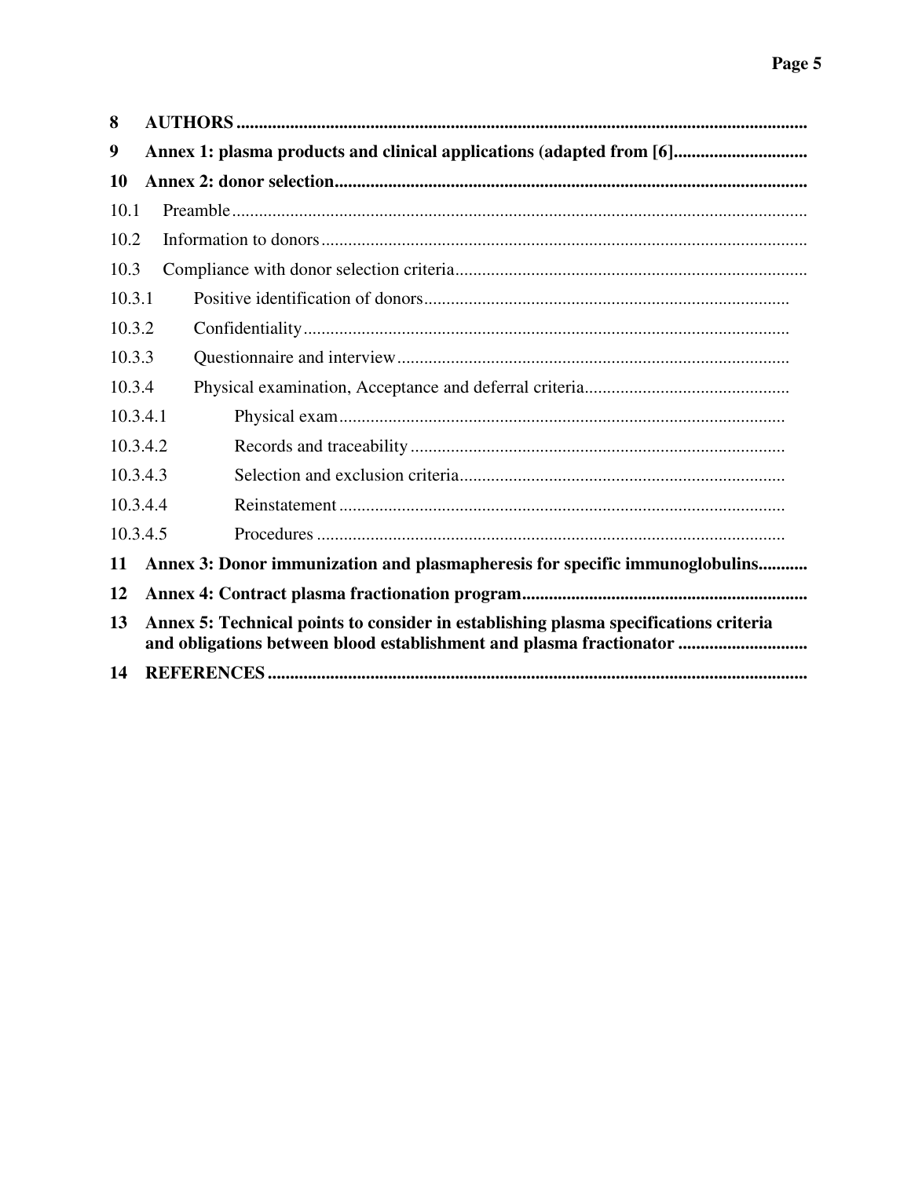**8 AUTHORS** ..............................................................................................................................

**9 Annex 1: plasma products and clinical applications (adapted from [6]** .............................

**10 Annex 2: donor selection** .........................................................................................................

10.1 Preamble ...............................................................................................................................

10.2 Information to donors ..........................................................................................................

10.3 Compliance with donor selection criteria .............................................................................

10.3.1 Positive identification of donors ................................................................................

10.3.2 Confidentiality ...........................................................................................................

10.3.3 Questionnaire and interview ......................................................................................

10.3.4 Physical examination, Acceptance and deferral criteria .............................................

10.3.4.1 Physical exam ...................................................................................................

10.3.4.2 Records and traceability ...................................................................................

10.3.4.3 Selection and exclusion criteria ........................................................................

10.3.4.4 Reinstatement ...................................................................................................

10.3.4.5 Procedures ........................................................................................................

**11 Annex 3: Donor immunization and plasmapheresis for specific immunoglobulins** ...........

**12 Annex 4: Contract plasma fractionation program** ...............................................................

**13 Annex 5: Technical points to consider in establishing plasma specifications criteria and obligations between blood establishment and plasma fractionator** ............................

**14 REFERENCES** .......................................................................................................................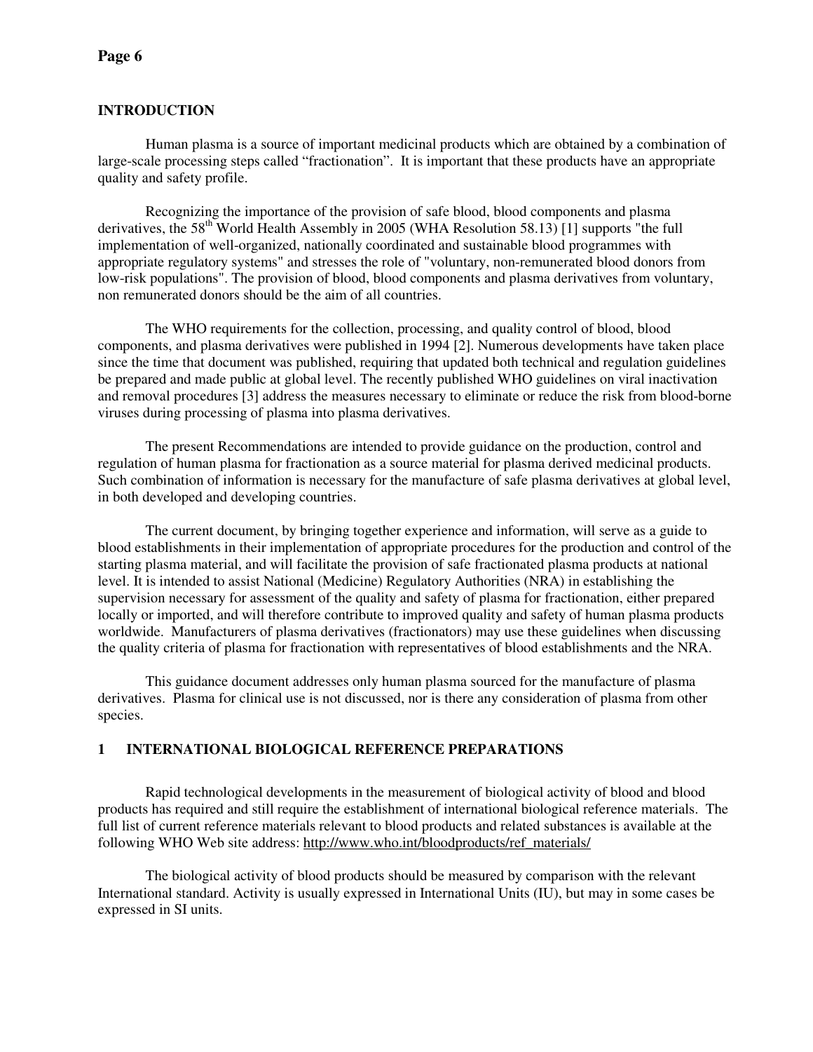## INTRODUCTION

Human plasma is a source of important medicinal products which are obtained by a combination of large-scale processing steps called "fractionation". It is important that these products have an appropriate quality and safety profile.

Recognizing the importance of the provision of safe blood, blood components and plasma derivatives, the 58th World Health Assembly in 2005 (WHA Resolution 58.13) [1] supports "the full implementation of well-organized, nationally coordinated and sustainable blood programmes with appropriate regulatory systems" and stresses the role of "voluntary, non-remunerated blood donors from low-risk populations". The provision of blood, blood components and plasma derivatives from voluntary, non remunerated donors should be the aim of all countries.

The WHO requirements for the collection, processing, and quality control of blood, blood components, and plasma derivatives were published in 1994 [2]. Numerous developments have taken place since the time that document was published, requiring that updated both technical and regulation guidelines be prepared and made public at global level. The recently published WHO guidelines on viral inactivation and removal procedures [3] address the measures necessary to eliminate or reduce the risk from blood-borne viruses during processing of plasma into plasma derivatives.

The present Recommendations are intended to provide guidance on the production, control and regulation of human plasma for fractionation as a source material for plasma derived medicinal products. Such combination of information is necessary for the manufacture of safe plasma derivatives at global level, in both developed and developing countries.

The current document, by bringing together experience and information, will serve as a guide to blood establishments in their implementation of appropriate procedures for the production and control of the starting plasma material, and will facilitate the provision of safe fractionated plasma products at national level. It is intended to assist National (Medicine) Regulatory Authorities (NRA) in establishing the supervision necessary for assessment of the quality and safety of plasma for fractionation, either prepared locally or imported, and will therefore contribute to improved quality and safety of human plasma products worldwide. Manufacturers of plasma derivatives (fractionators) may use these guidelines when discussing the quality criteria of plasma for fractionation with representatives of blood establishments and the NRA.

This guidance document addresses only human plasma sourced for the manufacture of plasma derivatives. Plasma for clinical use is not discussed, nor is there any consideration of plasma from other species.

## 1 INTERNATIONAL BIOLOGICAL REFERENCE PREPARATIONS

Rapid technological developments in the measurement of biological activity of blood and blood products has required and still require the establishment of international biological reference materials. The full list of current reference materials relevant to blood products and related substances is available at the following WHO Web site address: http://www.who.int/bloodproducts/ref_materials/

The biological activity of blood products should be measured by comparison with the relevant International standard. Activity is usually expressed in International Units (IU), but may in some cases be expressed in SI units.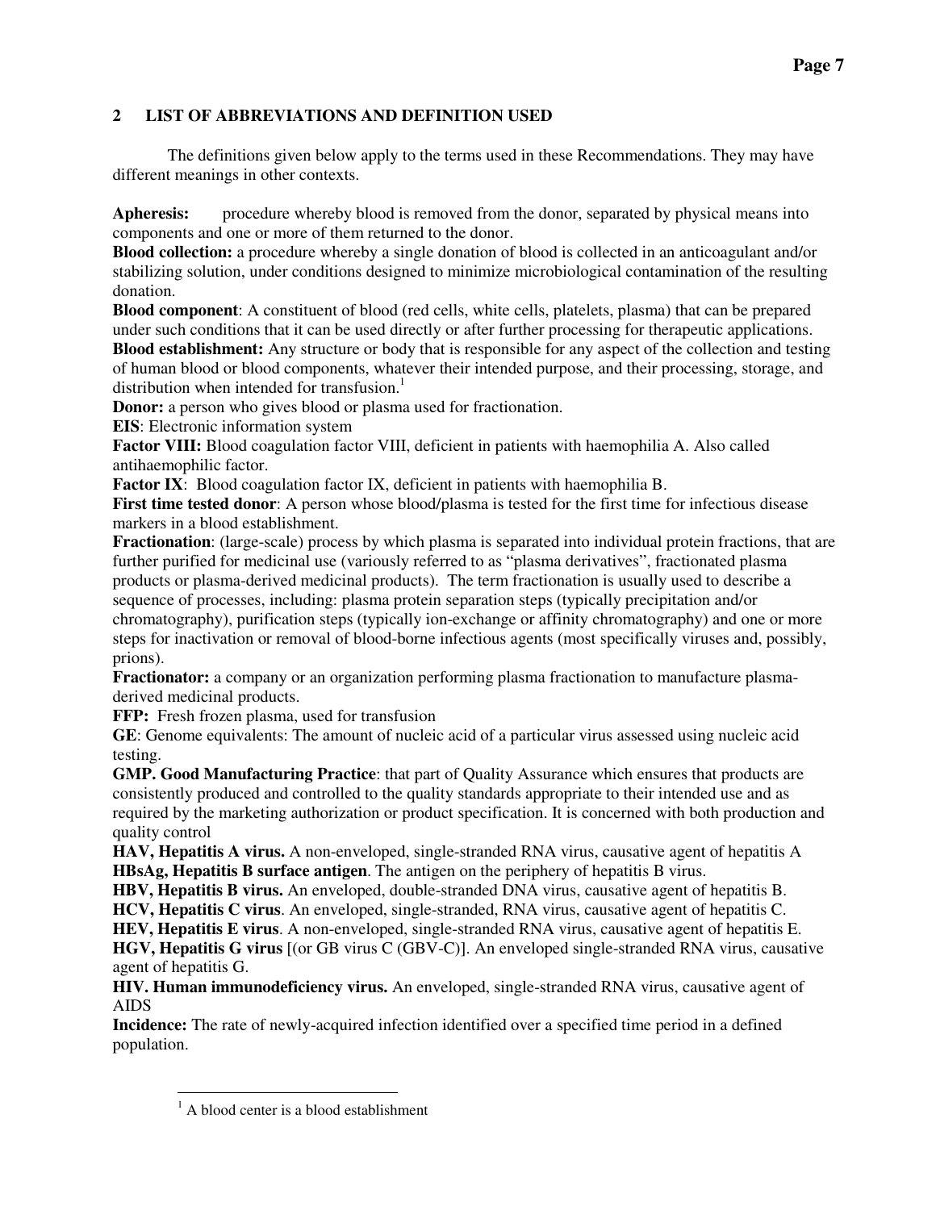## 2 LIST OF ABBREVIATIONS AND DEFINITION USED

The definitions given below apply to the terms used in these Recommendations. They may have different meanings in other contexts.

**Apheresis:** procedure whereby blood is removed from the donor, separated by physical means into components and one or more of them returned to the donor.

**Blood collection:** a procedure whereby a single donation of blood is collected in an anticoagulant and/or stabilizing solution, under conditions designed to minimize microbiological contamination of the resulting donation.

**Blood component**: A constituent of blood (red cells, white cells, platelets, plasma) that can be prepared under such conditions that it can be used directly or after further processing for therapeutic applications.

**Blood establishment:** Any structure or body that is responsible for any aspect of the collection and testing of human blood or blood components, whatever their intended purpose, and their processing, storage, and distribution when intended for transfusion.[1]

**Donor:** a person who gives blood or plasma used for fractionation.

**EIS**: Electronic information system

**Factor VIII:** Blood coagulation factor VIII, deficient in patients with haemophilia A. Also called antihaemophilic factor.

**Factor IX**: Blood coagulation factor IX, deficient in patients with haemophilia B.

**First time tested donor**: A person whose blood/plasma is tested for the first time for infectious disease markers in a blood establishment.

**Fractionation**: (large-scale) process by which plasma is separated into individual protein fractions, that are further purified for medicinal use (variously referred to as "plasma derivatives", fractionated plasma products or plasma-derived medicinal products). The term fractionation is usually used to describe a sequence of processes, including: plasma protein separation steps (typically precipitation and/or chromatography), purification steps (typically ion-exchange or affinity chromatography) and one or more steps for inactivation or removal of blood-borne infectious agents (most specifically viruses and, possibly, prions).

**Fractionator:** a company or an organization performing plasma fractionation to manufacture plasma-derived medicinal products.

**FFP:** Fresh frozen plasma, used for transfusion

**GE**: Genome equivalents: The amount of nucleic acid of a particular virus assessed using nucleic acid testing.

**GMP. Good Manufacturing Practice**: that part of Quality Assurance which ensures that products are consistently produced and controlled to the quality standards appropriate to their intended use and as required by the marketing authorization or product specification. It is concerned with both production and quality control

**HAV, Hepatitis A virus.** A non-enveloped, single-stranded RNA virus, causative agent of hepatitis A

**HBsAg, Hepatitis B surface antigen**. The antigen on the periphery of hepatitis B virus.

**HBV, Hepatitis B virus.** An enveloped, double-stranded DNA virus, causative agent of hepatitis B.

**HCV, Hepatitis C virus**. An enveloped, single-stranded, RNA virus, causative agent of hepatitis C.

**HEV, Hepatitis E virus**. A non-enveloped, single-stranded RNA virus, causative agent of hepatitis E.

**HGV, Hepatitis G virus** [(or GB virus C (GBV-C)]. An enveloped single-stranded RNA virus, causative agent of hepatitis G.

**HIV. Human immunodeficiency virus.** An enveloped, single-stranded RNA virus, causative agent of AIDS

**Incidence:** The rate of newly-acquired infection identified over a specified time period in a defined population.

---

[1] A blood center is a blood establishment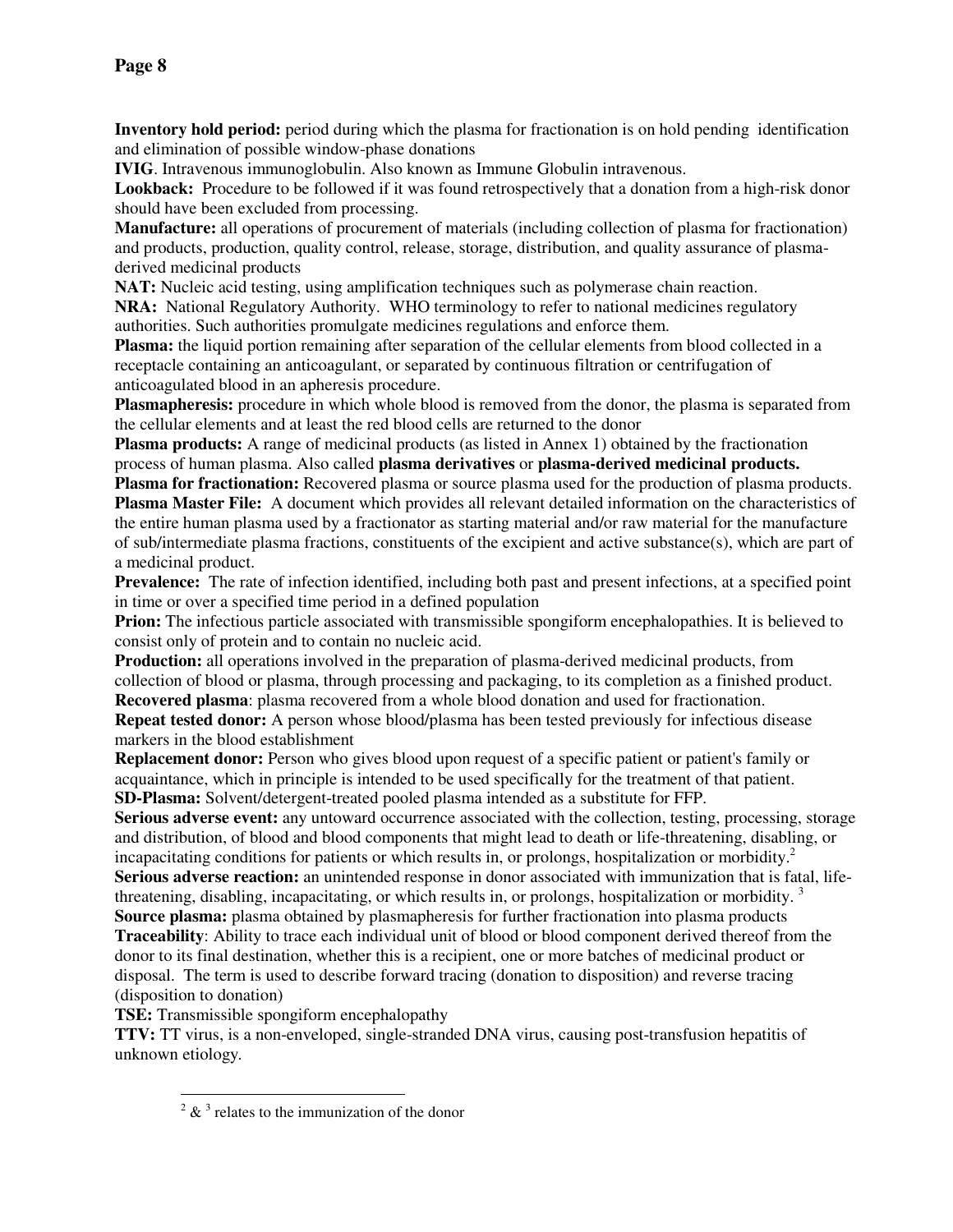**Inventory hold period:** period during which the plasma for fractionation is on hold pending identification and elimination of possible window-phase donations

**IVIG**. Intravenous immunoglobulin. Also known as Immune Globulin intravenous.

**Lookback:** Procedure to be followed if it was found retrospectively that a donation from a high-risk donor should have been excluded from processing.

**Manufacture:** all operations of procurement of materials (including collection of plasma for fractionation) and products, production, quality control, release, storage, distribution, and quality assurance of plasma-derived medicinal products

**NAT:** Nucleic acid testing, using amplification techniques such as polymerase chain reaction.

**NRA:** National Regulatory Authority. WHO terminology to refer to national medicines regulatory authorities. Such authorities promulgate medicines regulations and enforce them.

**Plasma:** the liquid portion remaining after separation of the cellular elements from blood collected in a receptacle containing an anticoagulant, or separated by continuous filtration or centrifugation of anticoagulated blood in an apheresis procedure.

**Plasmapheresis:** procedure in which whole blood is removed from the donor, the plasma is separated from the cellular elements and at least the red blood cells are returned to the donor

**Plasma products:** A range of medicinal products (as listed in Annex 1) obtained by the fractionation process of human plasma. Also called **plasma derivatives** or **plasma-derived medicinal products.**

**Plasma for fractionation:** Recovered plasma or source plasma used for the production of plasma products.

**Plasma Master File:** A document which provides all relevant detailed information on the characteristics of the entire human plasma used by a fractionator as starting material and/or raw material for the manufacture of sub/intermediate plasma fractions, constituents of the excipient and active substance(s), which are part of a medicinal product.

**Prevalence:** The rate of infection identified, including both past and present infections, at a specified point in time or over a specified time period in a defined population

**Prion:** The infectious particle associated with transmissible spongiform encephalopathies. It is believed to consist only of protein and to contain no nucleic acid.

**Production:** all operations involved in the preparation of plasma-derived medicinal products, from collection of blood or plasma, through processing and packaging, to its completion as a finished product.

**Recovered plasma**: plasma recovered from a whole blood donation and used for fractionation.

**Repeat tested donor:** A person whose blood/plasma has been tested previously for infectious disease markers in the blood establishment

**Replacement donor:** Person who gives blood upon request of a specific patient or patient's family or acquaintance, which in principle is intended to be used specifically for the treatment of that patient.

**SD-Plasma:** Solvent/detergent-treated pooled plasma intended as a substitute for FFP.

**Serious adverse event:** any untoward occurrence associated with the collection, testing, processing, storage and distribution, of blood and blood components that might lead to death or life-threatening, disabling, or incapacitating conditions for patients or which results in, or prolongs, hospitalization or morbidity.[2]

**Serious adverse reaction:** an unintended response in donor associated with immunization that is fatal, life-threatening, disabling, incapacitating, or which results in, or prolongs, hospitalization or morbidity. [3]

**Source plasma:** plasma obtained by plasmapheresis for further fractionation into plasma products

**Traceability**: Ability to trace each individual unit of blood or blood component derived thereof from the donor to its final destination, whether this is a recipient, one or more batches of medicinal product or disposal. The term is used to describe forward tracing (donation to disposition) and reverse tracing (disposition to donation)

**TSE:** Transmissible spongiform encephalopathy

**TTV:** TT virus, is a non-enveloped, single-stranded DNA virus, causing post-transfusion hepatitis of unknown etiology.

---

[2] & [3] relates to the immunization of the donor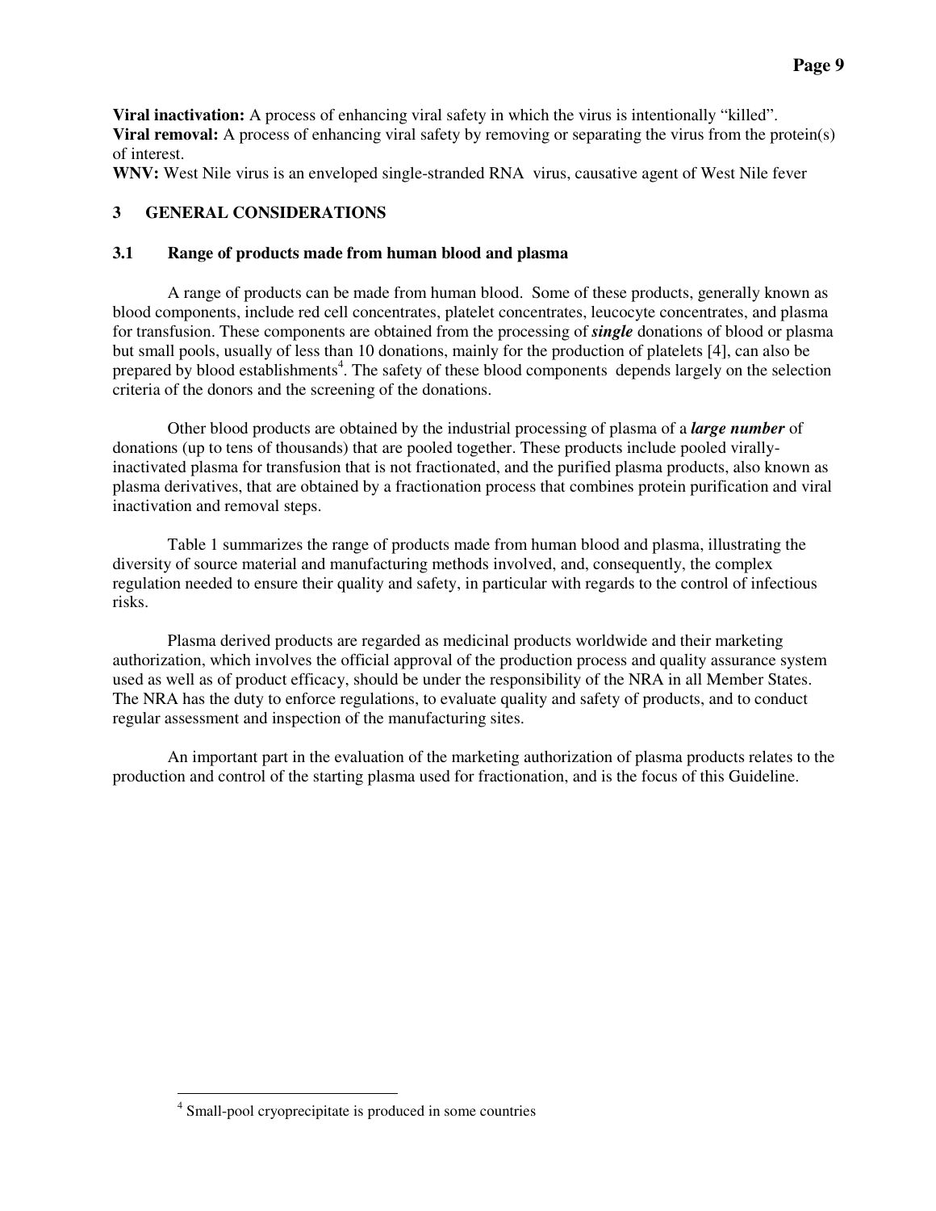**Viral inactivation:** A process of enhancing viral safety in which the virus is intentionally "killed".
**Viral removal:** A process of enhancing viral safety by removing or separating the virus from the protein(s) of interest.
**WNV:** West Nile virus is an enveloped single-stranded RNA virus, causative agent of West Nile fever

## 3 GENERAL CONSIDERATIONS

### 3.1 Range of products made from human blood and plasma

A range of products can be made from human blood. Some of these products, generally known as blood components, include red cell concentrates, platelet concentrates, leucocyte concentrates, and plasma for transfusion. These components are obtained from the processing of ***single*** donations of blood or plasma but small pools, usually of less than 10 donations, mainly for the production of platelets [4], can also be prepared by blood establishments[4]. The safety of these blood components depends largely on the selection criteria of the donors and the screening of the donations.

Other blood products are obtained by the industrial processing of plasma of a ***large number*** of donations (up to tens of thousands) that are pooled together. These products include pooled virally-inactivated plasma for transfusion that is not fractionated, and the purified plasma products, also known as plasma derivatives, that are obtained by a fractionation process that combines protein purification and viral inactivation and removal steps.

Table 1 summarizes the range of products made from human blood and plasma, illustrating the diversity of source material and manufacturing methods involved, and, consequently, the complex regulation needed to ensure their quality and safety, in particular with regards to the control of infectious risks.

Plasma derived products are regarded as medicinal products worldwide and their marketing authorization, which involves the official approval of the production process and quality assurance system used as well as of product efficacy, should be under the responsibility of the NRA in all Member States. The NRA has the duty to enforce regulations, to evaluate quality and safety of products, and to conduct regular assessment and inspection of the manufacturing sites.

An important part in the evaluation of the marketing authorization of plasma products relates to the production and control of the starting plasma used for fractionation, and is the focus of this Guideline.

[4] Small-pool cryoprecipitate is produced in some countries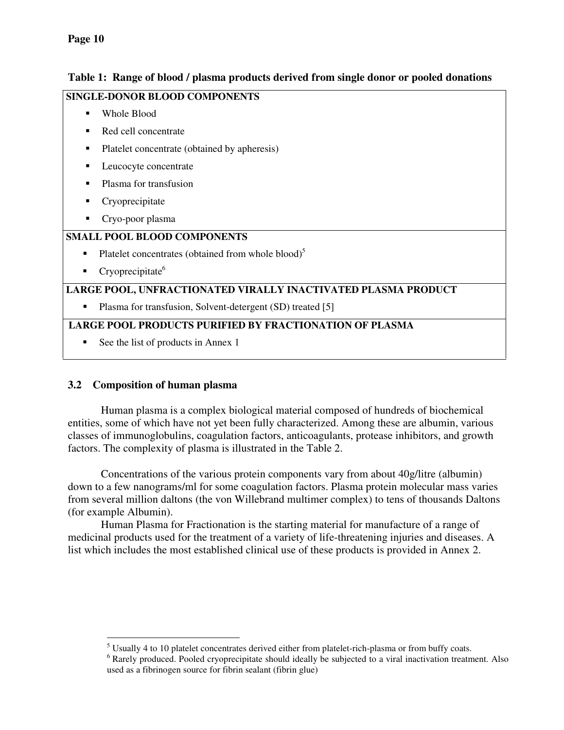**Table 1: Range of blood / plasma products derived from single donor or pooled donations**

| |
|---|
| **SINGLE-DONOR BLOOD COMPONENTS** |
| ▪ Whole Blood<br>▪ Red cell concentrate<br>▪ Platelet concentrate (obtained by apheresis)<br>▪ Leucocyte concentrate<br>▪ Plasma for transfusion<br>▪ Cryoprecipitate<br>▪ Cryo-poor plasma |
| **SMALL POOL BLOOD COMPONENTS** |
| ▪ Platelet concentrates (obtained from whole blood)[5]<br>▪ Cryoprecipitate[6] |
| **LARGE POOL, UNFRACTIONATED VIRALLY INACTIVATED PLASMA PRODUCT** |
| ▪ Plasma for transfusion, Solvent-detergent (SD) treated [5] |
| **LARGE POOL PRODUCTS PURIFIED BY FRACTIONATION OF PLASMA** |
| ▪ See the list of products in Annex 1 |

### 3.2 Composition of human plasma

Human plasma is a complex biological material composed of hundreds of biochemical entities, some of which have not yet been fully characterized. Among these are albumin, various classes of immunoglobulins, coagulation factors, anticoagulants, protease inhibitors, and growth factors. The complexity of plasma is illustrated in the Table 2.

Concentrations of the various protein components vary from about 40g/litre (albumin) down to a few nanograms/ml for some coagulation factors. Plasma protein molecular mass varies from several million daltons (the von Willebrand multimer complex) to tens of thousands Daltons (for example Albumin).

Human Plasma for Fractionation is the starting material for manufacture of a range of medicinal products used for the treatment of a variety of life-threatening injuries and diseases. A list which includes the most established clinical use of these products is provided in Annex 2.

---

[5] Usually 4 to 10 platelet concentrates derived either from platelet-rich-plasma or from buffy coats.

[6] Rarely produced. Pooled cryoprecipitate should ideally be subjected to a viral inactivation treatment. Also used as a fibrinogen source for fibrin sealant (fibrin glue)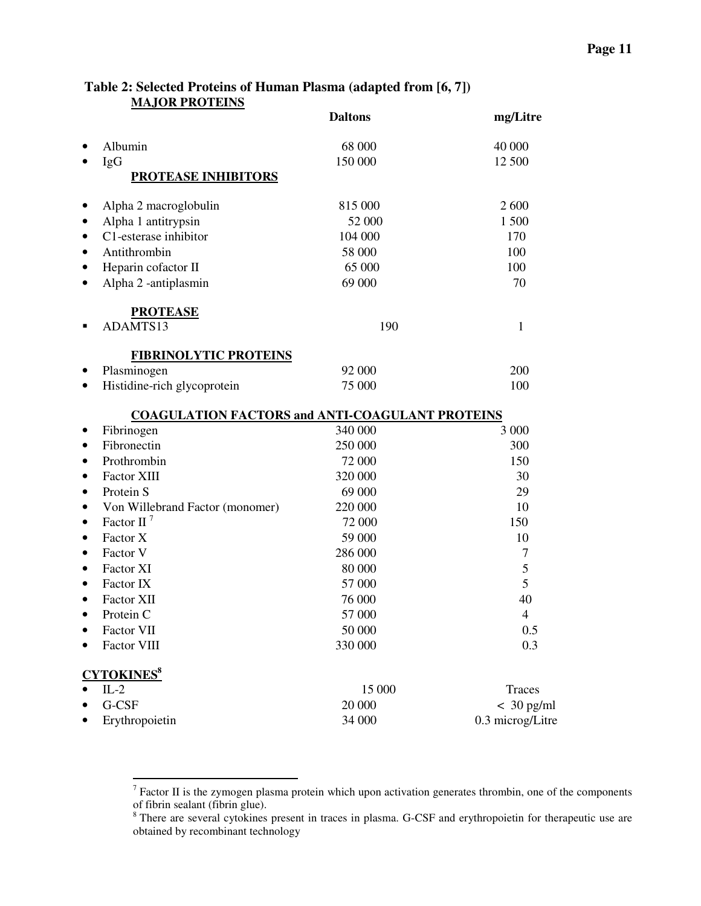**Table 2: Selected Proteins of Human Plasma (adapted from [6, 7])**

| | Daltons | mg/Litre |
|---|---|---|
| **MAJOR PROTEINS** | | |
| • Albumin | 68 000 | 40 000 |
| • IgG | 150 000 | 12 500 |
| **PROTEASE INHIBITORS** | | |
| • Alpha 2 macroglobulin | 815 000 | 2 600 |
| • Alpha 1 antitrypsin | 52 000 | 1 500 |
| • C1-esterase inhibitor | 104 000 | 170 |
| • Antithrombin | 58 000 | 100 |
| • Heparin cofactor II | 65 000 | 100 |
| • Alpha 2 -antiplasmin | 69 000 | 70 |
| **PROTEASE** | | |
| ▪ ADAMTS13 | 190 | 1 |
| **FIBRINOLYTIC PROTEINS** | | |
| • Plasminogen | 92 000 | 200 |
| • Histidine-rich glycoprotein | 75 000 | 100 |
| **COAGULATION FACTORS and ANTI-COAGULANT PROTEINS** | | |
| • Fibrinogen | 340 000 | 3 000 |
| • Fibronectin | 250 000 | 300 |
| • Prothrombin | 72 000 | 150 |
| • Factor XIII | 320 000 | 30 |
| • Protein S | 69 000 | 29 |
| • Von Willebrand Factor (monomer) | 220 000 | 10 |
| • Factor II [7] | 72 000 | 150 |
| • Factor X | 59 000 | 10 |
| • Factor V | 286 000 | 7 |
| • Factor XI | 80 000 | 5 |
| • Factor IX | 57 000 | 5 |
| • Factor XII | 76 000 | 40 |
| • Protein C | 57 000 | 4 |
| • Factor VII | 50 000 | 0.5 |
| • Factor VIII | 330 000 | 0.3 |
| **CYTOKINES[8]** | | |
| • IL-2 | 15 000 | Traces |
| • G-CSF | 20 000 | < 30 pg/ml |
| • Erythropoietin | 34 000 | 0.3 microg/Litre |

[7] Factor II is the zymogen plasma protein which upon activation generates thrombin, one of the components of fibrin sealant (fibrin glue).

[8] There are several cytokines present in traces in plasma. G-CSF and erythropoietin for therapeutic use are obtained by recombinant technology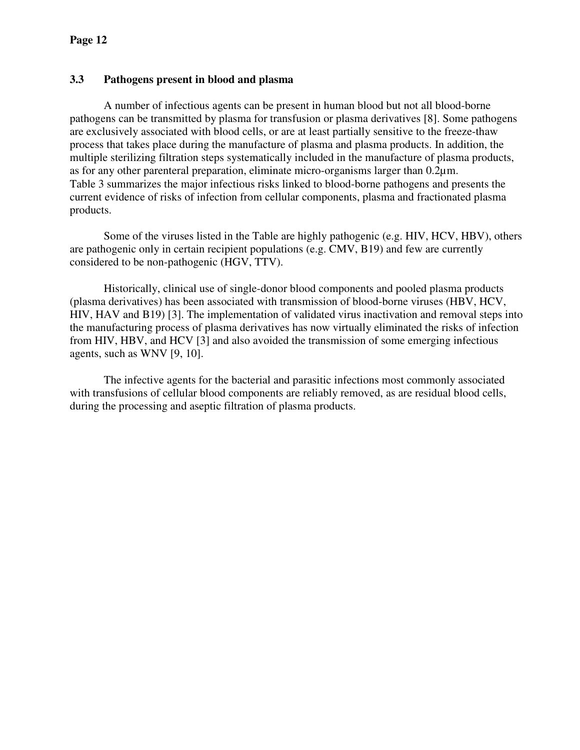### 3.3 Pathogens present in blood and plasma

A number of infectious agents can be present in human blood but not all blood-borne pathogens can be transmitted by plasma for transfusion or plasma derivatives [8]. Some pathogens are exclusively associated with blood cells, or are at least partially sensitive to the freeze-thaw process that takes place during the manufacture of plasma and plasma products. In addition, the multiple sterilizing filtration steps systematically included in the manufacture of plasma products, as for any other parenteral preparation, eliminate micro-organisms larger than 0.2µm. Table 3 summarizes the major infectious risks linked to blood-borne pathogens and presents the current evidence of risks of infection from cellular components, plasma and fractionated plasma products.

Some of the viruses listed in the Table are highly pathogenic (e.g. HIV, HCV, HBV), others are pathogenic only in certain recipient populations (e.g. CMV, B19) and few are currently considered to be non-pathogenic (HGV, TTV).

Historically, clinical use of single-donor blood components and pooled plasma products (plasma derivatives) has been associated with transmission of blood-borne viruses (HBV, HCV, HIV, HAV and B19) [3]. The implementation of validated virus inactivation and removal steps into the manufacturing process of plasma derivatives has now virtually eliminated the risks of infection from HIV, HBV, and HCV [3] and also avoided the transmission of some emerging infectious agents, such as WNV [9, 10].

The infective agents for the bacterial and parasitic infections most commonly associated with transfusions of cellular blood components are reliably removed, as are residual blood cells, during the processing and aseptic filtration of plasma products.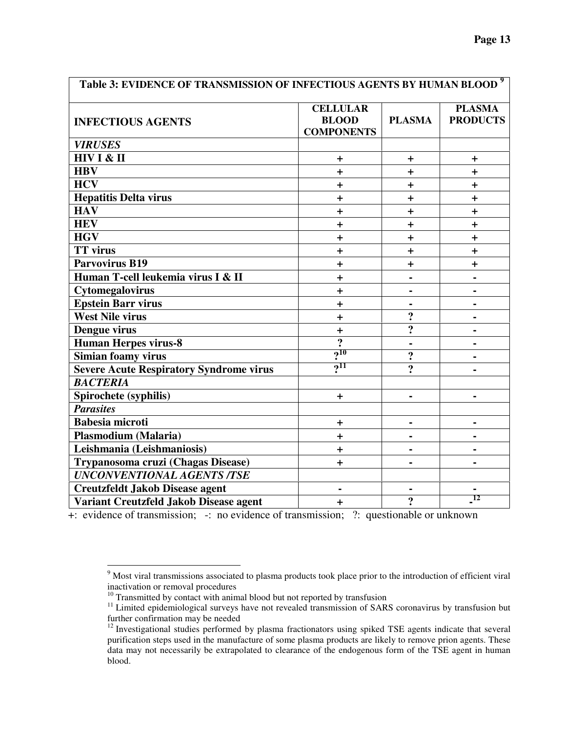| Table 3: EVIDENCE OF TRANSMISSION OF INFECTIOUS AGENTS BY HUMAN BLOOD [9] | | | |
|---|---|---|---|
| **INFECTIOUS AGENTS** | **CELLULAR BLOOD COMPONENTS** | **PLASMA** | **PLASMA PRODUCTS** |
| ***VIRUSES*** | | | |
| **HIV I & II** | + | + | + |
| **HBV** | + | + | + |
| **HCV** | + | + | + |
| **Hepatitis Delta virus** | + | + | + |
| **HAV** | + | + | + |
| **HEV** | + | + | + |
| **HGV** | + | + | + |
| **TT virus** | + | + | + |
| **Parvovirus B19** | + | + | + |
| **Human T-cell leukemia virus I & II** | + | - | - |
| **Cytomegalovirus** | + | - | - |
| **Epstein Barr virus** | + | - | - |
| **West Nile virus** | + | ? | - |
| **Dengue virus** | + | ? | - |
| **Human Herpes virus-8** | ? | - | - |
| **Simian foamy virus** | ?[10] | ? | - |
| **Severe Acute Respiratory Syndrome virus** | ?[11] | ? | - |
| ***BACTERIA*** | | | |
| **Spirochete (syphilis)** | + | - | - |
| ***Parasites*** | | | |
| **Babesia microti** | + | - | - |
| **Plasmodium (Malaria)** | + | - | - |
| **Leishmania (Leishmaniosis)** | + | - | - |
| **Trypanosoma cruzi (Chagas Disease)** | + | - | - |
| ***UNCONVENTIONAL AGENTS /TSE*** | | | |
| **Creutzfeldt Jakob Disease agent** | - | - | - |
| **Variant Creutzfeld Jakob Disease agent** | + | ? | -[12] |

+: evidence of transmission; -: no evidence of transmission; ?: questionable or unknown

[9] Most viral transmissions associated to plasma products took place prior to the introduction of efficient viral inactivation or removal procedures

[10] Transmitted by contact with animal blood but not reported by transfusion

[11] Limited epidemiological surveys have not revealed transmission of SARS coronavirus by transfusion but further confirmation may be needed

[12] Investigational studies performed by plasma fractionators using spiked TSE agents indicate that several purification steps used in the manufacture of some plasma products are likely to remove prion agents. These data may not necessarily be extrapolated to clearance of the endogenous form of the TSE agent in human blood.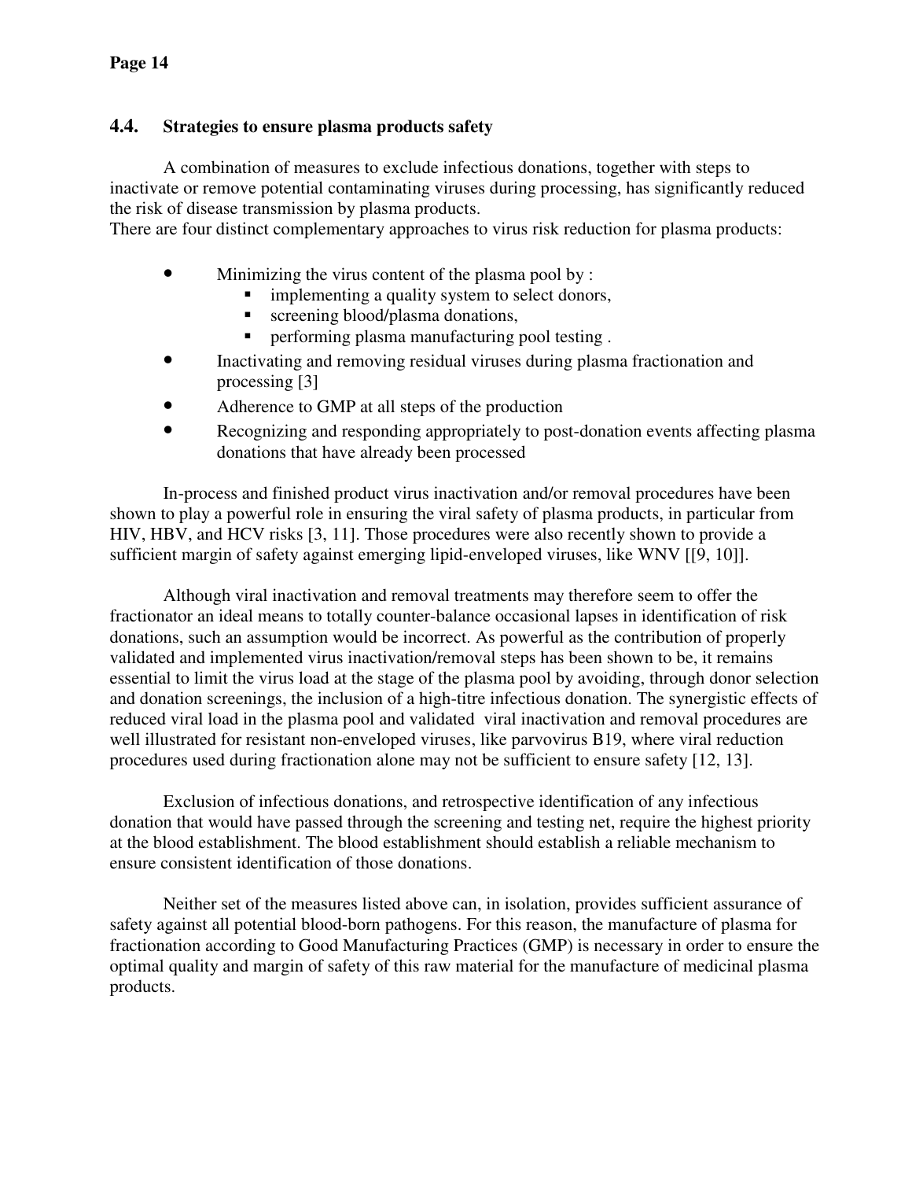## 4.4. Strategies to ensure plasma products safety

A combination of measures to exclude infectious donations, together with steps to inactivate or remove potential contaminating viruses during processing, has significantly reduced the risk of disease transmission by plasma products.
There are four distinct complementary approaches to virus risk reduction for plasma products:

- Minimizing the virus content of the plasma pool by :
  - implementing a quality system to select donors,
  - screening blood/plasma donations,
  - performing plasma manufacturing pool testing .
- Inactivating and removing residual viruses during plasma fractionation and processing [3]
- Adherence to GMP at all steps of the production
- Recognizing and responding appropriately to post-donation events affecting plasma donations that have already been processed

In-process and finished product virus inactivation and/or removal procedures have been shown to play a powerful role in ensuring the viral safety of plasma products, in particular from HIV, HBV, and HCV risks [3, 11]. Those procedures were also recently shown to provide a sufficient margin of safety against emerging lipid-enveloped viruses, like WNV [[9, 10]].

Although viral inactivation and removal treatments may therefore seem to offer the fractionator an ideal means to totally counter-balance occasional lapses in identification of risk donations, such an assumption would be incorrect. As powerful as the contribution of properly validated and implemented virus inactivation/removal steps has been shown to be, it remains essential to limit the virus load at the stage of the plasma pool by avoiding, through donor selection and donation screenings, the inclusion of a high-titre infectious donation. The synergistic effects of reduced viral load in the plasma pool and validated viral inactivation and removal procedures are well illustrated for resistant non-enveloped viruses, like parvovirus B19, where viral reduction procedures used during fractionation alone may not be sufficient to ensure safety [12, 13].

Exclusion of infectious donations, and retrospective identification of any infectious donation that would have passed through the screening and testing net, require the highest priority at the blood establishment. The blood establishment should establish a reliable mechanism to ensure consistent identification of those donations.

Neither set of the measures listed above can, in isolation, provides sufficient assurance of safety against all potential blood-born pathogens. For this reason, the manufacture of plasma for fractionation according to Good Manufacturing Practices (GMP) is necessary in order to ensure the optimal quality and margin of safety of this raw material for the manufacture of medicinal plasma products.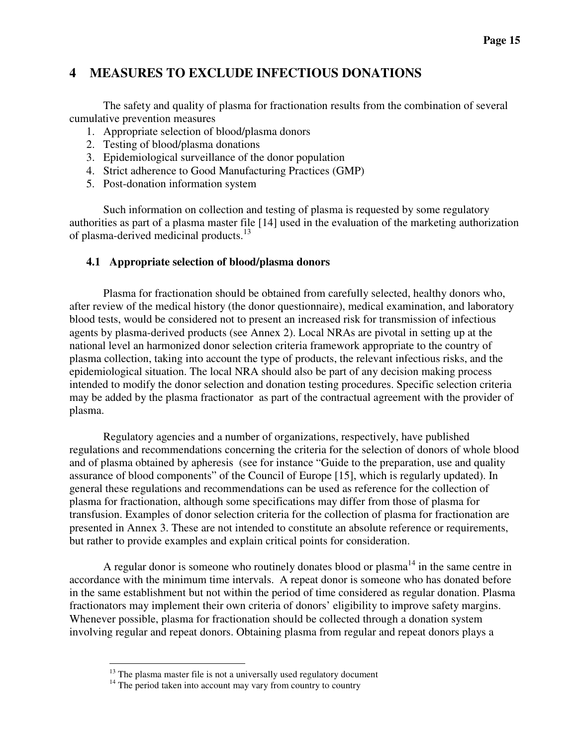# 4 MEASURES TO EXCLUDE INFECTIOUS DONATIONS

The safety and quality of plasma for fractionation results from the combination of several cumulative prevention measures

1. Appropriate selection of blood/plasma donors
2. Testing of blood/plasma donations
3. Epidemiological surveillance of the donor population
4. Strict adherence to Good Manufacturing Practices (GMP)
5. Post-donation information system

Such information on collection and testing of plasma is requested by some regulatory authorities as part of a plasma master file [14] used in the evaluation of the marketing authorization of plasma-derived medicinal products.[13]

## 4.1 Appropriate selection of blood/plasma donors

Plasma for fractionation should be obtained from carefully selected, healthy donors who, after review of the medical history (the donor questionnaire), medical examination, and laboratory blood tests, would be considered not to present an increased risk for transmission of infectious agents by plasma-derived products (see Annex 2). Local NRAs are pivotal in setting up at the national level an harmonized donor selection criteria framework appropriate to the country of plasma collection, taking into account the type of products, the relevant infectious risks, and the epidemiological situation. The local NRA should also be part of any decision making process intended to modify the donor selection and donation testing procedures. Specific selection criteria may be added by the plasma fractionator as part of the contractual agreement with the provider of plasma.

Regulatory agencies and a number of organizations, respectively, have published regulations and recommendations concerning the criteria for the selection of donors of whole blood and of plasma obtained by apheresis (see for instance "Guide to the preparation, use and quality assurance of blood components" of the Council of Europe [15], which is regularly updated). In general these regulations and recommendations can be used as reference for the collection of plasma for fractionation, although some specifications may differ from those of plasma for transfusion. Examples of donor selection criteria for the collection of plasma for fractionation are presented in Annex 3. These are not intended to constitute an absolute reference or requirements, but rather to provide examples and explain critical points for consideration.

A regular donor is someone who routinely donates blood or plasma[14] in the same centre in accordance with the minimum time intervals. A repeat donor is someone who has donated before in the same establishment but not within the period of time considered as regular donation. Plasma fractionators may implement their own criteria of donors' eligibility to improve safety margins. Whenever possible, plasma for fractionation should be collected through a donation system involving regular and repeat donors. Obtaining plasma from regular and repeat donors plays a

---

[13] The plasma master file is not a universally used regulatory document

[14] The period taken into account may vary from country to country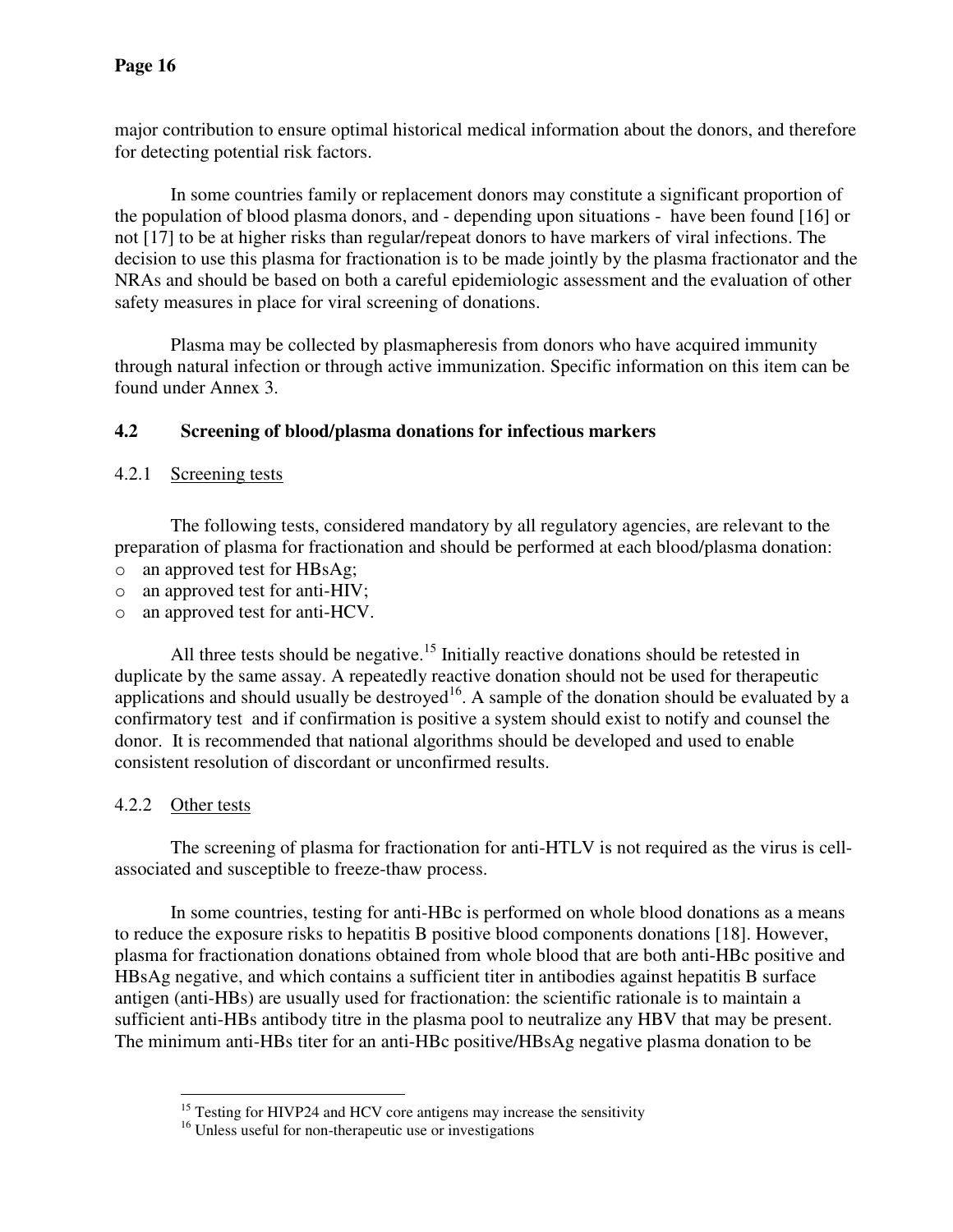major contribution to ensure optimal historical medical information about the donors, and therefore for detecting potential risk factors.

In some countries family or replacement donors may constitute a significant proportion of the population of blood plasma donors, and - depending upon situations - have been found [16] or not [17] to be at higher risks than regular/repeat donors to have markers of viral infections. The decision to use this plasma for fractionation is to be made jointly by the plasma fractionator and the NRAs and should be based on both a careful epidemiologic assessment and the evaluation of other safety measures in place for viral screening of donations.

Plasma may be collected by plasmapheresis from donors who have acquired immunity through natural infection or through active immunization. Specific information on this item can be found under Annex 3.

## 4.2 Screening of blood/plasma donations for infectious markers

### 4.2.1 Screening tests

The following tests, considered mandatory by all regulatory agencies, are relevant to the preparation of plasma for fractionation and should be performed at each blood/plasma donation:

- an approved test for HBsAg;
- an approved test for anti-HIV;
- an approved test for anti-HCV.

All three tests should be negative.[15] Initially reactive donations should be retested in duplicate by the same assay. A repeatedly reactive donation should not be used for therapeutic applications and should usually be destroyed[16]. A sample of the donation should be evaluated by a confirmatory test and if confirmation is positive a system should exist to notify and counsel the donor. It is recommended that national algorithms should be developed and used to enable consistent resolution of discordant or unconfirmed results.

### 4.2.2 Other tests

The screening of plasma for fractionation for anti-HTLV is not required as the virus is cell-associated and susceptible to freeze-thaw process.

In some countries, testing for anti-HBc is performed on whole blood donations as a means to reduce the exposure risks to hepatitis B positive blood components donations [18]. However, plasma for fractionation donations obtained from whole blood that are both anti-HBc positive and HBsAg negative, and which contains a sufficient titer in antibodies against hepatitis B surface antigen (anti-HBs) are usually used for fractionation: the scientific rationale is to maintain a sufficient anti-HBs antibody titre in the plasma pool to neutralize any HBV that may be present. The minimum anti-HBs titer for an anti-HBc positive/HBsAg negative plasma donation to be

---

[15] Testing for HIVP24 and HCV core antigens may increase the sensitivity

[16] Unless useful for non-therapeutic use or investigations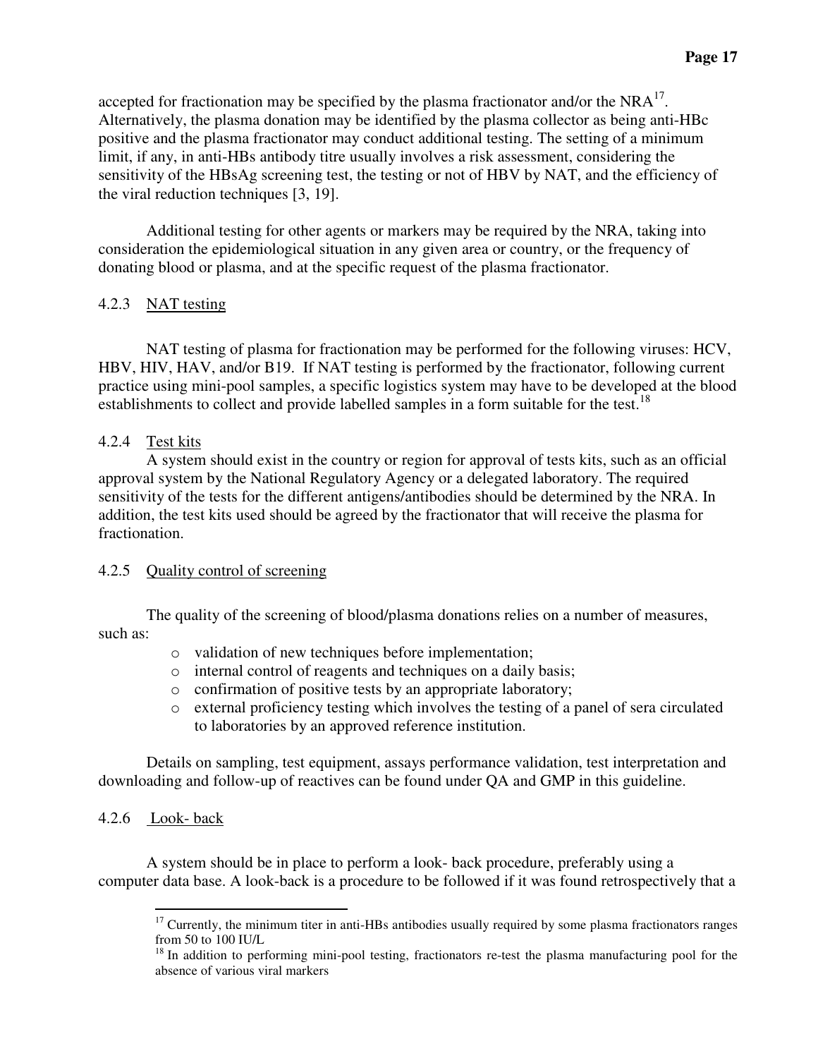accepted for fractionation may be specified by the plasma fractionator and/or the NRA[17]. Alternatively, the plasma donation may be identified by the plasma collector as being anti-HBc positive and the plasma fractionator may conduct additional testing. The setting of a minimum limit, if any, in anti-HBs antibody titre usually involves a risk assessment, considering the sensitivity of the HBsAg screening test, the testing or not of HBV by NAT, and the efficiency of the viral reduction techniques [3, 19].

Additional testing for other agents or markers may be required by the NRA, taking into consideration the epidemiological situation in any given area or country, or the frequency of donating blood or plasma, and at the specific request of the plasma fractionator.

#### 4.2.3 NAT testing

NAT testing of plasma for fractionation may be performed for the following viruses: HCV, HBV, HIV, HAV, and/or B19. If NAT testing is performed by the fractionator, following current practice using mini-pool samples, a specific logistics system may have to be developed at the blood establishments to collect and provide labelled samples in a form suitable for the test.[18]

#### 4.2.4 Test kits

A system should exist in the country or region for approval of tests kits, such as an official approval system by the National Regulatory Agency or a delegated laboratory. The required sensitivity of the tests for the different antigens/antibodies should be determined by the NRA. In addition, the test kits used should be agreed by the fractionator that will receive the plasma for fractionation.

#### 4.2.5 Quality control of screening

The quality of the screening of blood/plasma donations relies on a number of measures, such as:

- validation of new techniques before implementation;
- internal control of reagents and techniques on a daily basis;
- confirmation of positive tests by an appropriate laboratory;
- external proficiency testing which involves the testing of a panel of sera circulated to laboratories by an approved reference institution.

Details on sampling, test equipment, assays performance validation, test interpretation and downloading and follow-up of reactives can be found under QA and GMP in this guideline.

#### 4.2.6 Look- back

A system should be in place to perform a look- back procedure, preferably using a computer data base. A look-back is a procedure to be followed if it was found retrospectively that a

---

[17] Currently, the minimum titer in anti-HBs antibodies usually required by some plasma fractionators ranges from 50 to 100 IU/L

[18] In addition to performing mini-pool testing, fractionators re-test the plasma manufacturing pool for the absence of various viral markers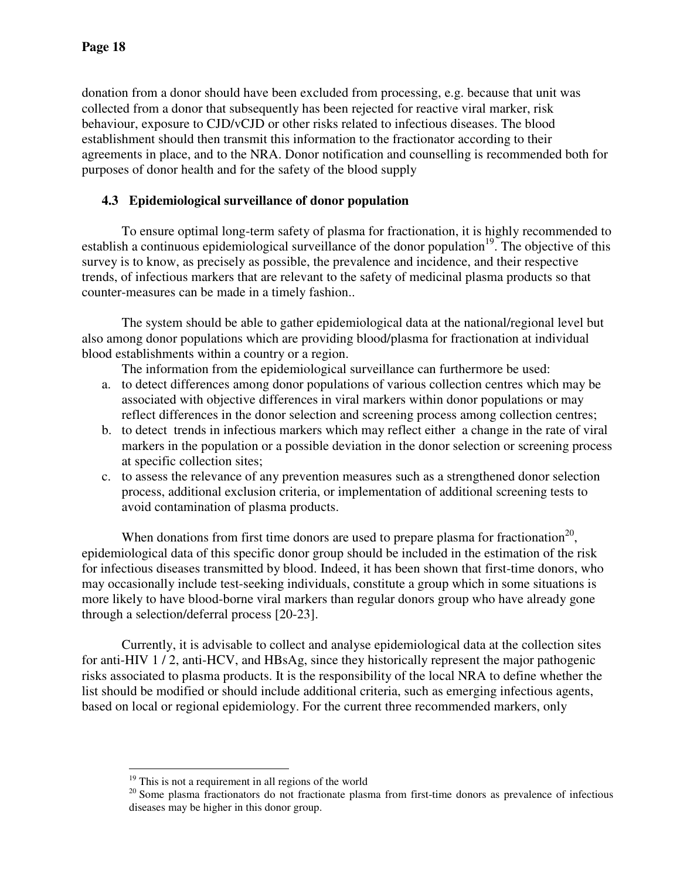donation from a donor should have been excluded from processing, e.g. because that unit was collected from a donor that subsequently has been rejected for reactive viral marker, risk behaviour, exposure to CJD/vCJD or other risks related to infectious diseases. The blood establishment should then transmit this information to the fractionator according to their agreements in place, and to the NRA. Donor notification and counselling is recommended both for purposes of donor health and for the safety of the blood supply

### 4.3 Epidemiological surveillance of donor population

To ensure optimal long-term safety of plasma for fractionation, it is highly recommended to establish a continuous epidemiological surveillance of the donor population[19]. The objective of this survey is to know, as precisely as possible, the prevalence and incidence, and their respective trends, of infectious markers that are relevant to the safety of medicinal plasma products so that counter-measures can be made in a timely fashion..

The system should be able to gather epidemiological data at the national/regional level but also among donor populations which are providing blood/plasma for fractionation at individual blood establishments within a country or a region.

The information from the epidemiological surveillance can furthermore be used:

a. to detect differences among donor populations of various collection centres which may be associated with objective differences in viral markers within donor populations or may reflect differences in the donor selection and screening process among collection centres;
b. to detect trends in infectious markers which may reflect either a change in the rate of viral markers in the population or a possible deviation in the donor selection or screening process at specific collection sites;
c. to assess the relevance of any prevention measures such as a strengthened donor selection process, additional exclusion criteria, or implementation of additional screening tests to avoid contamination of plasma products.

When donations from first time donors are used to prepare plasma for fractionation[20], epidemiological data of this specific donor group should be included in the estimation of the risk for infectious diseases transmitted by blood. Indeed, it has been shown that first-time donors, who may occasionally include test-seeking individuals, constitute a group which in some situations is more likely to have blood-borne viral markers than regular donors group who have already gone through a selection/deferral process [20-23].

Currently, it is advisable to collect and analyse epidemiological data at the collection sites for anti-HIV 1 / 2, anti-HCV, and HBsAg, since they historically represent the major pathogenic risks associated to plasma products. It is the responsibility of the local NRA to define whether the list should be modified or should include additional criteria, such as emerging infectious agents, based on local or regional epidemiology. For the current three recommended markers, only

---

[19] This is not a requirement in all regions of the world

[20] Some plasma fractionators do not fractionate plasma from first-time donors as prevalence of infectious diseases may be higher in this donor group.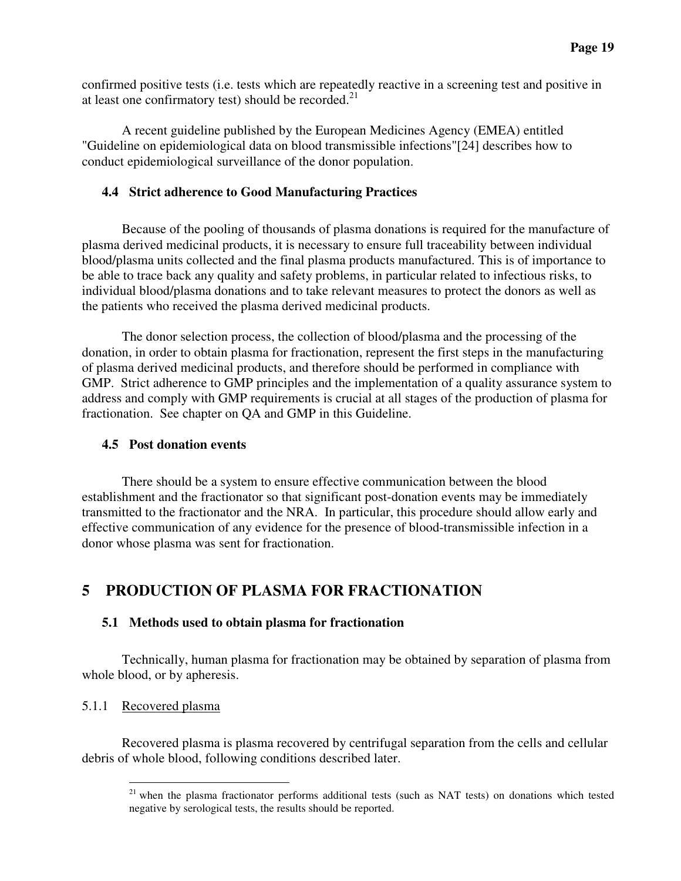confirmed positive tests (i.e. tests which are repeatedly reactive in a screening test and positive in at least one confirmatory test) should be recorded.[21]

A recent guideline published by the European Medicines Agency (EMEA) entitled "Guideline on epidemiological data on blood transmissible infections"[24] describes how to conduct epidemiological surveillance of the donor population.

### 4.4 Strict adherence to Good Manufacturing Practices

Because of the pooling of thousands of plasma donations is required for the manufacture of plasma derived medicinal products, it is necessary to ensure full traceability between individual blood/plasma units collected and the final plasma products manufactured. This is of importance to be able to trace back any quality and safety problems, in particular related to infectious risks, to individual blood/plasma donations and to take relevant measures to protect the donors as well as the patients who received the plasma derived medicinal products.

The donor selection process, the collection of blood/plasma and the processing of the donation, in order to obtain plasma for fractionation, represent the first steps in the manufacturing of plasma derived medicinal products, and therefore should be performed in compliance with GMP. Strict adherence to GMP principles and the implementation of a quality assurance system to address and comply with GMP requirements is crucial at all stages of the production of plasma for fractionation. See chapter on QA and GMP in this Guideline.

### 4.5 Post donation events

There should be a system to ensure effective communication between the blood establishment and the fractionator so that significant post-donation events may be immediately transmitted to the fractionator and the NRA. In particular, this procedure should allow early and effective communication of any evidence for the presence of blood-transmissible infection in a donor whose plasma was sent for fractionation.

## 5 PRODUCTION OF PLASMA FOR FRACTIONATION

### 5.1 Methods used to obtain plasma for fractionation

Technically, human plasma for fractionation may be obtained by separation of plasma from whole blood, or by apheresis.

#### 5.1.1 Recovered plasma

Recovered plasma is plasma recovered by centrifugal separation from the cells and cellular debris of whole blood, following conditions described later.

---

[21] when the plasma fractionator performs additional tests (such as NAT tests) on donations which tested negative by serological tests, the results should be reported.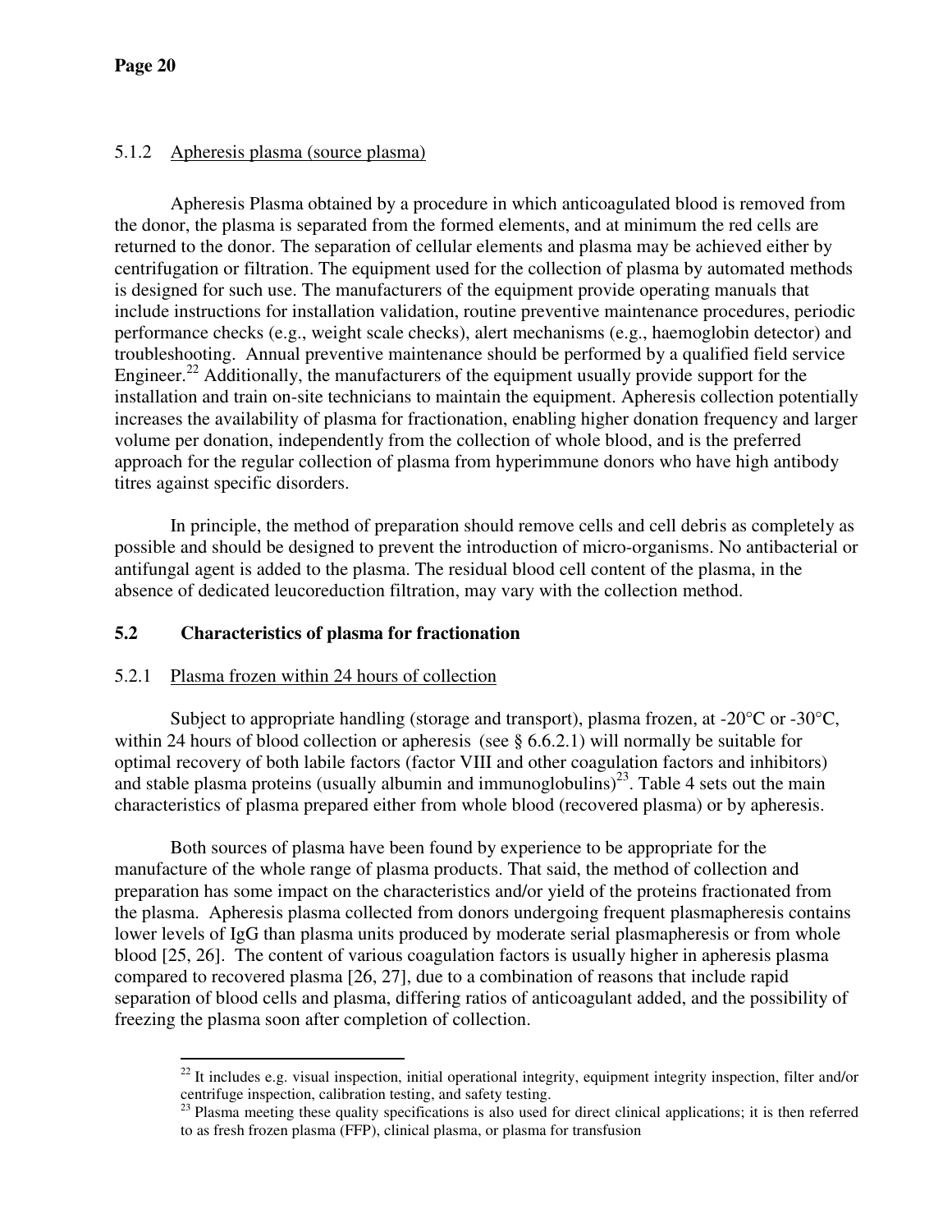#### 5.1.2 Apheresis plasma (source plasma)

Apheresis Plasma obtained by a procedure in which anticoagulated blood is removed from the donor, the plasma is separated from the formed elements, and at minimum the red cells are returned to the donor. The separation of cellular elements and plasma may be achieved either by centrifugation or filtration. The equipment used for the collection of plasma by automated methods is designed for such use. The manufacturers of the equipment provide operating manuals that include instructions for installation validation, routine preventive maintenance procedures, periodic performance checks (e.g., weight scale checks), alert mechanisms (e.g., haemoglobin detector) and troubleshooting. Annual preventive maintenance should be performed by a qualified field service Engineer.[22] Additionally, the manufacturers of the equipment usually provide support for the installation and train on-site technicians to maintain the equipment. Apheresis collection potentially increases the availability of plasma for fractionation, enabling higher donation frequency and larger volume per donation, independently from the collection of whole blood, and is the preferred approach for the regular collection of plasma from hyperimmune donors who have high antibody titres against specific disorders.

In principle, the method of preparation should remove cells and cell debris as completely as possible and should be designed to prevent the introduction of micro-organisms. No antibacterial or antifungal agent is added to the plasma. The residual blood cell content of the plasma, in the absence of dedicated leucoreduction filtration, may vary with the collection method.

### 5.2 Characteristics of plasma for fractionation

#### 5.2.1 Plasma frozen within 24 hours of collection

Subject to appropriate handling (storage and transport), plasma frozen, at -20°C or -30°C, within 24 hours of blood collection or apheresis (see § 6.6.2.1) will normally be suitable for optimal recovery of both labile factors (factor VIII and other coagulation factors and inhibitors) and stable plasma proteins (usually albumin and immunoglobulins)[23]. Table 4 sets out the main characteristics of plasma prepared either from whole blood (recovered plasma) or by apheresis.

Both sources of plasma have been found by experience to be appropriate for the manufacture of the whole range of plasma products. That said, the method of collection and preparation has some impact on the characteristics and/or yield of the proteins fractionated from the plasma. Apheresis plasma collected from donors undergoing frequent plasmapheresis contains lower levels of IgG than plasma units produced by moderate serial plasmapheresis or from whole blood [25, 26]. The content of various coagulation factors is usually higher in apheresis plasma compared to recovered plasma [26, 27], due to a combination of reasons that include rapid separation of blood cells and plasma, differing ratios of anticoagulant added, and the possibility of freezing the plasma soon after completion of collection.

---

[22] It includes e.g. visual inspection, initial operational integrity, equipment integrity inspection, filter and/or centrifuge inspection, calibration testing, and safety testing.

[23] Plasma meeting these quality specifications is also used for direct clinical applications; it is then referred to as fresh frozen plasma (FFP), clinical plasma, or plasma for transfusion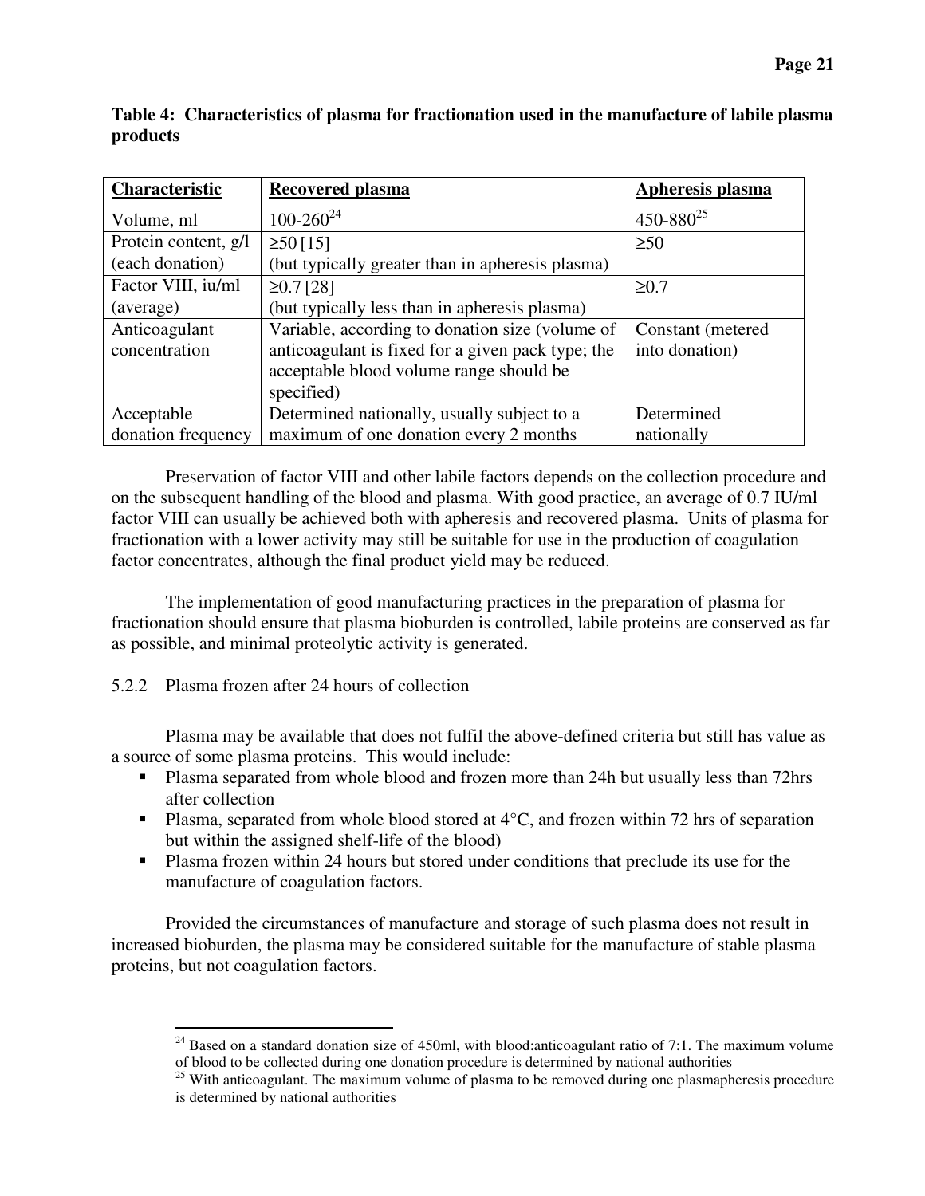**Table 4: Characteristics of plasma for fractionation used in the manufacture of labile plasma products**

| Characteristic | Recovered plasma | Apheresis plasma |
|---|---|---|
| Volume, ml | 100-260[24] | 450-880[25] |
| Protein content, g/l (each donation) | ≥50 [15] (but typically greater than in apheresis plasma) | ≥50 |
| Factor VIII, iu/ml (average) | ≥0.7 [28] (but typically less than in apheresis plasma) | ≥0.7 |
| Anticoagulant concentration | Variable, according to donation size (volume of anticoagulant is fixed for a given pack type; the acceptable blood volume range should be specified) | Constant (metered into donation) |
| Acceptable donation frequency | Determined nationally, usually subject to a maximum of one donation every 2 months | Determined nationally |

Preservation of factor VIII and other labile factors depends on the collection procedure and on the subsequent handling of the blood and plasma. With good practice, an average of 0.7 IU/ml factor VIII can usually be achieved both with apheresis and recovered plasma. Units of plasma for fractionation with a lower activity may still be suitable for use in the production of coagulation factor concentrates, although the final product yield may be reduced.

The implementation of good manufacturing practices in the preparation of plasma for fractionation should ensure that plasma bioburden is controlled, labile proteins are conserved as far as possible, and minimal proteolytic activity is generated.

### 5.2.2 Plasma frozen after 24 hours of collection

Plasma may be available that does not fulfil the above-defined criteria but still has value as a source of some plasma proteins. This would include:

- Plasma separated from whole blood and frozen more than 24h but usually less than 72hrs after collection
- Plasma, separated from whole blood stored at 4°C, and frozen within 72 hrs of separation but within the assigned shelf-life of the blood)
- Plasma frozen within 24 hours but stored under conditions that preclude its use for the manufacture of coagulation factors.

Provided the circumstances of manufacture and storage of such plasma does not result in increased bioburden, the plasma may be considered suitable for the manufacture of stable plasma proteins, but not coagulation factors.

---

[24] Based on a standard donation size of 450ml, with blood:anticoagulant ratio of 7:1. The maximum volume of blood to be collected during one donation procedure is determined by national authorities

[25] With anticoagulant. The maximum volume of plasma to be removed during one plasmapheresis procedure is determined by national authorities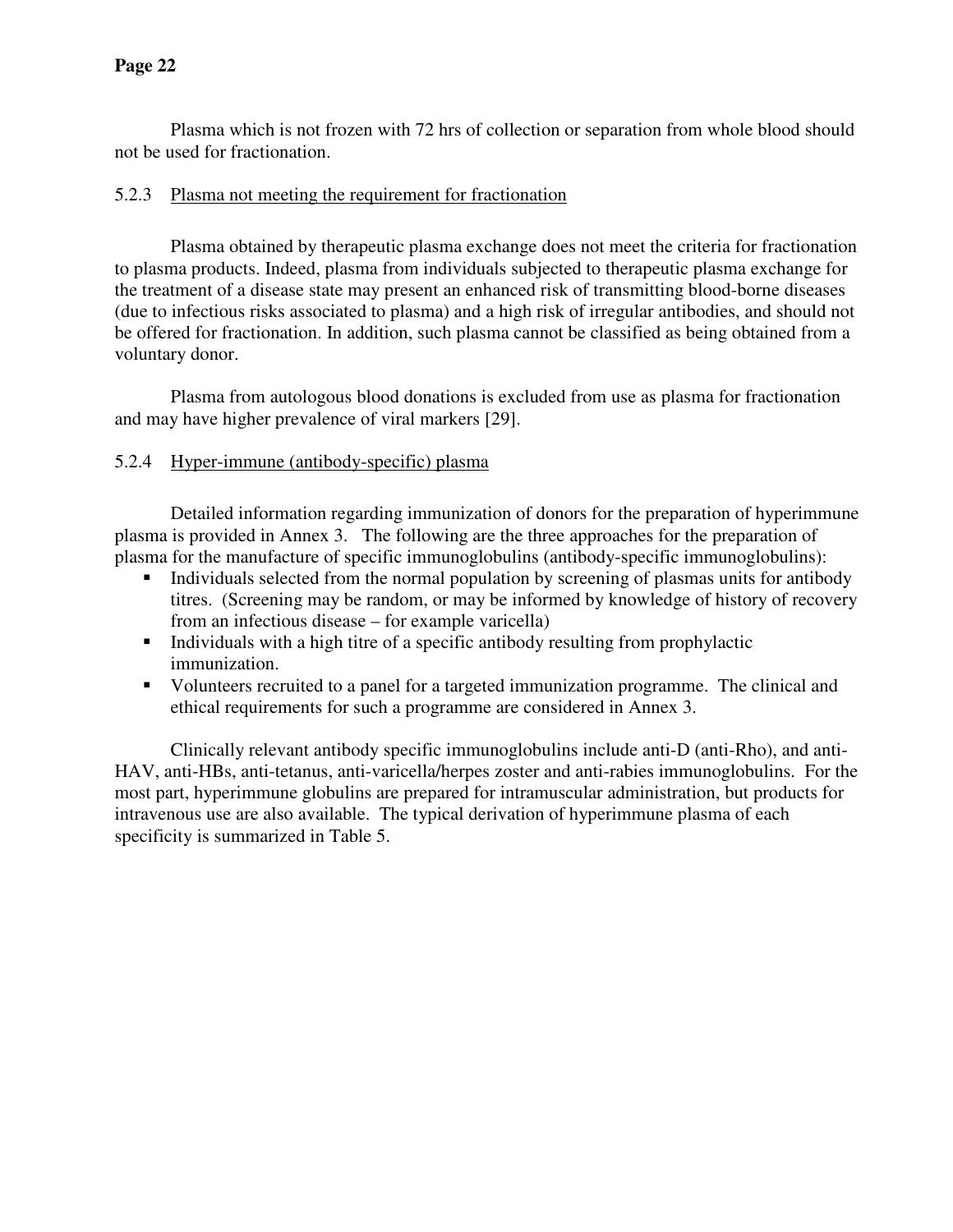Plasma which is not frozen with 72 hrs of collection or separation from whole blood should not be used for fractionation.

### 5.2.3 Plasma not meeting the requirement for fractionation

Plasma obtained by therapeutic plasma exchange does not meet the criteria for fractionation to plasma products. Indeed, plasma from individuals subjected to therapeutic plasma exchange for the treatment of a disease state may present an enhanced risk of transmitting blood-borne diseases (due to infectious risks associated to plasma) and a high risk of irregular antibodies, and should not be offered for fractionation. In addition, such plasma cannot be classified as being obtained from a voluntary donor.

Plasma from autologous blood donations is excluded from use as plasma for fractionation and may have higher prevalence of viral markers [29].

### 5.2.4 Hyper-immune (antibody-specific) plasma

Detailed information regarding immunization of donors for the preparation of hyperimmune plasma is provided in Annex 3. The following are the three approaches for the preparation of plasma for the manufacture of specific immunoglobulins (antibody-specific immunoglobulins):

- Individuals selected from the normal population by screening of plasmas units for antibody titres. (Screening may be random, or may be informed by knowledge of history of recovery from an infectious disease – for example varicella)
- Individuals with a high titre of a specific antibody resulting from prophylactic immunization.
- Volunteers recruited to a panel for a targeted immunization programme. The clinical and ethical requirements for such a programme are considered in Annex 3.

Clinically relevant antibody specific immunoglobulins include anti-D (anti-Rho), and anti-HAV, anti-HBs, anti-tetanus, anti-varicella/herpes zoster and anti-rabies immunoglobulins. For the most part, hyperimmune globulins are prepared for intramuscular administration, but products for intravenous use are also available. The typical derivation of hyperimmune plasma of each specificity is summarized in Table 5.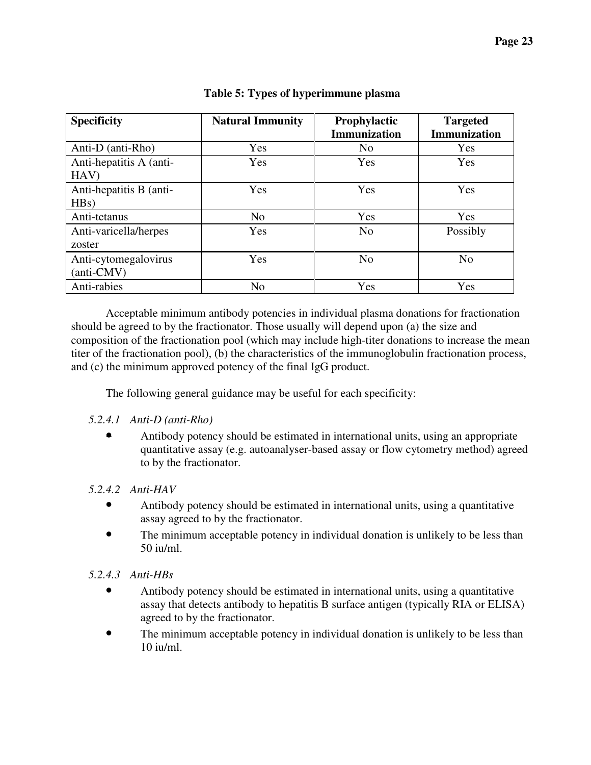**Table 5: Types of hyperimmune plasma**

| Specificity | Natural Immunity | Prophylactic Immunization | Targeted Immunization |
|---|---|---|---|
| Anti-D (anti-Rho) | Yes | No | Yes |
| Anti-hepatitis A (anti-HAV) | Yes | Yes | Yes |
| Anti-hepatitis B (anti-HBs) | Yes | Yes | Yes |
| Anti-tetanus | No | Yes | Yes |
| Anti-varicella/herpes zoster | Yes | No | Possibly |
| Anti-cytomegalovirus (anti-CMV) | Yes | No | No |
| Anti-rabies | No | Yes | Yes |

Acceptable minimum antibody potencies in individual plasma donations for fractionation should be agreed to by the fractionator. Those usually will depend upon (a) the size and composition of the fractionation pool (which may include high-titer donations to increase the mean titer of the fractionation pool), (b) the characteristics of the immunoglobulin fractionation process, and (c) the minimum approved potency of the final IgG product.

The following general guidance may be useful for each specificity:

*5.2.4.1 Anti-D (anti-Rho)*

- Antibody potency should be estimated in international units, using an appropriate quantitative assay (e.g. autoanalyser-based assay or flow cytometry method) agreed to by the fractionator.

*5.2.4.2 Anti-HAV*

- Antibody potency should be estimated in international units, using a quantitative assay agreed to by the fractionator.
- The minimum acceptable potency in individual donation is unlikely to be less than 50 iu/ml.

*5.2.4.3 Anti-HBs*

- Antibody potency should be estimated in international units, using a quantitative assay that detects antibody to hepatitis B surface antigen (typically RIA or ELISA) agreed to by the fractionator.
- The minimum acceptable potency in individual donation is unlikely to be less than 10 iu/ml.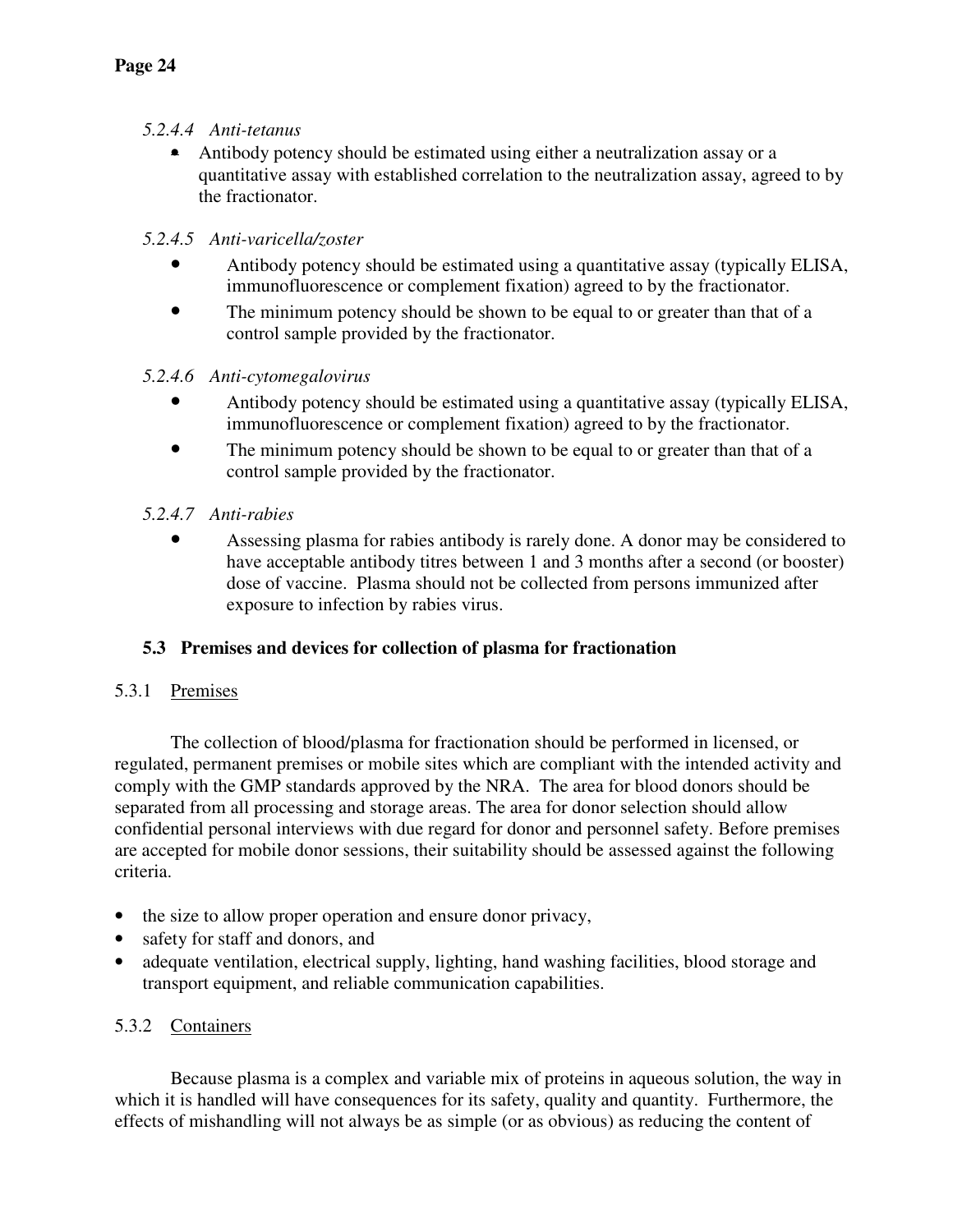*5.2.4.4 Anti-tetanus*

- Antibody potency should be estimated using either a neutralization assay or a quantitative assay with established correlation to the neutralization assay, agreed to by the fractionator.

*5.2.4.5 Anti-varicella/zoster*

- Antibody potency should be estimated using a quantitative assay (typically ELISA, immunofluorescence or complement fixation) agreed to by the fractionator.
- The minimum potency should be shown to be equal to or greater than that of a control sample provided by the fractionator.

*5.2.4.6 Anti-cytomegalovirus*

- Antibody potency should be estimated using a quantitative assay (typically ELISA, immunofluorescence or complement fixation) agreed to by the fractionator.
- The minimum potency should be shown to be equal to or greater than that of a control sample provided by the fractionator.

*5.2.4.7 Anti-rabies*

- Assessing plasma for rabies antibody is rarely done. A donor may be considered to have acceptable antibody titres between 1 and 3 months after a second (or booster) dose of vaccine. Plasma should not be collected from persons immunized after exposure to infection by rabies virus.

## 5.3 Premises and devices for collection of plasma for fractionation

5.3.1 Premises

The collection of blood/plasma for fractionation should be performed in licensed, or regulated, permanent premises or mobile sites which are compliant with the intended activity and comply with the GMP standards approved by the NRA. The area for blood donors should be separated from all processing and storage areas. The area for donor selection should allow confidential personal interviews with due regard for donor and personnel safety. Before premises are accepted for mobile donor sessions, their suitability should be assessed against the following criteria.

- the size to allow proper operation and ensure donor privacy,
- safety for staff and donors, and
- adequate ventilation, electrical supply, lighting, hand washing facilities, blood storage and transport equipment, and reliable communication capabilities.

5.3.2 Containers

Because plasma is a complex and variable mix of proteins in aqueous solution, the way in which it is handled will have consequences for its safety, quality and quantity. Furthermore, the effects of mishandling will not always be as simple (or as obvious) as reducing the content of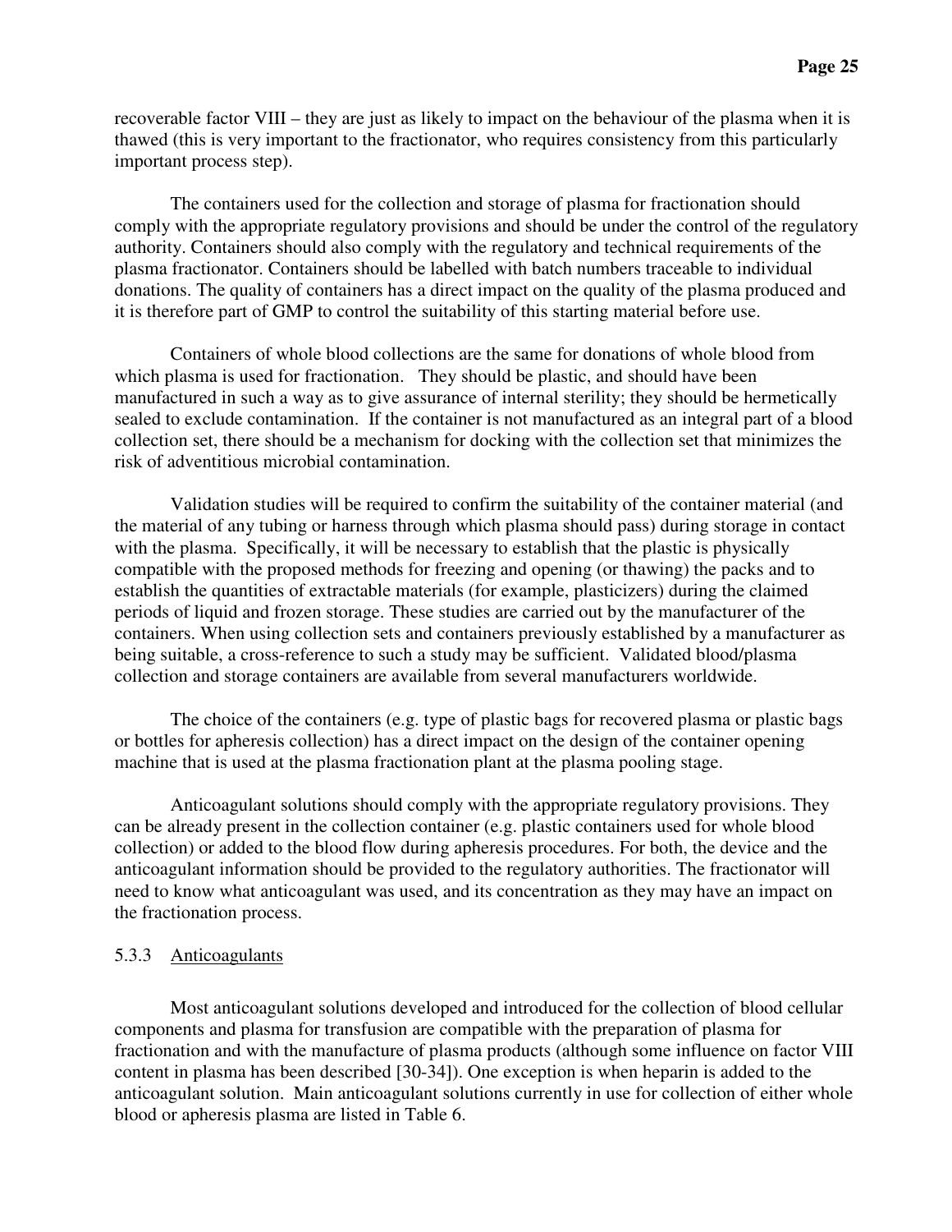recoverable factor VIII – they are just as likely to impact on the behaviour of the plasma when it is thawed (this is very important to the fractionator, who requires consistency from this particularly important process step).

The containers used for the collection and storage of plasma for fractionation should comply with the appropriate regulatory provisions and should be under the control of the regulatory authority. Containers should also comply with the regulatory and technical requirements of the plasma fractionator. Containers should be labelled with batch numbers traceable to individual donations. The quality of containers has a direct impact on the quality of the plasma produced and it is therefore part of GMP to control the suitability of this starting material before use.

Containers of whole blood collections are the same for donations of whole blood from which plasma is used for fractionation. They should be plastic, and should have been manufactured in such a way as to give assurance of internal sterility; they should be hermetically sealed to exclude contamination. If the container is not manufactured as an integral part of a blood collection set, there should be a mechanism for docking with the collection set that minimizes the risk of adventitious microbial contamination.

Validation studies will be required to confirm the suitability of the container material (and the material of any tubing or harness through which plasma should pass) during storage in contact with the plasma. Specifically, it will be necessary to establish that the plastic is physically compatible with the proposed methods for freezing and opening (or thawing) the packs and to establish the quantities of extractable materials (for example, plasticizers) during the claimed periods of liquid and frozen storage. These studies are carried out by the manufacturer of the containers. When using collection sets and containers previously established by a manufacturer as being suitable, a cross-reference to such a study may be sufficient. Validated blood/plasma collection and storage containers are available from several manufacturers worldwide.

The choice of the containers (e.g. type of plastic bags for recovered plasma or plastic bags or bottles for apheresis collection) has a direct impact on the design of the container opening machine that is used at the plasma fractionation plant at the plasma pooling stage.

Anticoagulant solutions should comply with the appropriate regulatory provisions. They can be already present in the collection container (e.g. plastic containers used for whole blood collection) or added to the blood flow during apheresis procedures. For both, the device and the anticoagulant information should be provided to the regulatory authorities. The fractionator will need to know what anticoagulant was used, and its concentration as they may have an impact on the fractionation process.

#### 5.3.3 Anticoagulants

Most anticoagulant solutions developed and introduced for the collection of blood cellular components and plasma for transfusion are compatible with the preparation of plasma for fractionation and with the manufacture of plasma products (although some influence on factor VIII content in plasma has been described [30-34]). One exception is when heparin is added to the anticoagulant solution. Main anticoagulant solutions currently in use for collection of either whole blood or apheresis plasma are listed in Table 6.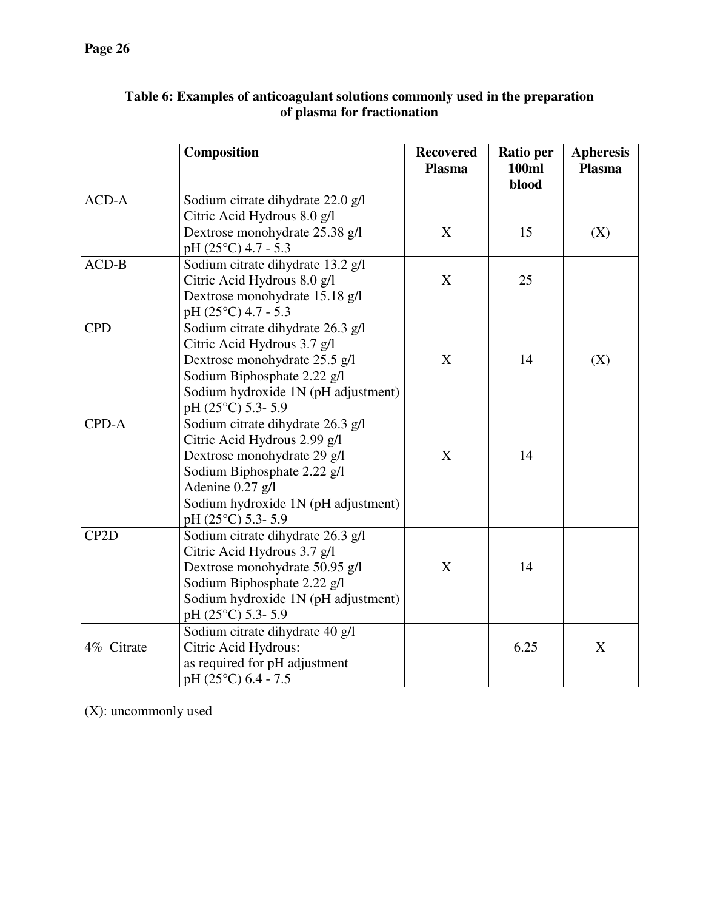**Table 6: Examples of anticoagulant solutions commonly used in the preparation of plasma for fractionation**

| | Composition | Recovered Plasma | Ratio per 100ml blood | Apheresis Plasma |
|---|---|---|---|---|
| ACD-A | Sodium citrate dihydrate 22.0 g/l<br>Citric Acid Hydrous 8.0 g/l<br>Dextrose monohydrate 25.38 g/l<br>pH (25°C) 4.7 - 5.3 | X | 15 | (X) |
| ACD-B | Sodium citrate dihydrate 13.2 g/l<br>Citric Acid Hydrous 8.0 g/l<br>Dextrose monohydrate 15.18 g/l<br>pH (25°C) 4.7 - 5.3 | X | 25 | |
| CPD | Sodium citrate dihydrate 26.3 g/l<br>Citric Acid Hydrous 3.7 g/l<br>Dextrose monohydrate 25.5 g/l<br>Sodium Biphosphate 2.22 g/l<br>Sodium hydroxide 1N (pH adjustment)<br>pH (25°C) 5.3- 5.9 | X | 14 | (X) |
| CPD-A | Sodium citrate dihydrate 26.3 g/l<br>Citric Acid Hydrous 2.99 g/l<br>Dextrose monohydrate 29 g/l<br>Sodium Biphosphate 2.22 g/l<br>Adenine 0.27 g/l<br>Sodium hydroxide 1N (pH adjustment)<br>pH (25°C) 5.3- 5.9 | X | 14 | |
| CP2D | Sodium citrate dihydrate 26.3 g/l<br>Citric Acid Hydrous 3.7 g/l<br>Dextrose monohydrate 50.95 g/l<br>Sodium Biphosphate 2.22 g/l<br>Sodium hydroxide 1N (pH adjustment)<br>pH (25°C) 5.3- 5.9 | X | 14 | |
| 4% Citrate | Sodium citrate dihydrate 40 g/l<br>Citric Acid Hydrous:<br>as required for pH adjustment<br>pH (25°C) 6.4 - 7.5 | | 6.25 | X |

(X): uncommonly used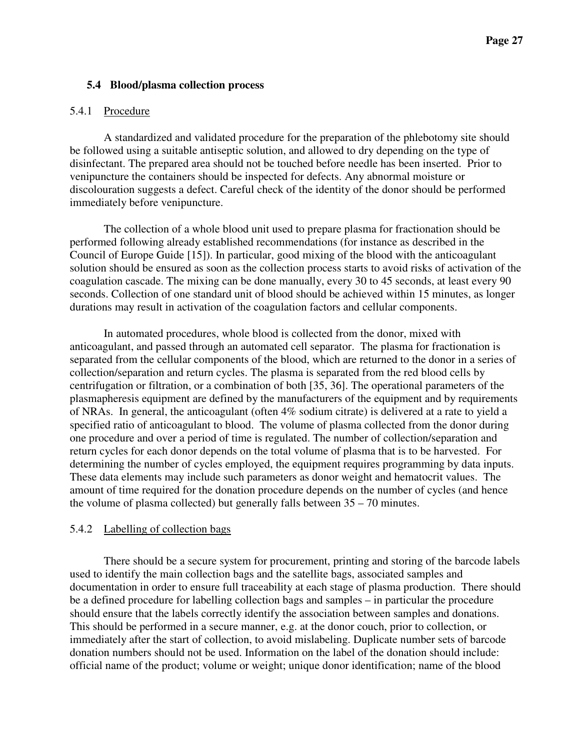### 5.4 Blood/plasma collection process

#### 5.4.1 Procedure

A standardized and validated procedure for the preparation of the phlebotomy site should be followed using a suitable antiseptic solution, and allowed to dry depending on the type of disinfectant. The prepared area should not be touched before needle has been inserted. Prior to venipuncture the containers should be inspected for defects. Any abnormal moisture or discolouration suggests a defect. Careful check of the identity of the donor should be performed immediately before venipuncture.

The collection of a whole blood unit used to prepare plasma for fractionation should be performed following already established recommendations (for instance as described in the Council of Europe Guide [15]). In particular, good mixing of the blood with the anticoagulant solution should be ensured as soon as the collection process starts to avoid risks of activation of the coagulation cascade. The mixing can be done manually, every 30 to 45 seconds, at least every 90 seconds. Collection of one standard unit of blood should be achieved within 15 minutes, as longer durations may result in activation of the coagulation factors and cellular components.

In automated procedures, whole blood is collected from the donor, mixed with anticoagulant, and passed through an automated cell separator. The plasma for fractionation is separated from the cellular components of the blood, which are returned to the donor in a series of collection/separation and return cycles. The plasma is separated from the red blood cells by centrifugation or filtration, or a combination of both [35, 36]. The operational parameters of the plasmapheresis equipment are defined by the manufacturers of the equipment and by requirements of NRAs. In general, the anticoagulant (often 4% sodium citrate) is delivered at a rate to yield a specified ratio of anticoagulant to blood. The volume of plasma collected from the donor during one procedure and over a period of time is regulated. The number of collection/separation and return cycles for each donor depends on the total volume of plasma that is to be harvested. For determining the number of cycles employed, the equipment requires programming by data inputs. These data elements may include such parameters as donor weight and hematocrit values. The amount of time required for the donation procedure depends on the number of cycles (and hence the volume of plasma collected) but generally falls between 35 – 70 minutes.

#### 5.4.2 Labelling of collection bags

There should be a secure system for procurement, printing and storing of the barcode labels used to identify the main collection bags and the satellite bags, associated samples and documentation in order to ensure full traceability at each stage of plasma production. There should be a defined procedure for labelling collection bags and samples – in particular the procedure should ensure that the labels correctly identify the association between samples and donations. This should be performed in a secure manner, e.g. at the donor couch, prior to collection, or immediately after the start of collection, to avoid mislabeling. Duplicate number sets of barcode donation numbers should not be used. Information on the label of the donation should include: official name of the product; volume or weight; unique donor identification; name of the blood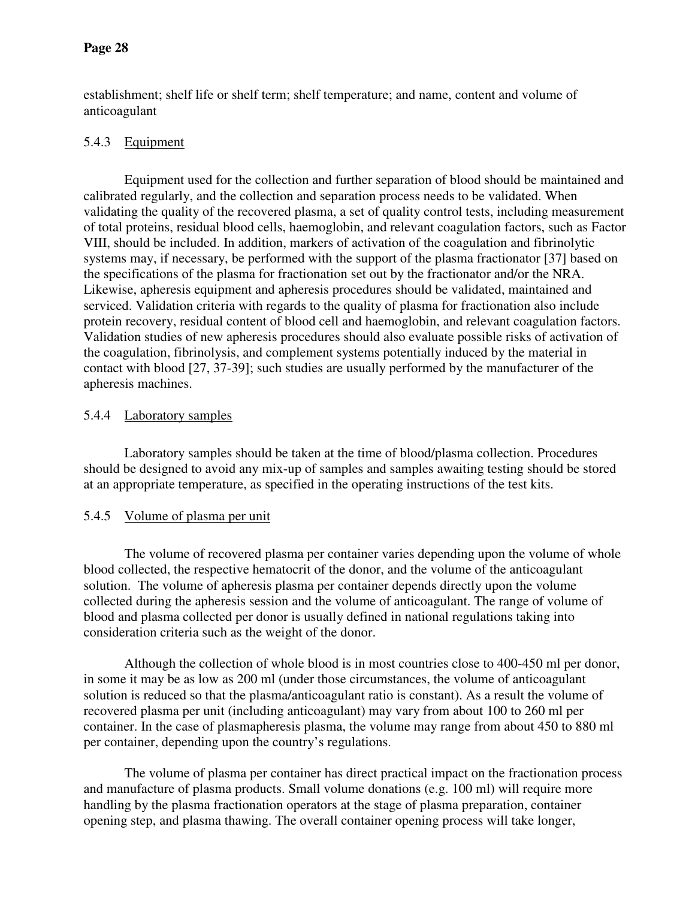establishment; shelf life or shelf term; shelf temperature; and name, content and volume of anticoagulant

#### 5.4.3 Equipment

Equipment used for the collection and further separation of blood should be maintained and calibrated regularly, and the collection and separation process needs to be validated. When validating the quality of the recovered plasma, a set of quality control tests, including measurement of total proteins, residual blood cells, haemoglobin, and relevant coagulation factors, such as Factor VIII, should be included. In addition, markers of activation of the coagulation and fibrinolytic systems may, if necessary, be performed with the support of the plasma fractionator [37] based on the specifications of the plasma for fractionation set out by the fractionator and/or the NRA. Likewise, apheresis equipment and apheresis procedures should be validated, maintained and serviced. Validation criteria with regards to the quality of plasma for fractionation also include protein recovery, residual content of blood cell and haemoglobin, and relevant coagulation factors. Validation studies of new apheresis procedures should also evaluate possible risks of activation of the coagulation, fibrinolysis, and complement systems potentially induced by the material in contact with blood [27, 37-39]; such studies are usually performed by the manufacturer of the apheresis machines.

#### 5.4.4 Laboratory samples

Laboratory samples should be taken at the time of blood/plasma collection. Procedures should be designed to avoid any mix-up of samples and samples awaiting testing should be stored at an appropriate temperature, as specified in the operating instructions of the test kits.

#### 5.4.5 Volume of plasma per unit

The volume of recovered plasma per container varies depending upon the volume of whole blood collected, the respective hematocrit of the donor, and the volume of the anticoagulant solution. The volume of apheresis plasma per container depends directly upon the volume collected during the apheresis session and the volume of anticoagulant. The range of volume of blood and plasma collected per donor is usually defined in national regulations taking into consideration criteria such as the weight of the donor.

Although the collection of whole blood is in most countries close to 400-450 ml per donor, in some it may be as low as 200 ml (under those circumstances, the volume of anticoagulant solution is reduced so that the plasma/anticoagulant ratio is constant). As a result the volume of recovered plasma per unit (including anticoagulant) may vary from about 100 to 260 ml per container. In the case of plasmapheresis plasma, the volume may range from about 450 to 880 ml per container, depending upon the country's regulations.

The volume of plasma per container has direct practical impact on the fractionation process and manufacture of plasma products. Small volume donations (e.g. 100 ml) will require more handling by the plasma fractionation operators at the stage of plasma preparation, container opening step, and plasma thawing. The overall container opening process will take longer,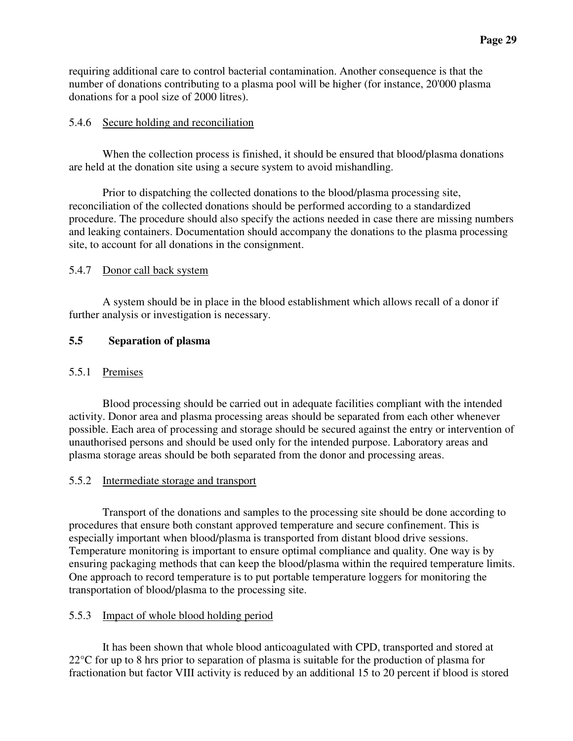requiring additional care to control bacterial contamination. Another consequence is that the number of donations contributing to a plasma pool will be higher (for instance, 20'000 plasma donations for a pool size of 2000 litres).

#### 5.4.6 Secure holding and reconciliation

When the collection process is finished, it should be ensured that blood/plasma donations are held at the donation site using a secure system to avoid mishandling.

Prior to dispatching the collected donations to the blood/plasma processing site, reconciliation of the collected donations should be performed according to a standardized procedure. The procedure should also specify the actions needed in case there are missing numbers and leaking containers. Documentation should accompany the donations to the plasma processing site, to account for all donations in the consignment.

#### 5.4.7 Donor call back system

A system should be in place in the blood establishment which allows recall of a donor if further analysis or investigation is necessary.

### 5.5 Separation of plasma

#### 5.5.1 Premises

Blood processing should be carried out in adequate facilities compliant with the intended activity. Donor area and plasma processing areas should be separated from each other whenever possible. Each area of processing and storage should be secured against the entry or intervention of unauthorised persons and should be used only for the intended purpose. Laboratory areas and plasma storage areas should be both separated from the donor and processing areas.

#### 5.5.2 Intermediate storage and transport

Transport of the donations and samples to the processing site should be done according to procedures that ensure both constant approved temperature and secure confinement. This is especially important when blood/plasma is transported from distant blood drive sessions. Temperature monitoring is important to ensure optimal compliance and quality. One way is by ensuring packaging methods that can keep the blood/plasma within the required temperature limits. One approach to record temperature is to put portable temperature loggers for monitoring the transportation of blood/plasma to the processing site.

#### 5.5.3 Impact of whole blood holding period

It has been shown that whole blood anticoagulated with CPD, transported and stored at 22°C for up to 8 hrs prior to separation of plasma is suitable for the production of plasma for fractionation but factor VIII activity is reduced by an additional 15 to 20 percent if blood is stored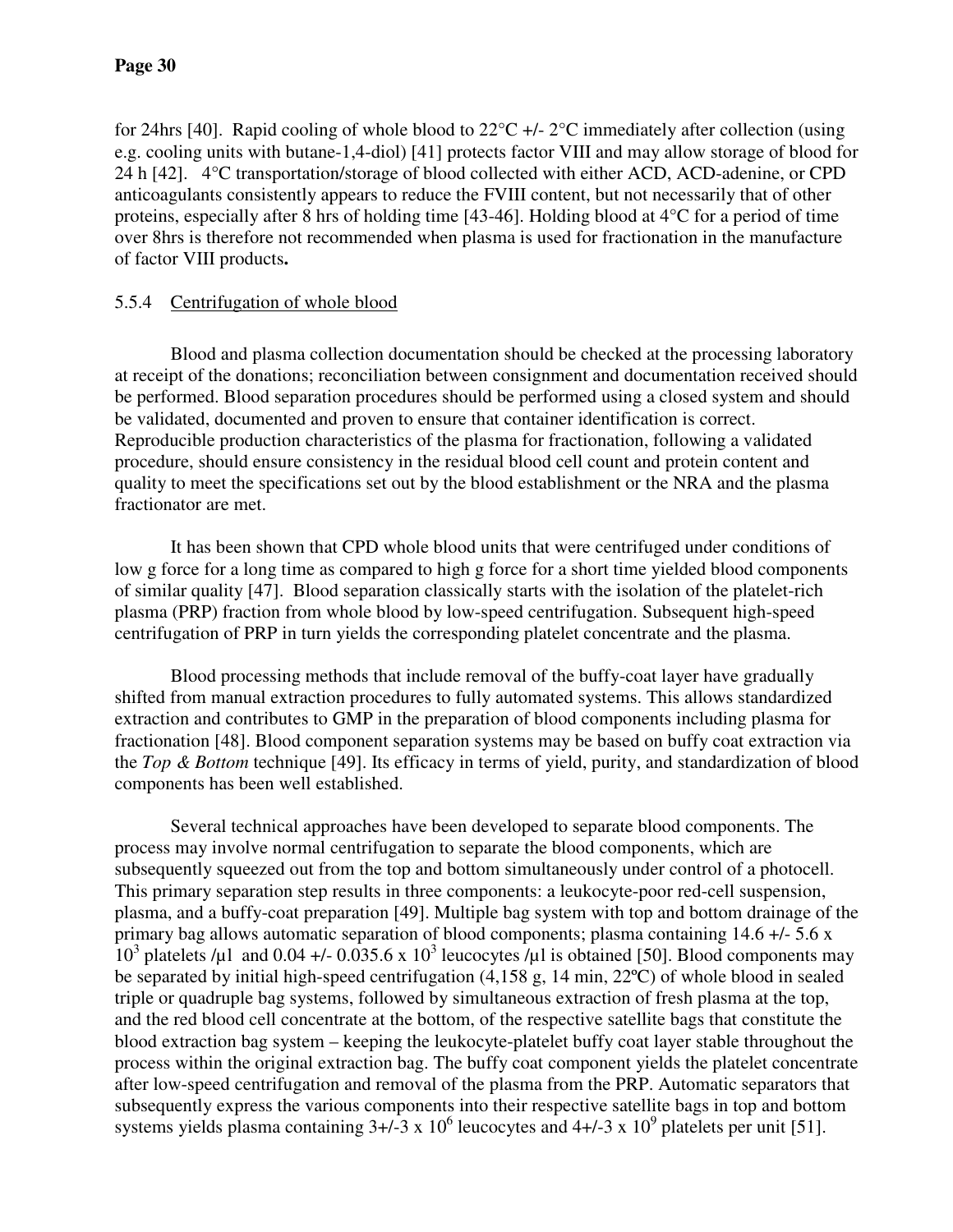for 24hrs [40]. Rapid cooling of whole blood to 22°C +/- 2°C immediately after collection (using e.g. cooling units with butane-1,4-diol) [41] protects factor VIII and may allow storage of blood for 24 h [42]. 4°C transportation/storage of blood collected with either ACD, ACD-adenine, or CPD anticoagulants consistently appears to reduce the FVIII content, but not necessarily that of other proteins, especially after 8 hrs of holding time [43-46]. Holding blood at 4°C for a period of time over 8hrs is therefore not recommended when plasma is used for fractionation in the manufacture of factor VIII products**.**

### 5.5.4 Centrifugation of whole blood

Blood and plasma collection documentation should be checked at the processing laboratory at receipt of the donations; reconciliation between consignment and documentation received should be performed. Blood separation procedures should be performed using a closed system and should be validated, documented and proven to ensure that container identification is correct. Reproducible production characteristics of the plasma for fractionation, following a validated procedure, should ensure consistency in the residual blood cell count and protein content and quality to meet the specifications set out by the blood establishment or the NRA and the plasma fractionator are met.

It has been shown that CPD whole blood units that were centrifuged under conditions of low g force for a long time as compared to high g force for a short time yielded blood components of similar quality [47]. Blood separation classically starts with the isolation of the platelet-rich plasma (PRP) fraction from whole blood by low-speed centrifugation. Subsequent high-speed centrifugation of PRP in turn yields the corresponding platelet concentrate and the plasma.

Blood processing methods that include removal of the buffy-coat layer have gradually shifted from manual extraction procedures to fully automated systems. This allows standardized extraction and contributes to GMP in the preparation of blood components including plasma for fractionation [48]. Blood component separation systems may be based on buffy coat extraction via the *Top & Bottom* technique [49]. Its efficacy in terms of yield, purity, and standardization of blood components has been well established.

Several technical approaches have been developed to separate blood components. The process may involve normal centrifugation to separate the blood components, which are subsequently squeezed out from the top and bottom simultaneously under control of a photocell. This primary separation step results in three components: a leukocyte-poor red-cell suspension, plasma, and a buffy-coat preparation [49]. Multiple bag system with top and bottom drainage of the primary bag allows automatic separation of blood components; plasma containing 14.6 +/- 5.6 x $10^3$ platelets /µl and 0.04 +/- 0.035.6 x $10^3$ leucocytes /µl is obtained [50]. Blood components may be separated by initial high-speed centrifugation (4,158 g, 14 min, 22ºC) of whole blood in sealed triple or quadruple bag systems, followed by simultaneous extraction of fresh plasma at the top, and the red blood cell concentrate at the bottom, of the respective satellite bags that constitute the blood extraction bag system – keeping the leukocyte-platelet buffy coat layer stable throughout the process within the original extraction bag. The buffy coat component yields the platelet concentrate after low-speed centrifugation and removal of the plasma from the PRP. Automatic separators that subsequently express the various components into their respective satellite bags in top and bottom systems yields plasma containing 3+/-3 x $10^6$ leucocytes and 4+/-3 x $10^9$ platelets per unit [51].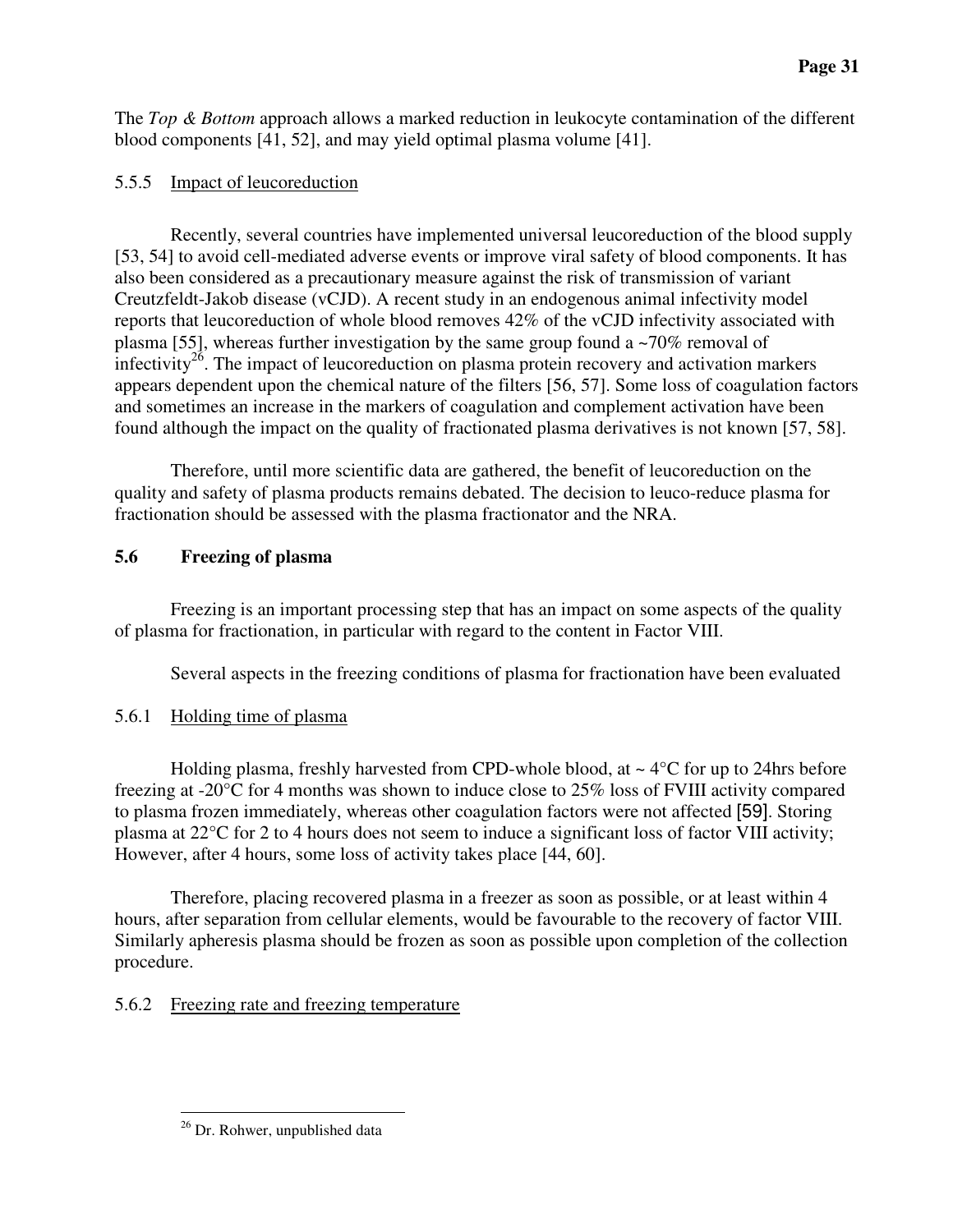The *Top & Bottom* approach allows a marked reduction in leukocyte contamination of the different blood components [41, 52], and may yield optimal plasma volume [41].

#### 5.5.5 Impact of leucoreduction

Recently, several countries have implemented universal leucoreduction of the blood supply [53, 54] to avoid cell-mediated adverse events or improve viral safety of blood components. It has also been considered as a precautionary measure against the risk of transmission of variant Creutzfeldt-Jakob disease (vCJD). A recent study in an endogenous animal infectivity model reports that leucoreduction of whole blood removes 42% of the vCJD infectivity associated with plasma [55], whereas further investigation by the same group found a ~70% removal of infectivity[26]. The impact of leucoreduction on plasma protein recovery and activation markers appears dependent upon the chemical nature of the filters [56, 57]. Some loss of coagulation factors and sometimes an increase in the markers of coagulation and complement activation have been found although the impact on the quality of fractionated plasma derivatives is not known [57, 58].

Therefore, until more scientific data are gathered, the benefit of leucoreduction on the quality and safety of plasma products remains debated. The decision to leuco-reduce plasma for fractionation should be assessed with the plasma fractionator and the NRA.

### 5.6 Freezing of plasma

Freezing is an important processing step that has an impact on some aspects of the quality of plasma for fractionation, in particular with regard to the content in Factor VIII.

Several aspects in the freezing conditions of plasma for fractionation have been evaluated

#### 5.6.1 Holding time of plasma

Holding plasma, freshly harvested from CPD-whole blood, at ~ 4°C for up to 24hrs before freezing at -20°C for 4 months was shown to induce close to 25% loss of FVIII activity compared to plasma frozen immediately, whereas other coagulation factors were not affected [59]. Storing plasma at 22°C for 2 to 4 hours does not seem to induce a significant loss of factor VIII activity; However, after 4 hours, some loss of activity takes place [44, 60].

Therefore, placing recovered plasma in a freezer as soon as possible, or at least within 4 hours, after separation from cellular elements, would be favourable to the recovery of factor VIII. Similarly apheresis plasma should be frozen as soon as possible upon completion of the collection procedure.

#### 5.6.2 Freezing rate and freezing temperature

[26] Dr. Rohwer, unpublished data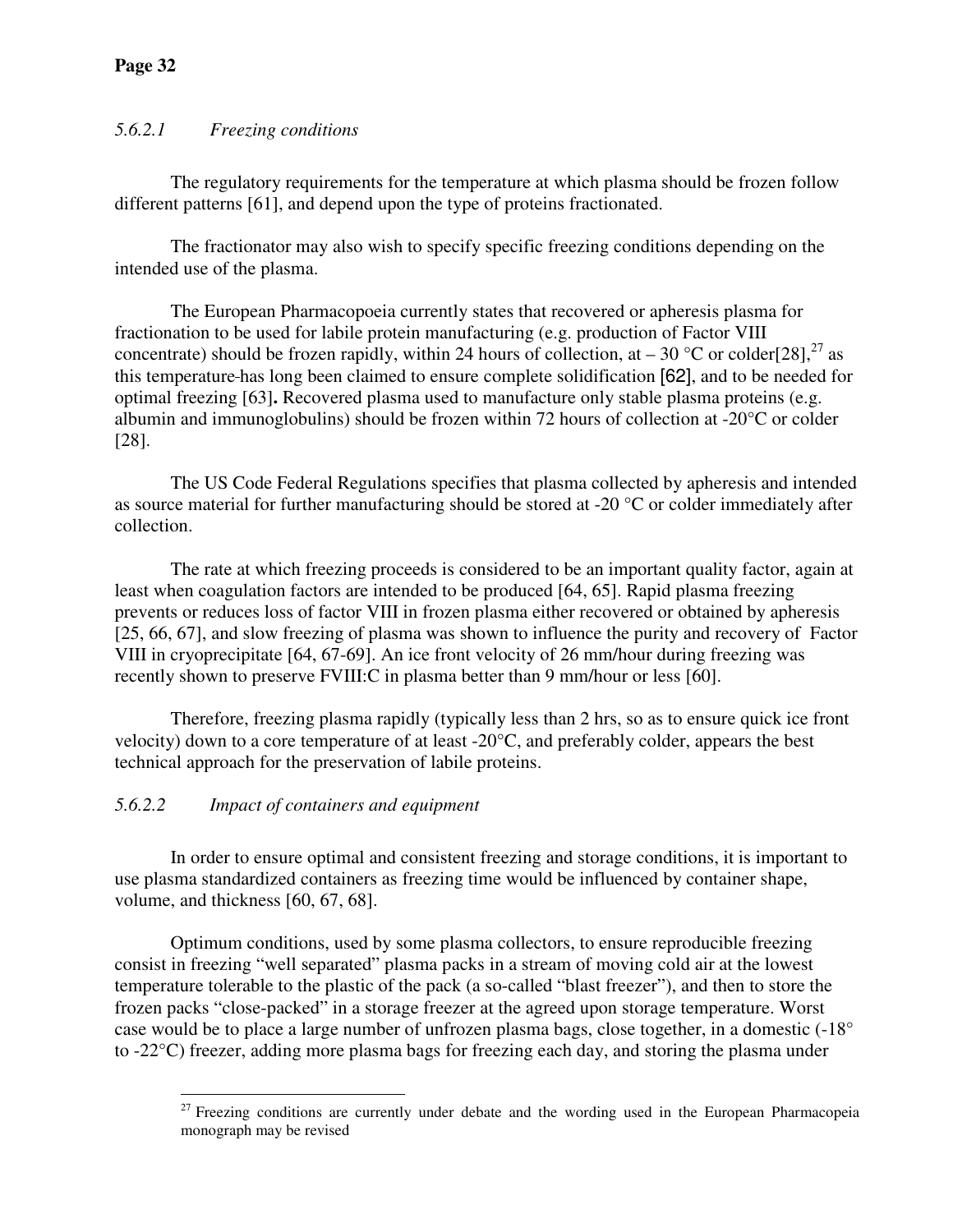#### *5.6.2.1 Freezing conditions*

The regulatory requirements for the temperature at which plasma should be frozen follow different patterns [61], and depend upon the type of proteins fractionated.

The fractionator may also wish to specify specific freezing conditions depending on the intended use of the plasma.

The European Pharmacopoeia currently states that recovered or apheresis plasma for fractionation to be used for labile protein manufacturing (e.g. production of Factor VIII concentrate) should be frozen rapidly, within 24 hours of collection, at – 30 °C or colder[28],[27] as this temperature has long been claimed to ensure complete solidification [62], and to be needed for optimal freezing [63]**.** Recovered plasma used to manufacture only stable plasma proteins (e.g. albumin and immunoglobulins) should be frozen within 72 hours of collection at -20°C or colder [28].

The US Code Federal Regulations specifies that plasma collected by apheresis and intended as source material for further manufacturing should be stored at -20 °C or colder immediately after collection.

The rate at which freezing proceeds is considered to be an important quality factor, again at least when coagulation factors are intended to be produced [64, 65]. Rapid plasma freezing prevents or reduces loss of factor VIII in frozen plasma either recovered or obtained by apheresis [25, 66, 67], and slow freezing of plasma was shown to influence the purity and recovery of Factor VIII in cryoprecipitate [64, 67-69]. An ice front velocity of 26 mm/hour during freezing was recently shown to preserve FVIII:C in plasma better than 9 mm/hour or less [60].

Therefore, freezing plasma rapidly (typically less than 2 hrs, so as to ensure quick ice front velocity) down to a core temperature of at least -20°C, and preferably colder, appears the best technical approach for the preservation of labile proteins.

#### *5.6.2.2 Impact of containers and equipment*

In order to ensure optimal and consistent freezing and storage conditions, it is important to use plasma standardized containers as freezing time would be influenced by container shape, volume, and thickness [60, 67, 68].

Optimum conditions, used by some plasma collectors, to ensure reproducible freezing consist in freezing "well separated" plasma packs in a stream of moving cold air at the lowest temperature tolerable to the plastic of the pack (a so-called "blast freezer"), and then to store the frozen packs "close-packed" in a storage freezer at the agreed upon storage temperature. Worst case would be to place a large number of unfrozen plasma bags, close together, in a domestic (-18° to -22°C) freezer, adding more plasma bags for freezing each day, and storing the plasma under

[27] Freezing conditions are currently under debate and the wording used in the European Pharmacopeia monograph may be revised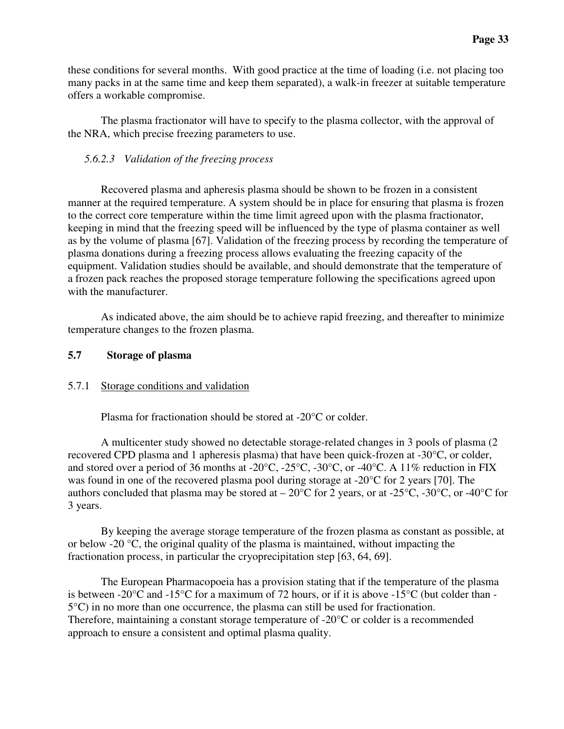these conditions for several months. With good practice at the time of loading (i.e. not placing too many packs in at the same time and keep them separated), a walk-in freezer at suitable temperature offers a workable compromise.

The plasma fractionator will have to specify to the plasma collector, with the approval of the NRA, which precise freezing parameters to use.

#### *5.6.2.3 Validation of the freezing process*

Recovered plasma and apheresis plasma should be shown to be frozen in a consistent manner at the required temperature. A system should be in place for ensuring that plasma is frozen to the correct core temperature within the time limit agreed upon with the plasma fractionator, keeping in mind that the freezing speed will be influenced by the type of plasma container as well as by the volume of plasma [67]. Validation of the freezing process by recording the temperature of plasma donations during a freezing process allows evaluating the freezing capacity of the equipment. Validation studies should be available, and should demonstrate that the temperature of a frozen pack reaches the proposed storage temperature following the specifications agreed upon with the manufacturer.

As indicated above, the aim should be to achieve rapid freezing, and thereafter to minimize temperature changes to the frozen plasma.

## 5.7 Storage of plasma

### 5.7.1 Storage conditions and validation

Plasma for fractionation should be stored at -20°C or colder.

A multicenter study showed no detectable storage-related changes in 3 pools of plasma (2 recovered CPD plasma and 1 apheresis plasma) that have been quick-frozen at -30°C, or colder, and stored over a period of 36 months at -20°C, -25°C, -30°C, or -40°C. A 11% reduction in FIX was found in one of the recovered plasma pool during storage at -20°C for 2 years [70]. The authors concluded that plasma may be stored at – 20°C for 2 years, or at -25°C, -30°C, or -40°C for 3 years.

By keeping the average storage temperature of the frozen plasma as constant as possible, at or below -20 °C, the original quality of the plasma is maintained, without impacting the fractionation process, in particular the cryoprecipitation step [63, 64, 69].

The European Pharmacopoeia has a provision stating that if the temperature of the plasma is between -20°C and -15°C for a maximum of 72 hours, or if it is above -15°C (but colder than -5°C) in no more than one occurrence, the plasma can still be used for fractionation. Therefore, maintaining a constant storage temperature of -20°C or colder is a recommended approach to ensure a consistent and optimal plasma quality.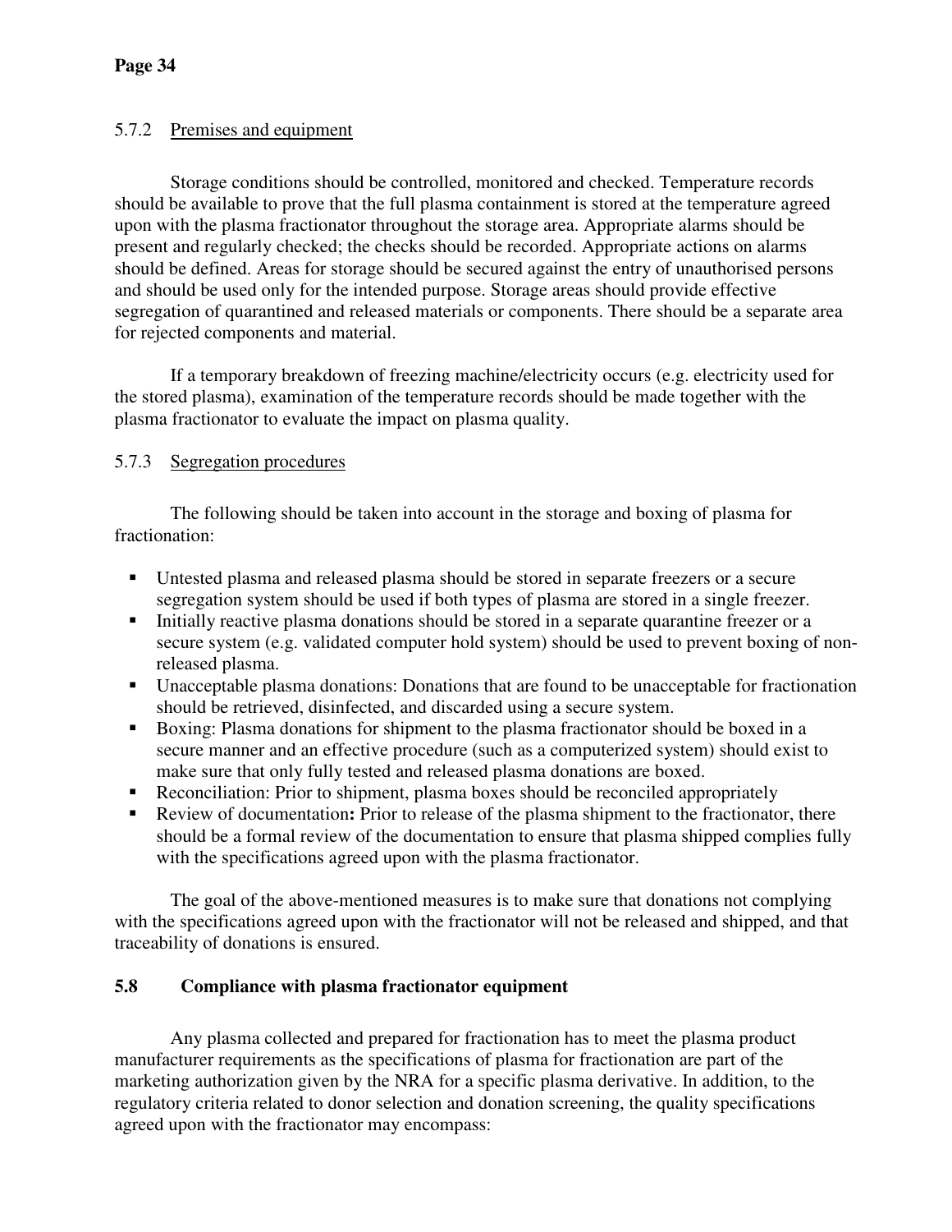#### 5.7.2 Premises and equipment

Storage conditions should be controlled, monitored and checked. Temperature records should be available to prove that the full plasma containment is stored at the temperature agreed upon with the plasma fractionator throughout the storage area. Appropriate alarms should be present and regularly checked; the checks should be recorded. Appropriate actions on alarms should be defined. Areas for storage should be secured against the entry of unauthorised persons and should be used only for the intended purpose. Storage areas should provide effective segregation of quarantined and released materials or components. There should be a separate area for rejected components and material.

If a temporary breakdown of freezing machine/electricity occurs (e.g. electricity used for the stored plasma), examination of the temperature records should be made together with the plasma fractionator to evaluate the impact on plasma quality.

#### 5.7.3 Segregation procedures

The following should be taken into account in the storage and boxing of plasma for fractionation:

- Untested plasma and released plasma should be stored in separate freezers or a secure segregation system should be used if both types of plasma are stored in a single freezer.
- Initially reactive plasma donations should be stored in a separate quarantine freezer or a secure system (e.g. validated computer hold system) should be used to prevent boxing of non-released plasma.
- Unacceptable plasma donations: Donations that are found to be unacceptable for fractionation should be retrieved, disinfected, and discarded using a secure system.
- Boxing: Plasma donations for shipment to the plasma fractionator should be boxed in a secure manner and an effective procedure (such as a computerized system) should exist to make sure that only fully tested and released plasma donations are boxed.
- Reconciliation: Prior to shipment, plasma boxes should be reconciled appropriately
- Review of documentation**:** Prior to release of the plasma shipment to the fractionator, there should be a formal review of the documentation to ensure that plasma shipped complies fully with the specifications agreed upon with the plasma fractionator.

The goal of the above-mentioned measures is to make sure that donations not complying with the specifications agreed upon with the fractionator will not be released and shipped, and that traceability of donations is ensured.

### 5.8 Compliance with plasma fractionator equipment

Any plasma collected and prepared for fractionation has to meet the plasma product manufacturer requirements as the specifications of plasma for fractionation are part of the marketing authorization given by the NRA for a specific plasma derivative. In addition, to the regulatory criteria related to donor selection and donation screening, the quality specifications agreed upon with the fractionator may encompass: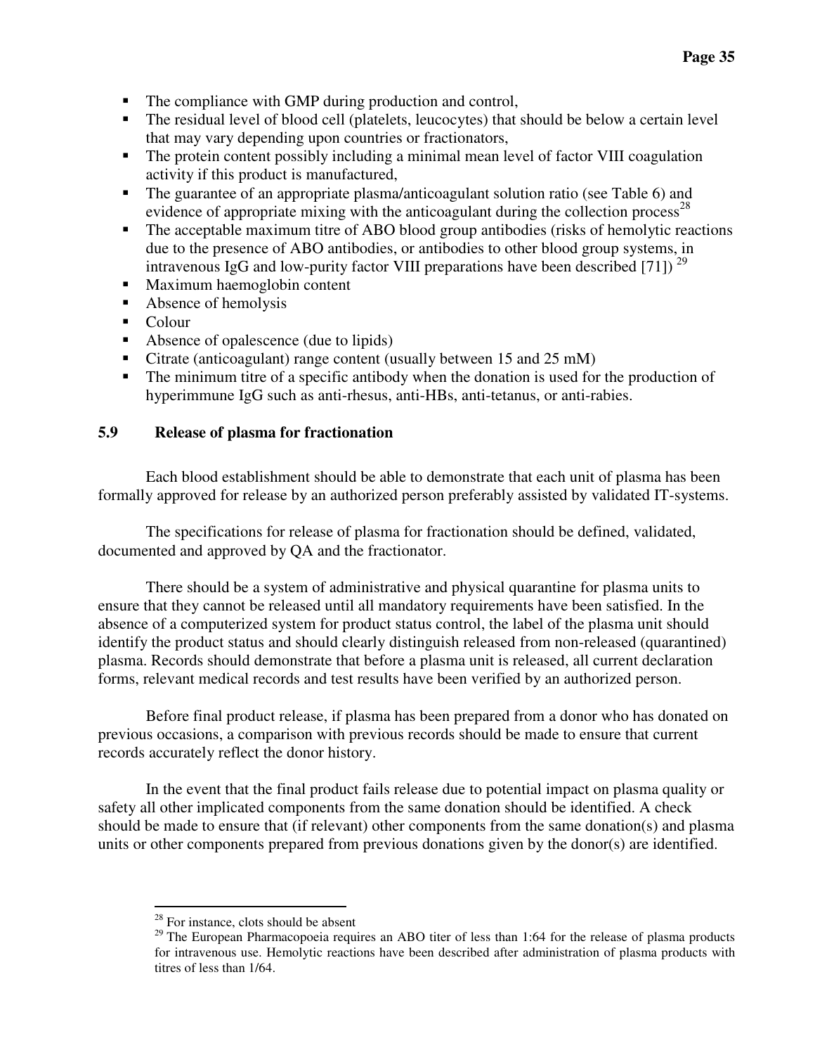- The compliance with GMP during production and control,
- The residual level of blood cell (platelets, leucocytes) that should be below a certain level that may vary depending upon countries or fractionators,
- The protein content possibly including a minimal mean level of factor VIII coagulation activity if this product is manufactured,
- The guarantee of an appropriate plasma/anticoagulant solution ratio (see Table 6) and evidence of appropriate mixing with the anticoagulant during the collection process[28]
- The acceptable maximum titre of ABO blood group antibodies (risks of hemolytic reactions due to the presence of ABO antibodies, or antibodies to other blood group systems, in intravenous IgG and low-purity factor VIII preparations have been described [71]) [29]
- Maximum haemoglobin content
- Absence of hemolysis
- Colour
- Absence of opalescence (due to lipids)
- Citrate (anticoagulant) range content (usually between 15 and 25 mM)
- The minimum titre of a specific antibody when the donation is used for the production of hyperimmune IgG such as anti-rhesus, anti-HBs, anti-tetanus, or anti-rabies.

### 5.9 Release of plasma for fractionation

Each blood establishment should be able to demonstrate that each unit of plasma has been formally approved for release by an authorized person preferably assisted by validated IT-systems.

The specifications for release of plasma for fractionation should be defined, validated, documented and approved by QA and the fractionator.

There should be a system of administrative and physical quarantine for plasma units to ensure that they cannot be released until all mandatory requirements have been satisfied. In the absence of a computerized system for product status control, the label of the plasma unit should identify the product status and should clearly distinguish released from non-released (quarantined) plasma. Records should demonstrate that before a plasma unit is released, all current declaration forms, relevant medical records and test results have been verified by an authorized person.

Before final product release, if plasma has been prepared from a donor who has donated on previous occasions, a comparison with previous records should be made to ensure that current records accurately reflect the donor history.

In the event that the final product fails release due to potential impact on plasma quality or safety all other implicated components from the same donation should be identified. A check should be made to ensure that (if relevant) other components from the same donation(s) and plasma units or other components prepared from previous donations given by the donor(s) are identified.

---

[28] For instance, clots should be absent

[29] The European Pharmacopoeia requires an ABO titer of less than 1:64 for the release of plasma products for intravenous use. Hemolytic reactions have been described after administration of plasma products with titres of less than 1/64.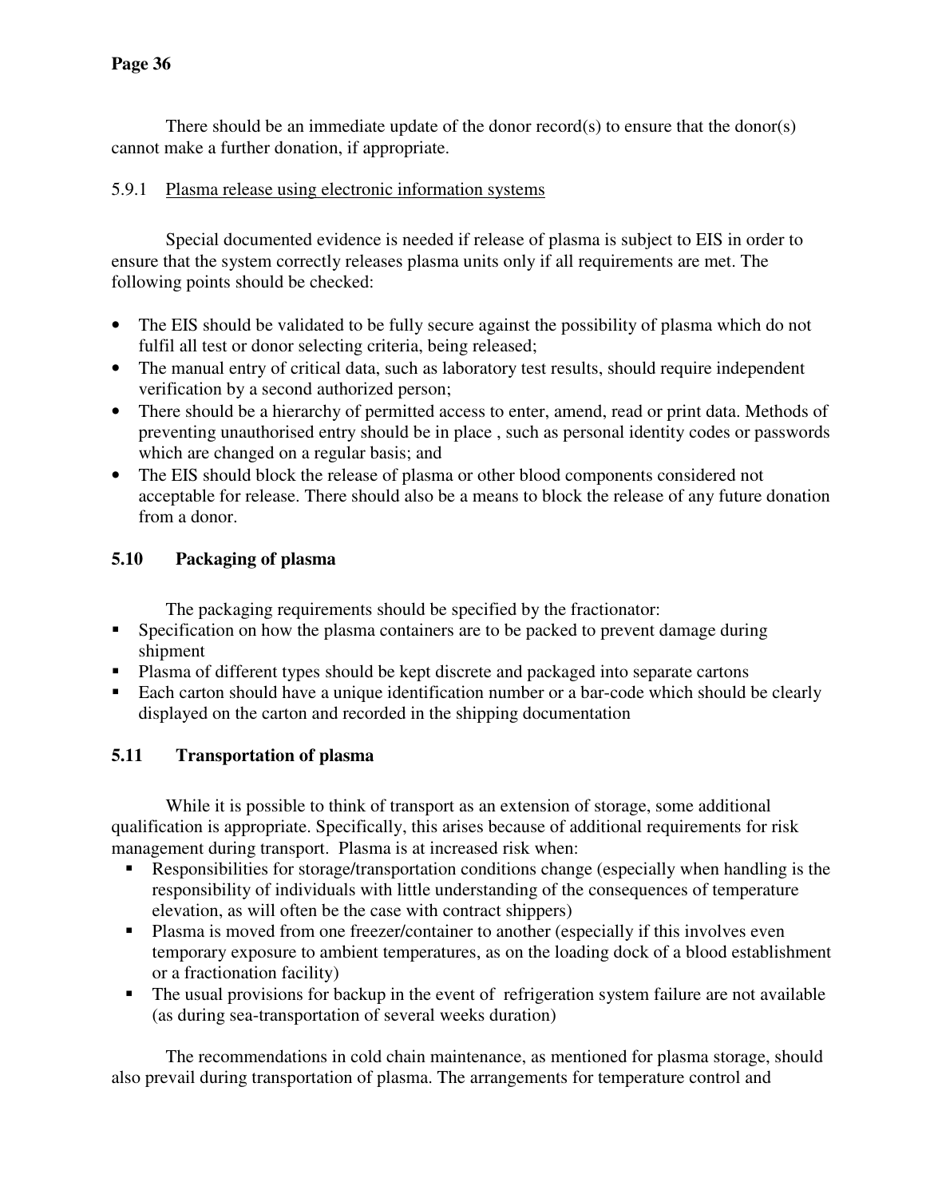There should be an immediate update of the donor record(s) to ensure that the donor(s) cannot make a further donation, if appropriate.

### 5.9.1 Plasma release using electronic information systems

Special documented evidence is needed if release of plasma is subject to EIS in order to ensure that the system correctly releases plasma units only if all requirements are met. The following points should be checked:

- The EIS should be validated to be fully secure against the possibility of plasma which do not fulfil all test or donor selecting criteria, being released;
- The manual entry of critical data, such as laboratory test results, should require independent verification by a second authorized person;
- There should be a hierarchy of permitted access to enter, amend, read or print data. Methods of preventing unauthorised entry should be in place , such as personal identity codes or passwords which are changed on a regular basis; and
- The EIS should block the release of plasma or other blood components considered not acceptable for release. There should also be a means to block the release of any future donation from a donor.

## 5.10 Packaging of plasma

The packaging requirements should be specified by the fractionator:

- Specification on how the plasma containers are to be packed to prevent damage during shipment
- Plasma of different types should be kept discrete and packaged into separate cartons
- Each carton should have a unique identification number or a bar-code which should be clearly displayed on the carton and recorded in the shipping documentation

## 5.11 Transportation of plasma

While it is possible to think of transport as an extension of storage, some additional qualification is appropriate. Specifically, this arises because of additional requirements for risk management during transport. Plasma is at increased risk when:

- Responsibilities for storage/transportation conditions change (especially when handling is the responsibility of individuals with little understanding of the consequences of temperature elevation, as will often be the case with contract shippers)
- Plasma is moved from one freezer/container to another (especially if this involves even temporary exposure to ambient temperatures, as on the loading dock of a blood establishment or a fractionation facility)
- The usual provisions for backup in the event of refrigeration system failure are not available (as during sea-transportation of several weeks duration)

The recommendations in cold chain maintenance, as mentioned for plasma storage, should also prevail during transportation of plasma. The arrangements for temperature control and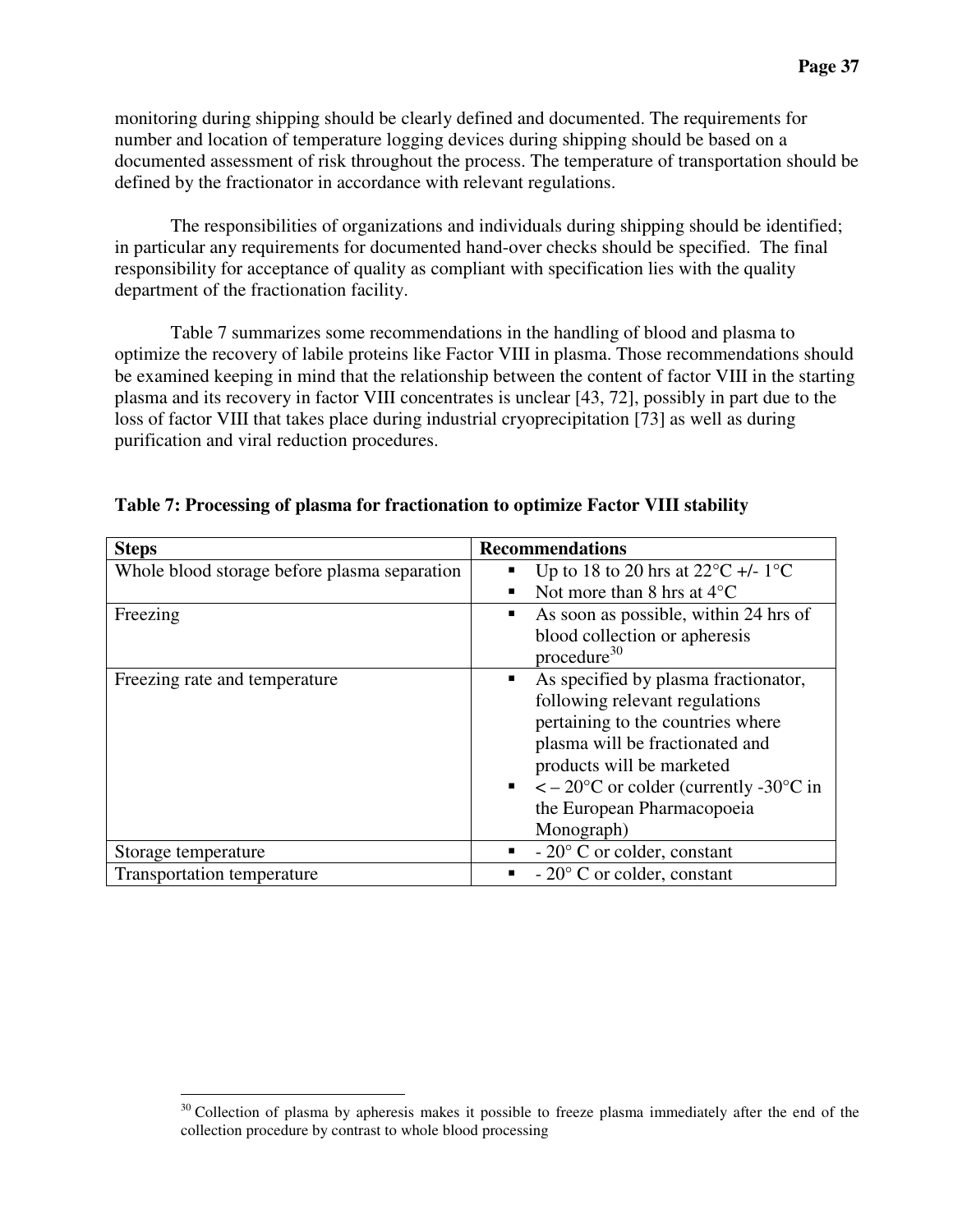monitoring during shipping should be clearly defined and documented. The requirements for number and location of temperature logging devices during shipping should be based on a documented assessment of risk throughout the process. The temperature of transportation should be defined by the fractionator in accordance with relevant regulations.

The responsibilities of organizations and individuals during shipping should be identified; in particular any requirements for documented hand-over checks should be specified. The final responsibility for acceptance of quality as compliant with specification lies with the quality department of the fractionation facility.

Table 7 summarizes some recommendations in the handling of blood and plasma to optimize the recovery of labile proteins like Factor VIII in plasma. Those recommendations should be examined keeping in mind that the relationship between the content of factor VIII in the starting plasma and its recovery in factor VIII concentrates is unclear [43, 72], possibly in part due to the loss of factor VIII that takes place during industrial cryoprecipitation [73] as well as during purification and viral reduction procedures.

**Table 7: Processing of plasma for fractionation to optimize Factor VIII stability**

| Steps | Recommendations |
|---|---|
| Whole blood storage before plasma separation | ▪ Up to 18 to 20 hrs at 22°C +/- 1°C<br>▪ Not more than 8 hrs at 4°C |
| Freezing | ▪ As soon as possible, within 24 hrs of blood collection or apheresis procedure[30] |
| Freezing rate and temperature | ▪ As specified by plasma fractionator, following relevant regulations pertaining to the countries where plasma will be fractionated and products will be marketed<br>▪ < – 20°C or colder (currently -30°C in the European Pharmacopoeia Monograph) |
| Storage temperature | ▪ - 20° C or colder, constant |
| Transportation temperature | ▪ - 20° C or colder, constant |

[30] Collection of plasma by apheresis makes it possible to freeze plasma immediately after the end of the collection procedure by contrast to whole blood processing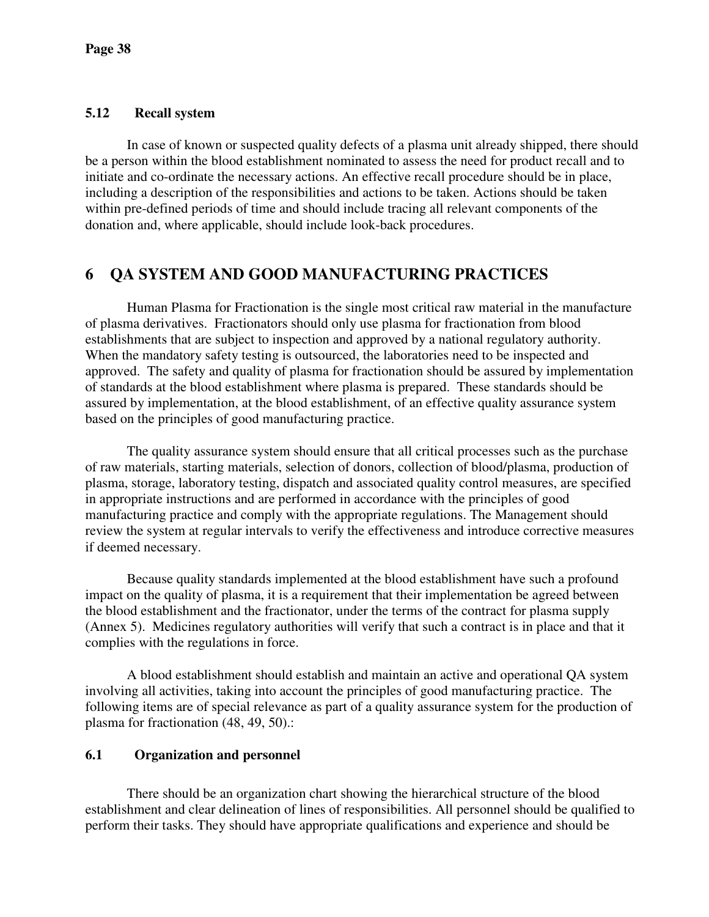### 5.12 Recall system

In case of known or suspected quality defects of a plasma unit already shipped, there should be a person within the blood establishment nominated to assess the need for product recall and to initiate and co-ordinate the necessary actions. An effective recall procedure should be in place, including a description of the responsibilities and actions to be taken. Actions should be taken within pre-defined periods of time and should include tracing all relevant components of the donation and, where applicable, should include look-back procedures.

## 6 QA SYSTEM AND GOOD MANUFACTURING PRACTICES

Human Plasma for Fractionation is the single most critical raw material in the manufacture of plasma derivatives. Fractionators should only use plasma for fractionation from blood establishments that are subject to inspection and approved by a national regulatory authority. When the mandatory safety testing is outsourced, the laboratories need to be inspected and approved. The safety and quality of plasma for fractionation should be assured by implementation of standards at the blood establishment where plasma is prepared. These standards should be assured by implementation, at the blood establishment, of an effective quality assurance system based on the principles of good manufacturing practice.

The quality assurance system should ensure that all critical processes such as the purchase of raw materials, starting materials, selection of donors, collection of blood/plasma, production of plasma, storage, laboratory testing, dispatch and associated quality control measures, are specified in appropriate instructions and are performed in accordance with the principles of good manufacturing practice and comply with the appropriate regulations. The Management should review the system at regular intervals to verify the effectiveness and introduce corrective measures if deemed necessary.

Because quality standards implemented at the blood establishment have such a profound impact on the quality of plasma, it is a requirement that their implementation be agreed between the blood establishment and the fractionator, under the terms of the contract for plasma supply (Annex 5). Medicines regulatory authorities will verify that such a contract is in place and that it complies with the regulations in force.

A blood establishment should establish and maintain an active and operational QA system involving all activities, taking into account the principles of good manufacturing practice. The following items are of special relevance as part of a quality assurance system for the production of plasma for fractionation (48, 49, 50).:

### 6.1 Organization and personnel

There should be an organization chart showing the hierarchical structure of the blood establishment and clear delineation of lines of responsibilities. All personnel should be qualified to perform their tasks. They should have appropriate qualifications and experience and should be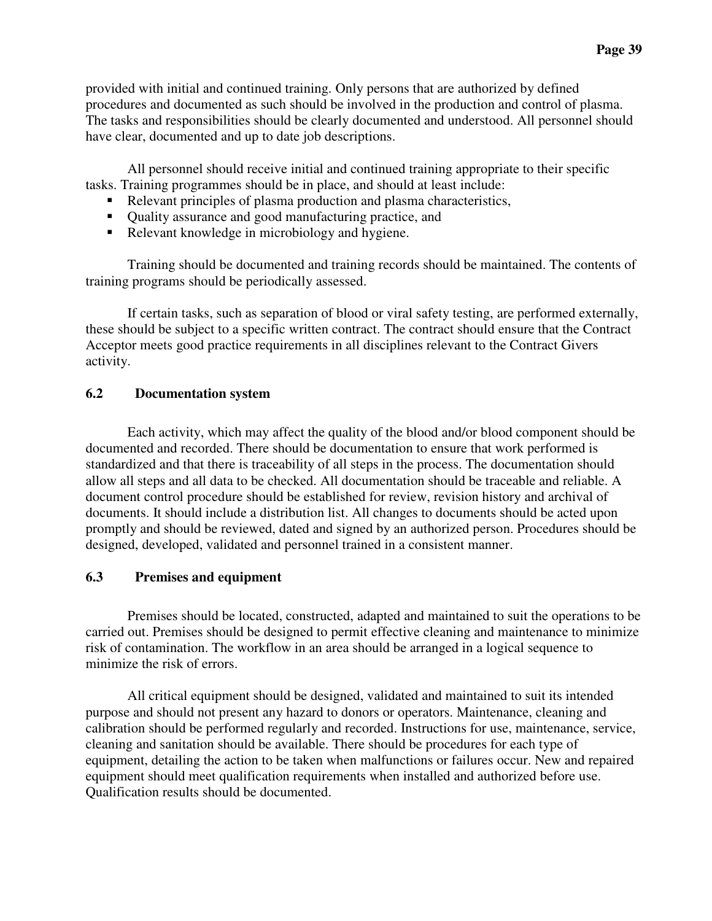provided with initial and continued training. Only persons that are authorized by defined procedures and documented as such should be involved in the production and control of plasma. The tasks and responsibilities should be clearly documented and understood. All personnel should have clear, documented and up to date job descriptions.

All personnel should receive initial and continued training appropriate to their specific tasks. Training programmes should be in place, and should at least include:

- Relevant principles of plasma production and plasma characteristics,
- Quality assurance and good manufacturing practice, and
- Relevant knowledge in microbiology and hygiene.

Training should be documented and training records should be maintained. The contents of training programs should be periodically assessed.

If certain tasks, such as separation of blood or viral safety testing, are performed externally, these should be subject to a specific written contract. The contract should ensure that the Contract Acceptor meets good practice requirements in all disciplines relevant to the Contract Givers activity.

### 6.2 Documentation system

Each activity, which may affect the quality of the blood and/or blood component should be documented and recorded. There should be documentation to ensure that work performed is standardized and that there is traceability of all steps in the process. The documentation should allow all steps and all data to be checked. All documentation should be traceable and reliable. A document control procedure should be established for review, revision history and archival of documents. It should include a distribution list. All changes to documents should be acted upon promptly and should be reviewed, dated and signed by an authorized person. Procedures should be designed, developed, validated and personnel trained in a consistent manner.

### 6.3 Premises and equipment

Premises should be located, constructed, adapted and maintained to suit the operations to be carried out. Premises should be designed to permit effective cleaning and maintenance to minimize risk of contamination. The workflow in an area should be arranged in a logical sequence to minimize the risk of errors.

All critical equipment should be designed, validated and maintained to suit its intended purpose and should not present any hazard to donors or operators. Maintenance, cleaning and calibration should be performed regularly and recorded. Instructions for use, maintenance, service, cleaning and sanitation should be available. There should be procedures for each type of equipment, detailing the action to be taken when malfunctions or failures occur. New and repaired equipment should meet qualification requirements when installed and authorized before use. Qualification results should be documented.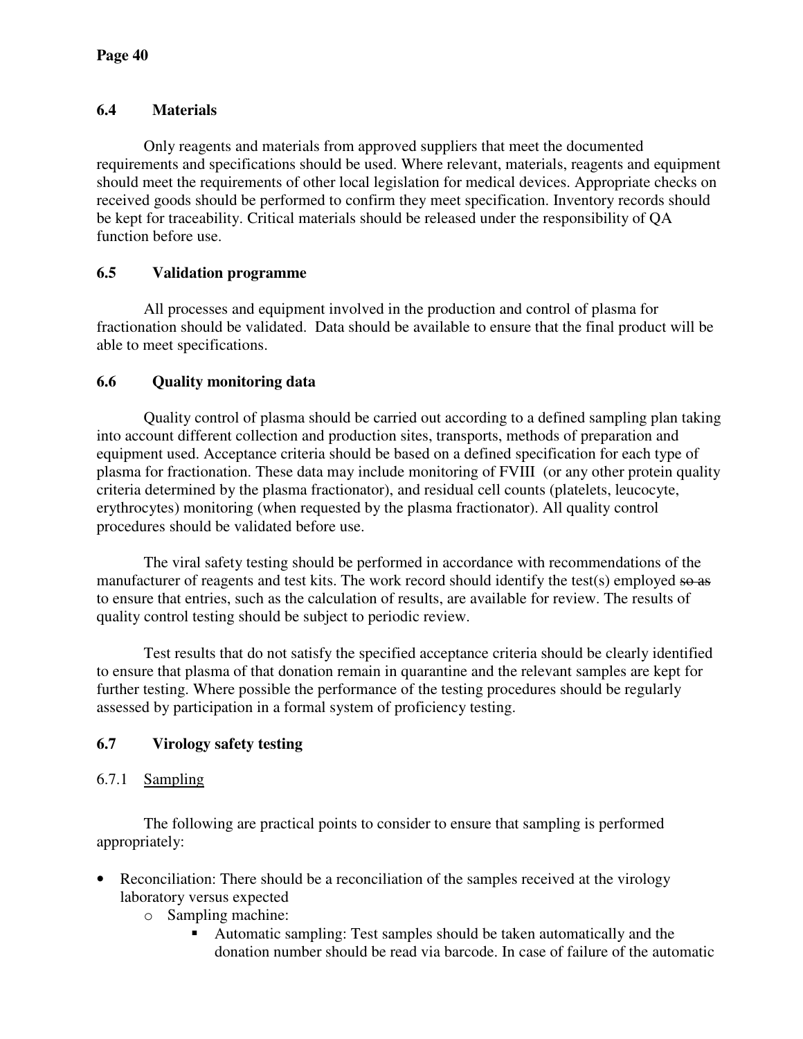## 6.4 Materials

Only reagents and materials from approved suppliers that meet the documented requirements and specifications should be used. Where relevant, materials, reagents and equipment should meet the requirements of other local legislation for medical devices. Appropriate checks on received goods should be performed to confirm they meet specification. Inventory records should be kept for traceability. Critical materials should be released under the responsibility of QA function before use.

## 6.5 Validation programme

All processes and equipment involved in the production and control of plasma for fractionation should be validated. Data should be available to ensure that the final product will be able to meet specifications.

## 6.6 Quality monitoring data

Quality control of plasma should be carried out according to a defined sampling plan taking into account different collection and production sites, transports, methods of preparation and equipment used. Acceptance criteria should be based on a defined specification for each type of plasma for fractionation. These data may include monitoring of FVIII (or any other protein quality criteria determined by the plasma fractionator), and residual cell counts (platelets, leucocyte, erythrocytes) monitoring (when requested by the plasma fractionator). All quality control procedures should be validated before use.

The viral safety testing should be performed in accordance with recommendations of the manufacturer of reagents and test kits. The work record should identify the test(s) employed ~~so as~~ to ensure that entries, such as the calculation of results, are available for review. The results of quality control testing should be subject to periodic review.

Test results that do not satisfy the specified acceptance criteria should be clearly identified to ensure that plasma of that donation remain in quarantine and the relevant samples are kept for further testing. Where possible the performance of the testing procedures should be regularly assessed by participation in a formal system of proficiency testing.

## 6.7 Virology safety testing

### 6.7.1 Sampling

The following are practical points to consider to ensure that sampling is performed appropriately:

- Reconciliation: There should be a reconciliation of the samples received at the virology laboratory versus expected
  - Sampling machine:
    - Automatic sampling: Test samples should be taken automatically and the donation number should be read via barcode. In case of failure of the automatic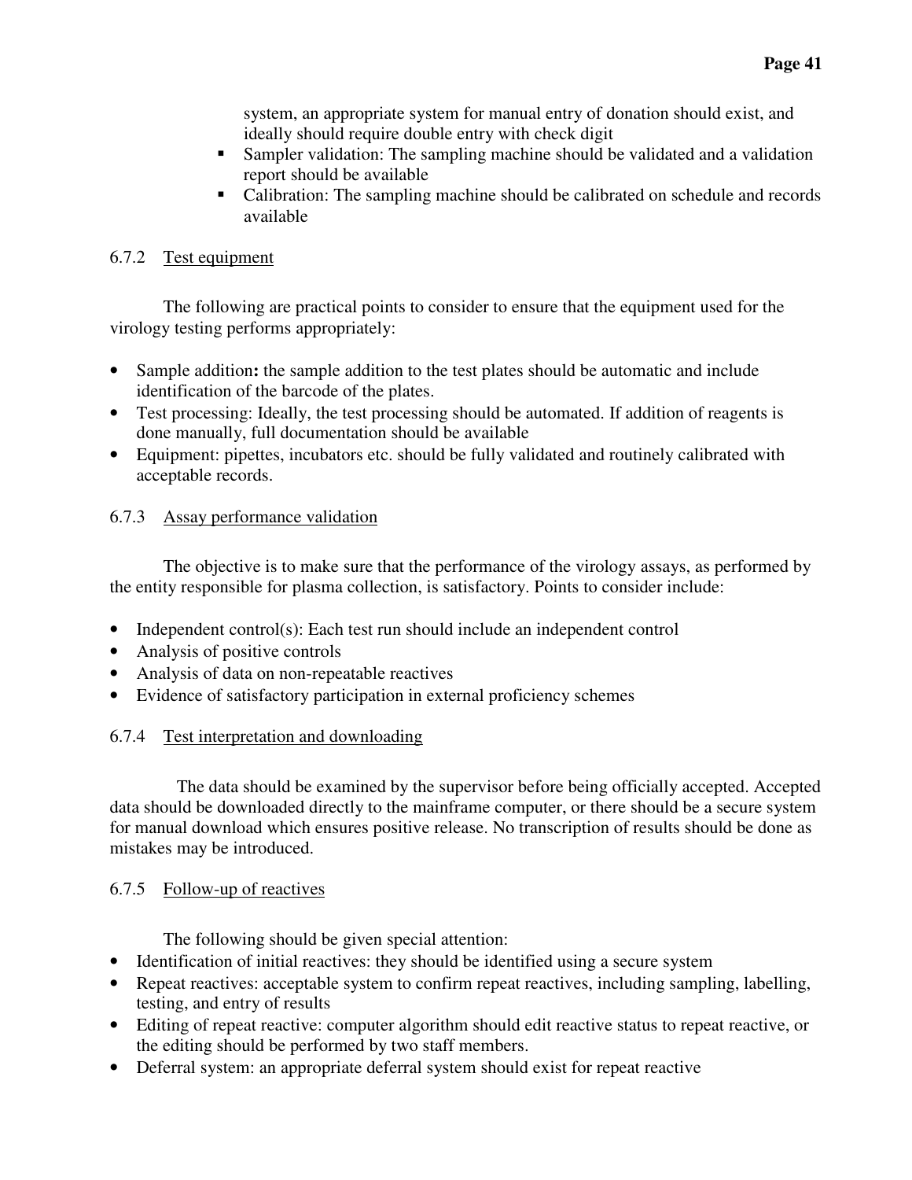system, an appropriate system for manual entry of donation should exist, and ideally should require double entry with check digit

- Sampler validation: The sampling machine should be validated and a validation report should be available
- Calibration: The sampling machine should be calibrated on schedule and records available

### 6.7.2 Test equipment

The following are practical points to consider to ensure that the equipment used for the virology testing performs appropriately:

- Sample addition**:** the sample addition to the test plates should be automatic and include identification of the barcode of the plates.
- Test processing: Ideally, the test processing should be automated. If addition of reagents is done manually, full documentation should be available
- Equipment: pipettes, incubators etc. should be fully validated and routinely calibrated with acceptable records.

### 6.7.3 Assay performance validation

The objective is to make sure that the performance of the virology assays, as performed by the entity responsible for plasma collection, is satisfactory. Points to consider include:

- Independent control(s): Each test run should include an independent control
- Analysis of positive controls
- Analysis of data on non-repeatable reactives
- Evidence of satisfactory participation in external proficiency schemes

### 6.7.4 Test interpretation and downloading

The data should be examined by the supervisor before being officially accepted. Accepted data should be downloaded directly to the mainframe computer, or there should be a secure system for manual download which ensures positive release. No transcription of results should be done as mistakes may be introduced.

### 6.7.5 Follow-up of reactives

The following should be given special attention:

- Identification of initial reactives: they should be identified using a secure system
- Repeat reactives: acceptable system to confirm repeat reactives, including sampling, labelling, testing, and entry of results
- Editing of repeat reactive: computer algorithm should edit reactive status to repeat reactive, or the editing should be performed by two staff members.
- Deferral system: an appropriate deferral system should exist for repeat reactive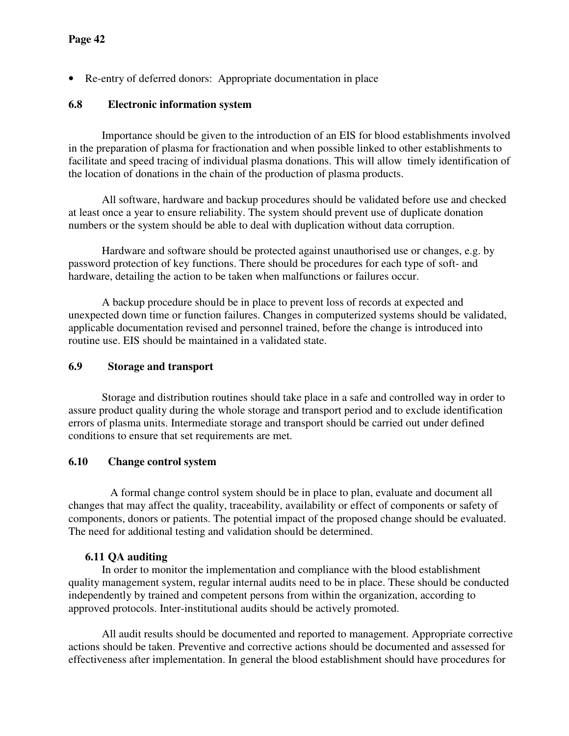- Re-entry of deferred donors: Appropriate documentation in place

### 6.8 Electronic information system

Importance should be given to the introduction of an EIS for blood establishments involved in the preparation of plasma for fractionation and when possible linked to other establishments to facilitate and speed tracing of individual plasma donations. This will allow timely identification of the location of donations in the chain of the production of plasma products.

All software, hardware and backup procedures should be validated before use and checked at least once a year to ensure reliability. The system should prevent use of duplicate donation numbers or the system should be able to deal with duplication without data corruption.

Hardware and software should be protected against unauthorised use or changes, e.g. by password protection of key functions. There should be procedures for each type of soft- and hardware, detailing the action to be taken when malfunctions or failures occur.

A backup procedure should be in place to prevent loss of records at expected and unexpected down time or function failures. Changes in computerized systems should be validated, applicable documentation revised and personnel trained, before the change is introduced into routine use. EIS should be maintained in a validated state.

### 6.9 Storage and transport

Storage and distribution routines should take place in a safe and controlled way in order to assure product quality during the whole storage and transport period and to exclude identification errors of plasma units. Intermediate storage and transport should be carried out under defined conditions to ensure that set requirements are met.

### 6.10 Change control system

A formal change control system should be in place to plan, evaluate and document all changes that may affect the quality, traceability, availability or effect of components or safety of components, donors or patients. The potential impact of the proposed change should be evaluated. The need for additional testing and validation should be determined.

### 6.11 QA auditing

In order to monitor the implementation and compliance with the blood establishment quality management system, regular internal audits need to be in place. These should be conducted independently by trained and competent persons from within the organization, according to approved protocols. Inter-institutional audits should be actively promoted.

All audit results should be documented and reported to management. Appropriate corrective actions should be taken. Preventive and corrective actions should be documented and assessed for effectiveness after implementation. In general the blood establishment should have procedures for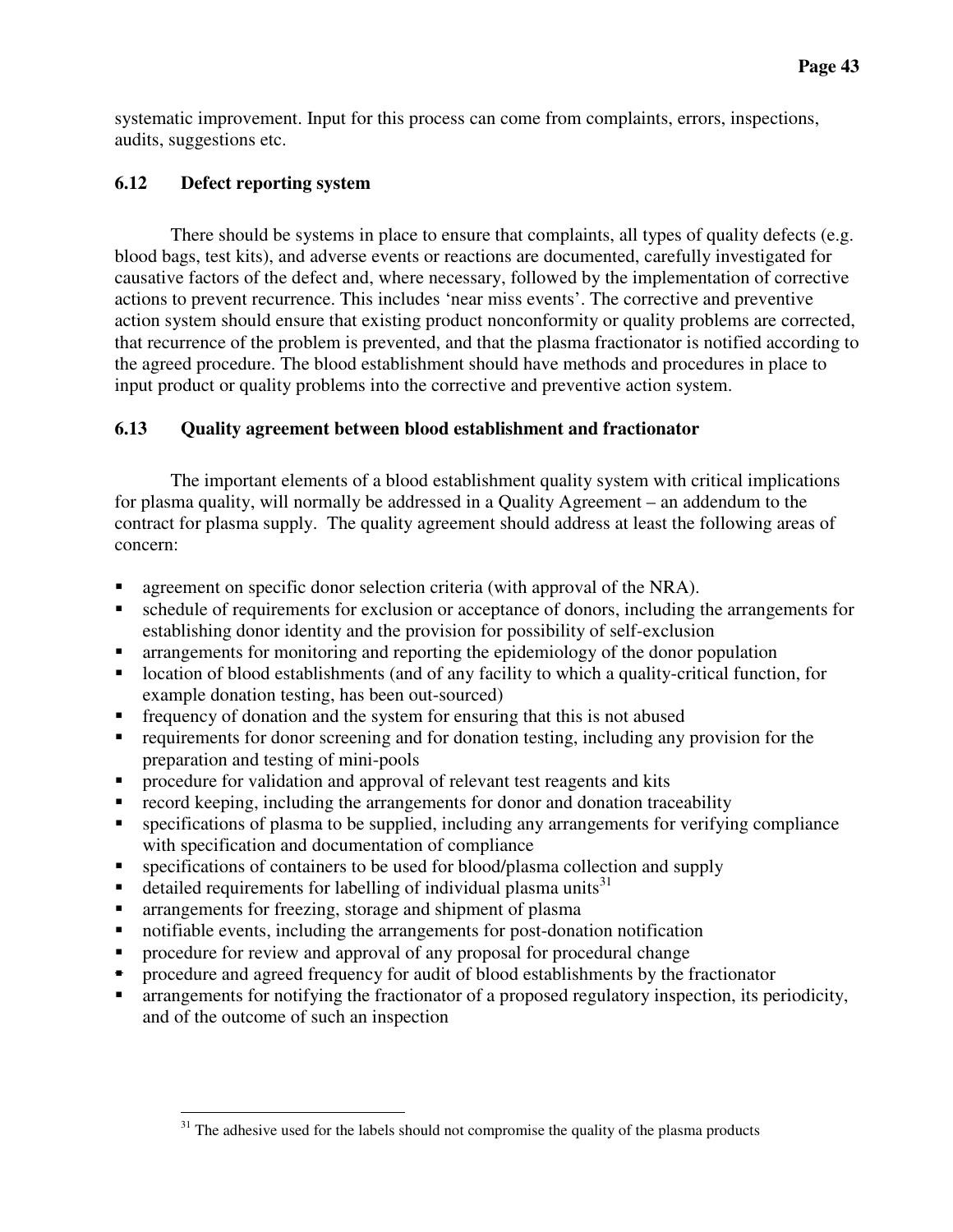systematic improvement. Input for this process can come from complaints, errors, inspections, audits, suggestions etc.

### 6.12 Defect reporting system

There should be systems in place to ensure that complaints, all types of quality defects (e.g. blood bags, test kits), and adverse events or reactions are documented, carefully investigated for causative factors of the defect and, where necessary, followed by the implementation of corrective actions to prevent recurrence. This includes 'near miss events'. The corrective and preventive action system should ensure that existing product nonconformity or quality problems are corrected, that recurrence of the problem is prevented, and that the plasma fractionator is notified according to the agreed procedure. The blood establishment should have methods and procedures in place to input product or quality problems into the corrective and preventive action system.

### 6.13 Quality agreement between blood establishment and fractionator

The important elements of a blood establishment quality system with critical implications for plasma quality, will normally be addressed in a Quality Agreement – an addendum to the contract for plasma supply. The quality agreement should address at least the following areas of concern:

- agreement on specific donor selection criteria (with approval of the NRA).
- schedule of requirements for exclusion or acceptance of donors, including the arrangements for establishing donor identity and the provision for possibility of self-exclusion
- arrangements for monitoring and reporting the epidemiology of the donor population
- location of blood establishments (and of any facility to which a quality-critical function, for example donation testing, has been out-sourced)
- frequency of donation and the system for ensuring that this is not abused
- requirements for donor screening and for donation testing, including any provision for the preparation and testing of mini-pools
- procedure for validation and approval of relevant test reagents and kits
- record keeping, including the arrangements for donor and donation traceability
- specifications of plasma to be supplied, including any arrangements for verifying compliance with specification and documentation of compliance
- specifications of containers to be used for blood/plasma collection and supply
- detailed requirements for labelling of individual plasma units[31]
- arrangements for freezing, storage and shipment of plasma
- notifiable events, including the arrangements for post-donation notification
- procedure for review and approval of any proposal for procedural change
- procedure and agreed frequency for audit of blood establishments by the fractionator
- arrangements for notifying the fractionator of a proposed regulatory inspection, its periodicity, and of the outcome of such an inspection

---

[31] The adhesive used for the labels should not compromise the quality of the plasma products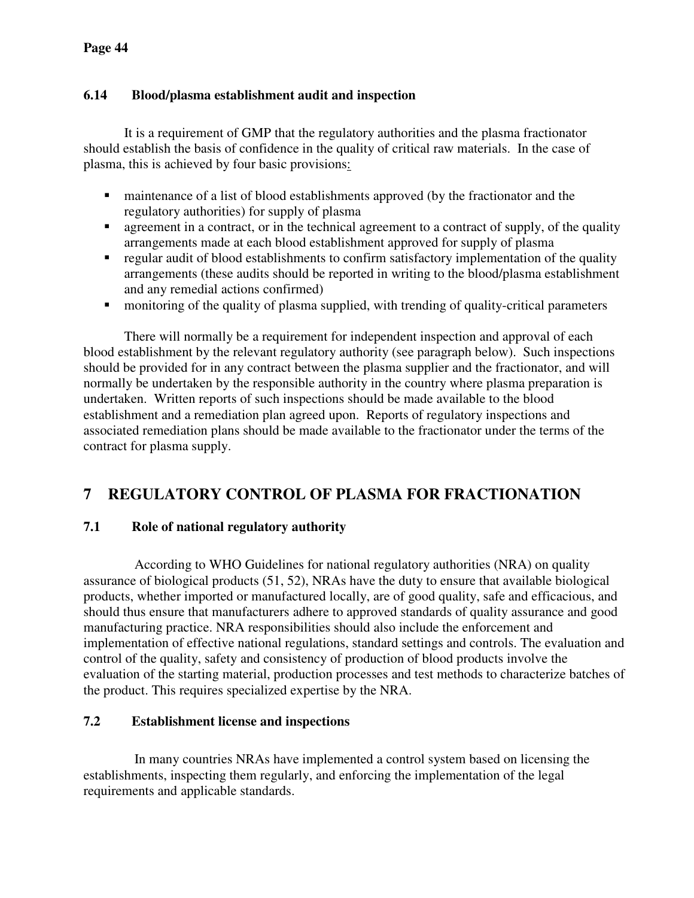### 6.14 Blood/plasma establishment audit and inspection

It is a requirement of GMP that the regulatory authorities and the plasma fractionator should establish the basis of confidence in the quality of critical raw materials. In the case of plasma, this is achieved by four basic provisions:

- maintenance of a list of blood establishments approved (by the fractionator and the regulatory authorities) for supply of plasma
- agreement in a contract, or in the technical agreement to a contract of supply, of the quality arrangements made at each blood establishment approved for supply of plasma
- regular audit of blood establishments to confirm satisfactory implementation of the quality arrangements (these audits should be reported in writing to the blood/plasma establishment and any remedial actions confirmed)
- monitoring of the quality of plasma supplied, with trending of quality-critical parameters

There will normally be a requirement for independent inspection and approval of each blood establishment by the relevant regulatory authority (see paragraph below). Such inspections should be provided for in any contract between the plasma supplier and the fractionator, and will normally be undertaken by the responsible authority in the country where plasma preparation is undertaken. Written reports of such inspections should be made available to the blood establishment and a remediation plan agreed upon. Reports of regulatory inspections and associated remediation plans should be made available to the fractionator under the terms of the contract for plasma supply.

## 7 REGULATORY CONTROL OF PLASMA FOR FRACTIONATION

### 7.1 Role of national regulatory authority

According to WHO Guidelines for national regulatory authorities (NRA) on quality assurance of biological products (51, 52), NRAs have the duty to ensure that available biological products, whether imported or manufactured locally, are of good quality, safe and efficacious, and should thus ensure that manufacturers adhere to approved standards of quality assurance and good manufacturing practice. NRA responsibilities should also include the enforcement and implementation of effective national regulations, standard settings and controls. The evaluation and control of the quality, safety and consistency of production of blood products involve the evaluation of the starting material, production processes and test methods to characterize batches of the product. This requires specialized expertise by the NRA.

### 7.2 Establishment license and inspections

In many countries NRAs have implemented a control system based on licensing the establishments, inspecting them regularly, and enforcing the implementation of the legal requirements and applicable standards.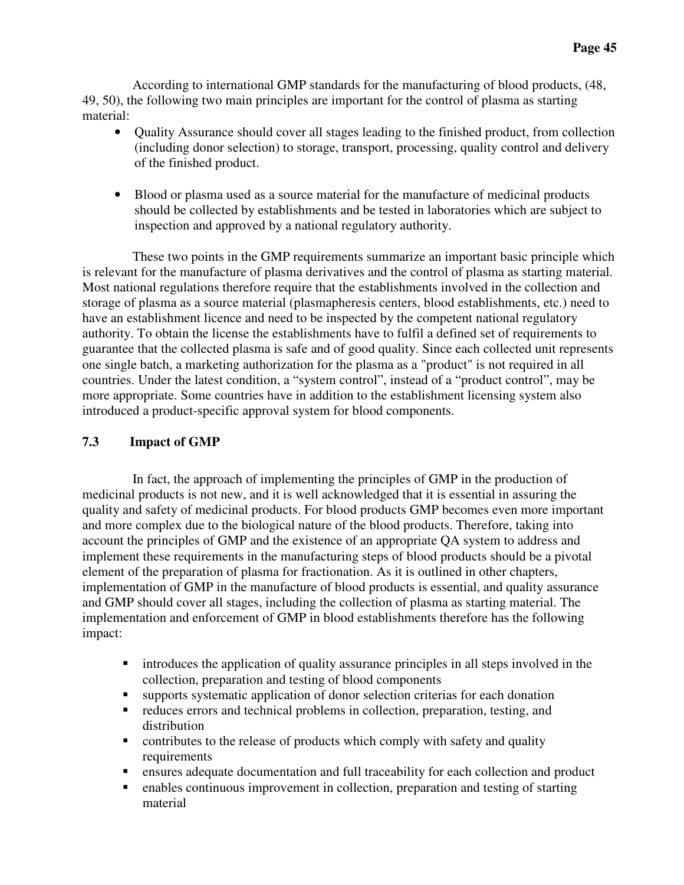According to international GMP standards for the manufacturing of blood products, (48, 49, 50), the following two main principles are important for the control of plasma as starting material:

- Quality Assurance should cover all stages leading to the finished product, from collection (including donor selection) to storage, transport, processing, quality control and delivery of the finished product.
- Blood or plasma used as a source material for the manufacture of medicinal products should be collected by establishments and be tested in laboratories which are subject to inspection and approved by a national regulatory authority.

These two points in the GMP requirements summarize an important basic principle which is relevant for the manufacture of plasma derivatives and the control of plasma as starting material. Most national regulations therefore require that the establishments involved in the collection and storage of plasma as a source material (plasmapheresis centers, blood establishments, etc.) need to have an establishment licence and need to be inspected by the competent national regulatory authority. To obtain the license the establishments have to fulfil a defined set of requirements to guarantee that the collected plasma is safe and of good quality. Since each collected unit represents one single batch, a marketing authorization for the plasma as a "product" is not required in all countries. Under the latest condition, a “system control”, instead of a “product control”, may be more appropriate. Some countries have in addition to the establishment licensing system also introduced a product-specific approval system for blood components.

### 7.3 Impact of GMP

In fact, the approach of implementing the principles of GMP in the production of medicinal products is not new, and it is well acknowledged that it is essential in assuring the quality and safety of medicinal products. For blood products GMP becomes even more important and more complex due to the biological nature of the blood products. Therefore, taking into account the principles of GMP and the existence of an appropriate QA system to address and implement these requirements in the manufacturing steps of blood products should be a pivotal element of the preparation of plasma for fractionation. As it is outlined in other chapters, implementation of GMP in the manufacture of blood products is essential, and quality assurance and GMP should cover all stages, including the collection of plasma as starting material. The implementation and enforcement of GMP in blood establishments therefore has the following impact:

- introduces the application of quality assurance principles in all steps involved in the collection, preparation and testing of blood components
- supports systematic application of donor selection criterias for each donation
- reduces errors and technical problems in collection, preparation, testing, and distribution
- contributes to the release of products which comply with safety and quality requirements
- ensures adequate documentation and full traceability for each collection and product
- enables continuous improvement in collection, preparation and testing of starting material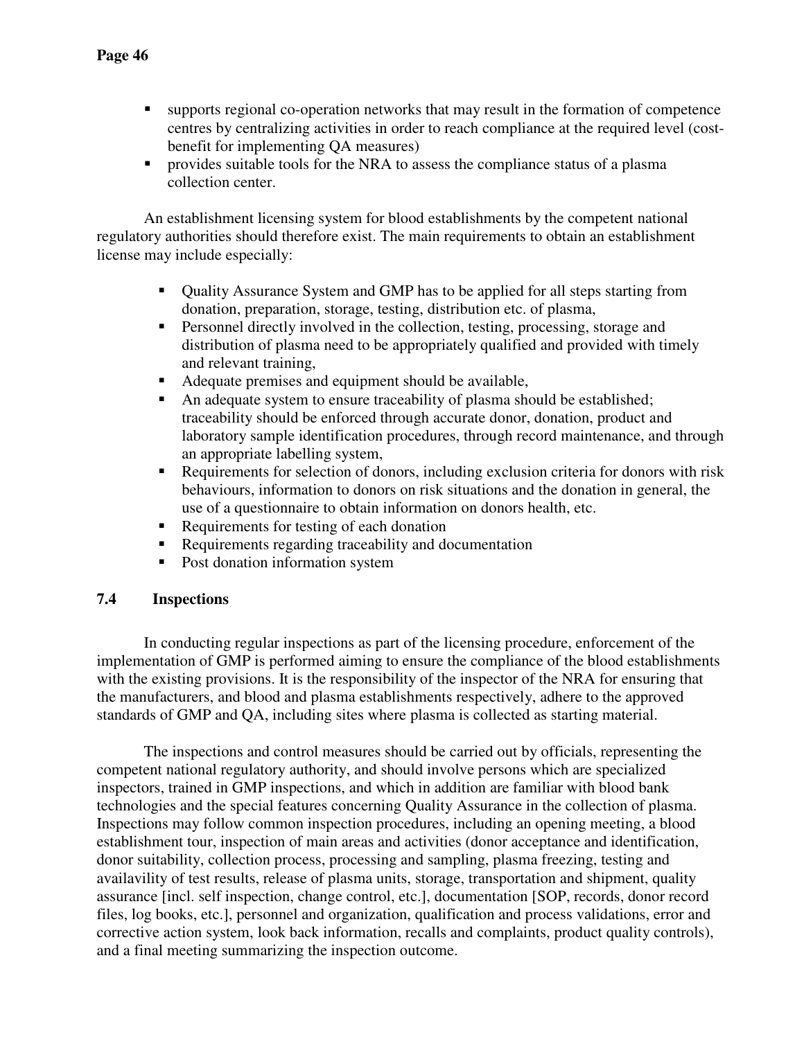- supports regional co-operation networks that may result in the formation of competence centres by centralizing activities in order to reach compliance at the required level (cost-benefit for implementing QA measures)
- provides suitable tools for the NRA to assess the compliance status of a plasma collection center.

An establishment licensing system for blood establishments by the competent national regulatory authorities should therefore exist. The main requirements to obtain an establishment license may include especially:

- Quality Assurance System and GMP has to be applied for all steps starting from donation, preparation, storage, testing, distribution etc. of plasma,
- Personnel directly involved in the collection, testing, processing, storage and distribution of plasma need to be appropriately qualified and provided with timely and relevant training,
- Adequate premises and equipment should be available,
- An adequate system to ensure traceability of plasma should be established; traceability should be enforced through accurate donor, donation, product and laboratory sample identification procedures, through record maintenance, and through an appropriate labelling system,
- Requirements for selection of donors, including exclusion criteria for donors with risk behaviours, information to donors on risk situations and the donation in general, the use of a questionnaire to obtain information on donors health, etc.
- Requirements for testing of each donation
- Requirements regarding traceability and documentation
- Post donation information system

### 7.4 Inspections

In conducting regular inspections as part of the licensing procedure, enforcement of the implementation of GMP is performed aiming to ensure the compliance of the blood establishments with the existing provisions. It is the responsibility of the inspector of the NRA for ensuring that the manufacturers, and blood and plasma establishments respectively, adhere to the approved standards of GMP and QA, including sites where plasma is collected as starting material.

The inspections and control measures should be carried out by officials, representing the competent national regulatory authority, and should involve persons which are specialized inspectors, trained in GMP inspections, and which in addition are familiar with blood bank technologies and the special features concerning Quality Assurance in the collection of plasma. Inspections may follow common inspection procedures, including an opening meeting, a blood establishment tour, inspection of main areas and activities (donor acceptance and identification, donor suitability, collection process, processing and sampling, plasma freezing, testing and availavility of test results, release of plasma units, storage, transportation and shipment, quality assurance [incl. self inspection, change control, etc.], documentation [SOP, records, donor record files, log books, etc.], personnel and organization, qualification and process validations, error and corrective action system, look back information, recalls and complaints, product quality controls), and a final meeting summarizing the inspection outcome.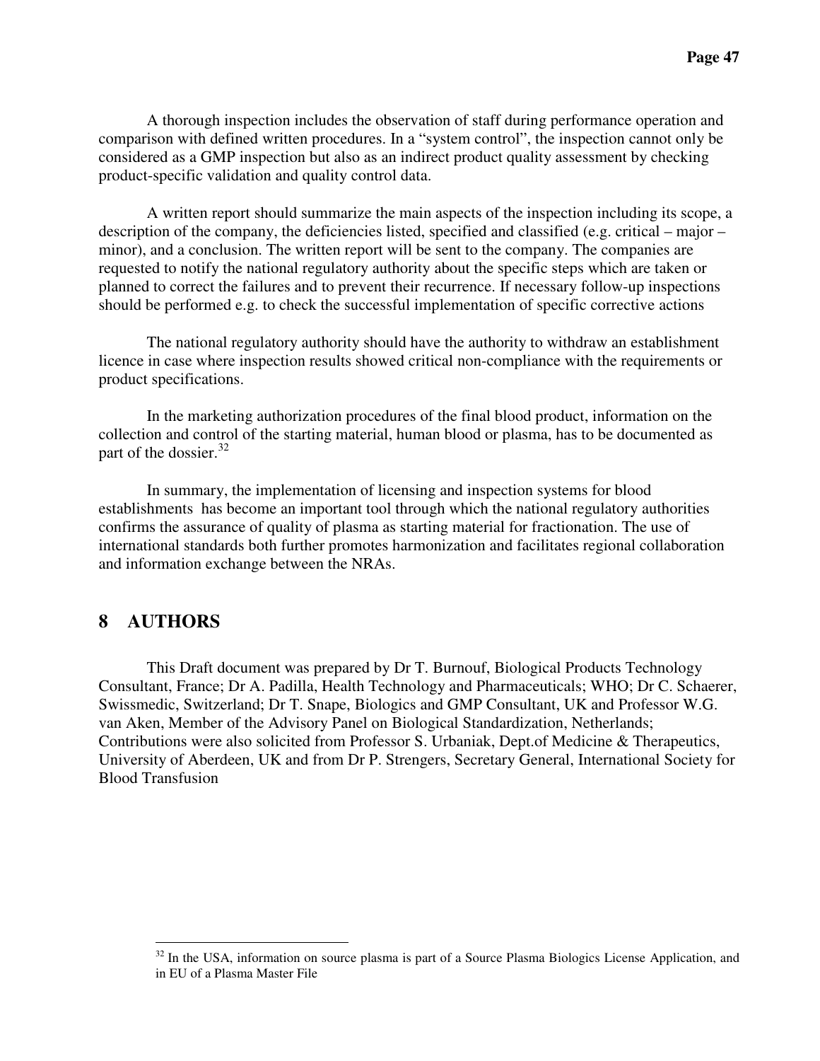A thorough inspection includes the observation of staff during performance operation and comparison with defined written procedures. In a "system control", the inspection cannot only be considered as a GMP inspection but also as an indirect product quality assessment by checking product-specific validation and quality control data.

A written report should summarize the main aspects of the inspection including its scope, a description of the company, the deficiencies listed, specified and classified (e.g. critical – major – minor), and a conclusion. The written report will be sent to the company. The companies are requested to notify the national regulatory authority about the specific steps which are taken or planned to correct the failures and to prevent their recurrence. If necessary follow-up inspections should be performed e.g. to check the successful implementation of specific corrective actions

The national regulatory authority should have the authority to withdraw an establishment licence in case where inspection results showed critical non-compliance with the requirements or product specifications.

In the marketing authorization procedures of the final blood product, information on the collection and control of the starting material, human blood or plasma, has to be documented as part of the dossier.[32]

In summary, the implementation of licensing and inspection systems for blood establishments has become an important tool through which the national regulatory authorities confirms the assurance of quality of plasma as starting material for fractionation. The use of international standards both further promotes harmonization and facilitates regional collaboration and information exchange between the NRAs.

# 8 AUTHORS

This Draft document was prepared by Dr T. Burnouf, Biological Products Technology Consultant, France; Dr A. Padilla, Health Technology and Pharmaceuticals; WHO; Dr C. Schaerer, Swissmedic, Switzerland; Dr T. Snape, Biologics and GMP Consultant, UK and Professor W.G. van Aken, Member of the Advisory Panel on Biological Standardization, Netherlands; Contributions were also solicited from Professor S. Urbaniak, Dept.of Medicine & Therapeutics, University of Aberdeen, UK and from Dr P. Strengers, Secretary General, International Society for Blood Transfusion

---

[32] In the USA, information on source plasma is part of a Source Plasma Biologics License Application, and in EU of a Plasma Master File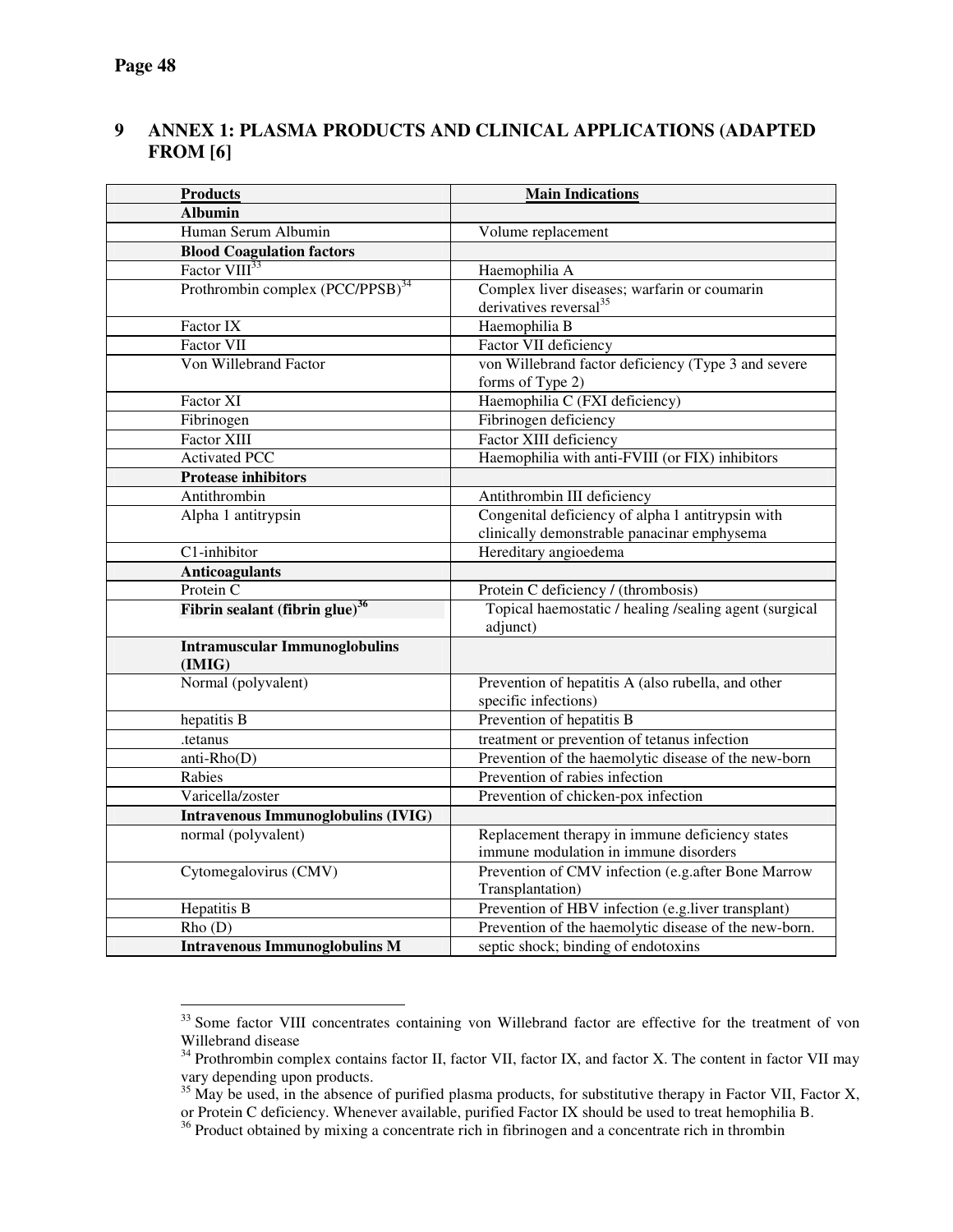# 9 ANNEX 1: PLASMA PRODUCTS AND CLINICAL APPLICATIONS (ADAPTED FROM [6]

| Products | Main Indications |
|---|---|
| **Albumin** | |
| Human Serum Albumin | Volume replacement |
| **Blood Coagulation factors** | |
| Factor VIII[33] | Haemophilia A |
| Prothrombin complex (PCC/PPSB)[34] | Complex liver diseases; warfarin or coumarin derivatives reversal[35] |
| Factor IX | Haemophilia B |
| Factor VII | Factor VII deficiency |
| Von Willebrand Factor | von Willebrand factor deficiency (Type 3 and severe forms of Type 2) |
| Factor XI | Haemophilia C (FXI deficiency) |
| Fibrinogen | Fibrinogen deficiency |
| Factor XIII | Factor XIII deficiency |
| Activated PCC | Haemophilia with anti-FVIII (or FIX) inhibitors |
| **Protease inhibitors** | |
| Antithrombin | Antithrombin III deficiency |
| Alpha 1 antitrypsin | Congenital deficiency of alpha 1 antitrypsin with clinically demonstrable panacinar emphysema |
| C1-inhibitor | Hereditary angioedema |
| **Anticoagulants** | |
| Protein C | Protein C deficiency / (thrombosis) |
| **Fibrin sealant (fibrin glue)[36]** | Topical haemostatic / healing /sealing agent (surgical adjunct) |
| **Intramuscular Immunoglobulins (IMIG)** | |
| Normal (polyvalent) | Prevention of hepatitis A (also rubella, and other specific infections) |
| hepatitis B | Prevention of hepatitis B |
| .tetanus | treatment or prevention of tetanus infection |
| anti-Rho(D) | Prevention of the haemolytic disease of the new-born |
| Rabies | Prevention of rabies infection |
| Varicella/zoster | Prevention of chicken-pox infection |
| **Intravenous Immunoglobulins (IVIG)** | |
| normal (polyvalent) | Replacement therapy in immune deficiency states immune modulation in immune disorders |
| Cytomegalovirus (CMV) | Prevention of CMV infection (e.g.after Bone Marrow Transplantation) |
| Hepatitis B | Prevention of HBV infection (e.g.liver transplant) |
| Rho (D) | Prevention of the haemolytic disease of the new-born. |
| **Intravenous Immunoglobulins M** | septic shock; binding of endotoxins |

[33] Some factor VIII concentrates containing von Willebrand factor are effective for the treatment of von Willebrand disease

[34] Prothrombin complex contains factor II, factor VII, factor IX, and factor X. The content in factor VII may vary depending upon products.

[35] May be used, in the absence of purified plasma products, for substitutive therapy in Factor VII, Factor X, or Protein C deficiency. Whenever available, purified Factor IX should be used to treat hemophilia B.

[36] Product obtained by mixing a concentrate rich in fibrinogen and a concentrate rich in thrombin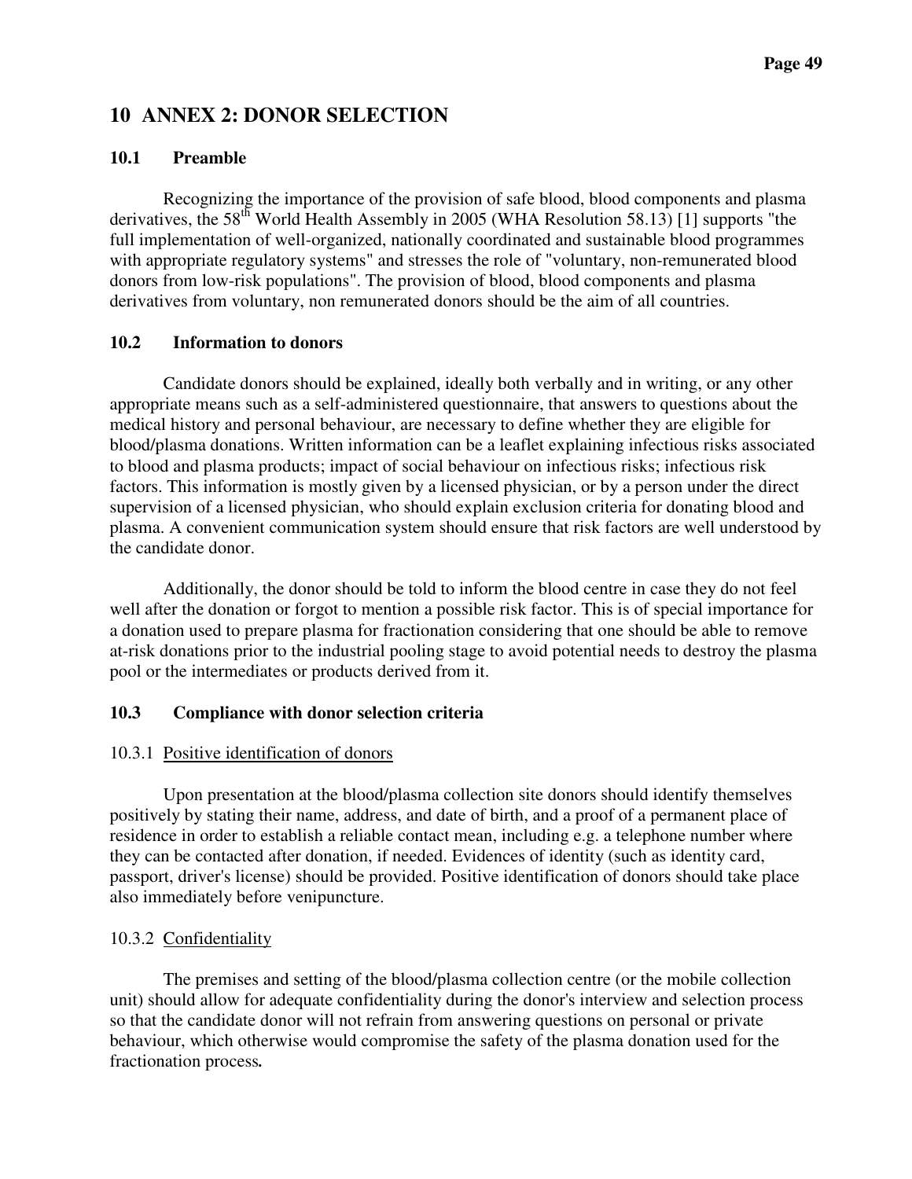# 10 ANNEX 2: DONOR SELECTION

## 10.1 Preamble

Recognizing the importance of the provision of safe blood, blood components and plasma derivatives, the 58th World Health Assembly in 2005 (WHA Resolution 58.13) [1] supports "the full implementation of well-organized, nationally coordinated and sustainable blood programmes with appropriate regulatory systems" and stresses the role of "voluntary, non-remunerated blood donors from low-risk populations". The provision of blood, blood components and plasma derivatives from voluntary, non remunerated donors should be the aim of all countries.

## 10.2 Information to donors

Candidate donors should be explained, ideally both verbally and in writing, or any other appropriate means such as a self-administered questionnaire, that answers to questions about the medical history and personal behaviour, are necessary to define whether they are eligible for blood/plasma donations. Written information can be a leaflet explaining infectious risks associated to blood and plasma products; impact of social behaviour on infectious risks; infectious risk factors. This information is mostly given by a licensed physician, or by a person under the direct supervision of a licensed physician, who should explain exclusion criteria for donating blood and plasma. A convenient communication system should ensure that risk factors are well understood by the candidate donor.

Additionally, the donor should be told to inform the blood centre in case they do not feel well after the donation or forgot to mention a possible risk factor. This is of special importance for a donation used to prepare plasma for fractionation considering that one should be able to remove at-risk donations prior to the industrial pooling stage to avoid potential needs to destroy the plasma pool or the intermediates or products derived from it.

## 10.3 Compliance with donor selection criteria

### 10.3.1 Positive identification of donors

Upon presentation at the blood/plasma collection site donors should identify themselves positively by stating their name, address, and date of birth, and a proof of a permanent place of residence in order to establish a reliable contact mean, including e.g. a telephone number where they can be contacted after donation, if needed. Evidences of identity (such as identity card, passport, driver's license) should be provided. Positive identification of donors should take place also immediately before venipuncture.

### 10.3.2 Confidentiality

The premises and setting of the blood/plasma collection centre (or the mobile collection unit) should allow for adequate confidentiality during the donor's interview and selection process so that the candidate donor will not refrain from answering questions on personal or private behaviour, which otherwise would compromise the safety of the plasma donation used for the fractionation process**.**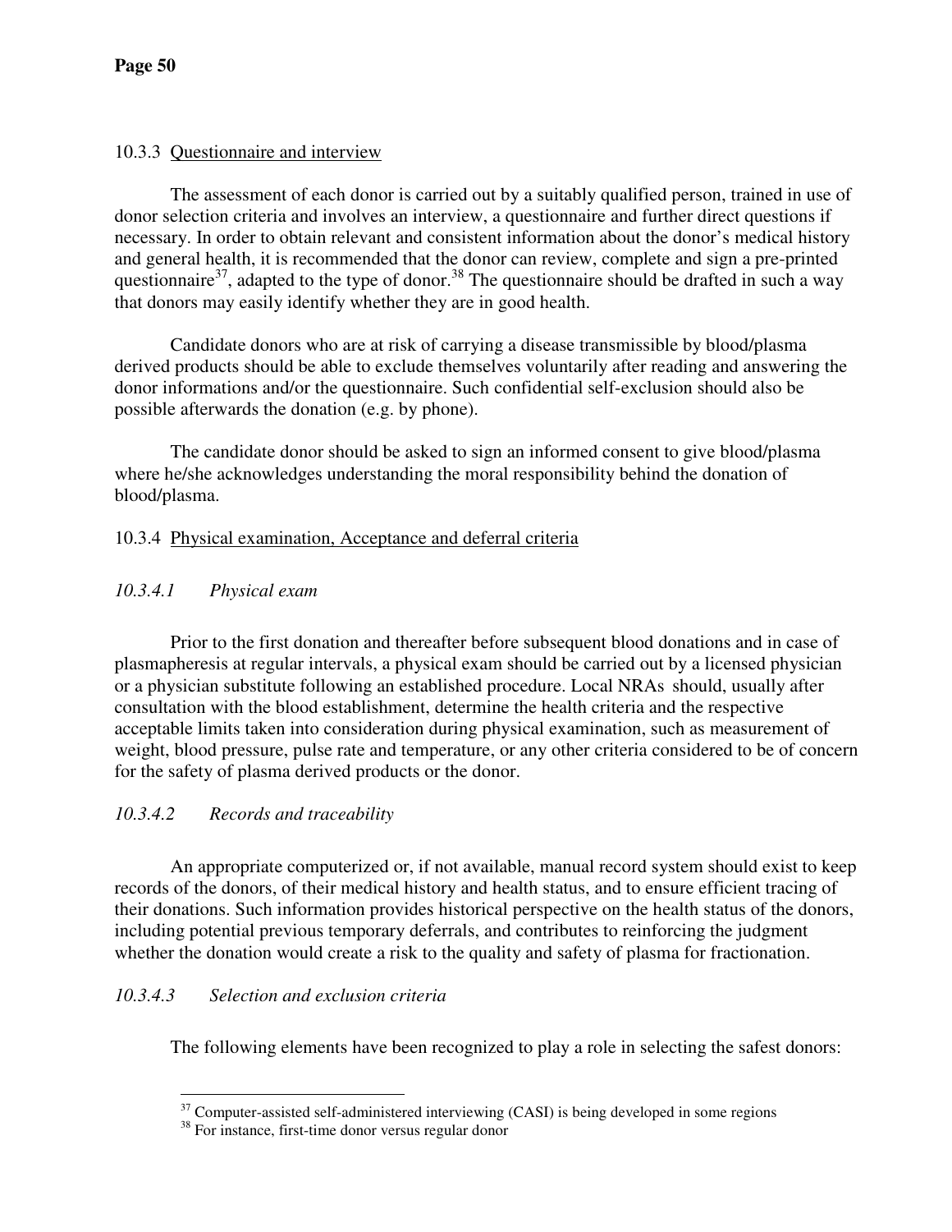#### 10.3.3 Questionnaire and interview

The assessment of each donor is carried out by a suitably qualified person, trained in use of donor selection criteria and involves an interview, a questionnaire and further direct questions if necessary. In order to obtain relevant and consistent information about the donor's medical history and general health, it is recommended that the donor can review, complete and sign a pre-printed questionnaire[37], adapted to the type of donor.[38] The questionnaire should be drafted in such a way that donors may easily identify whether they are in good health.

Candidate donors who are at risk of carrying a disease transmissible by blood/plasma derived products should be able to exclude themselves voluntarily after reading and answering the donor informations and/or the questionnaire. Such confidential self-exclusion should also be possible afterwards the donation (e.g. by phone).

The candidate donor should be asked to sign an informed consent to give blood/plasma where he/she acknowledges understanding the moral responsibility behind the donation of blood/plasma.

#### 10.3.4 Physical examination, Acceptance and deferral criteria

##### *10.3.4.1 Physical exam*

Prior to the first donation and thereafter before subsequent blood donations and in case of plasmapheresis at regular intervals, a physical exam should be carried out by a licensed physician or a physician substitute following an established procedure. Local NRAs should, usually after consultation with the blood establishment, determine the health criteria and the respective acceptable limits taken into consideration during physical examination, such as measurement of weight, blood pressure, pulse rate and temperature, or any other criteria considered to be of concern for the safety of plasma derived products or the donor.

##### *10.3.4.2 Records and traceability*

An appropriate computerized or, if not available, manual record system should exist to keep records of the donors, of their medical history and health status, and to ensure efficient tracing of their donations. Such information provides historical perspective on the health status of the donors, including potential previous temporary deferrals, and contributes to reinforcing the judgment whether the donation would create a risk to the quality and safety of plasma for fractionation.

##### *10.3.4.3 Selection and exclusion criteria*

The following elements have been recognized to play a role in selecting the safest donors:

---

[37] Computer-assisted self-administered interviewing (CASI) is being developed in some regions

[38] For instance, first-time donor versus regular donor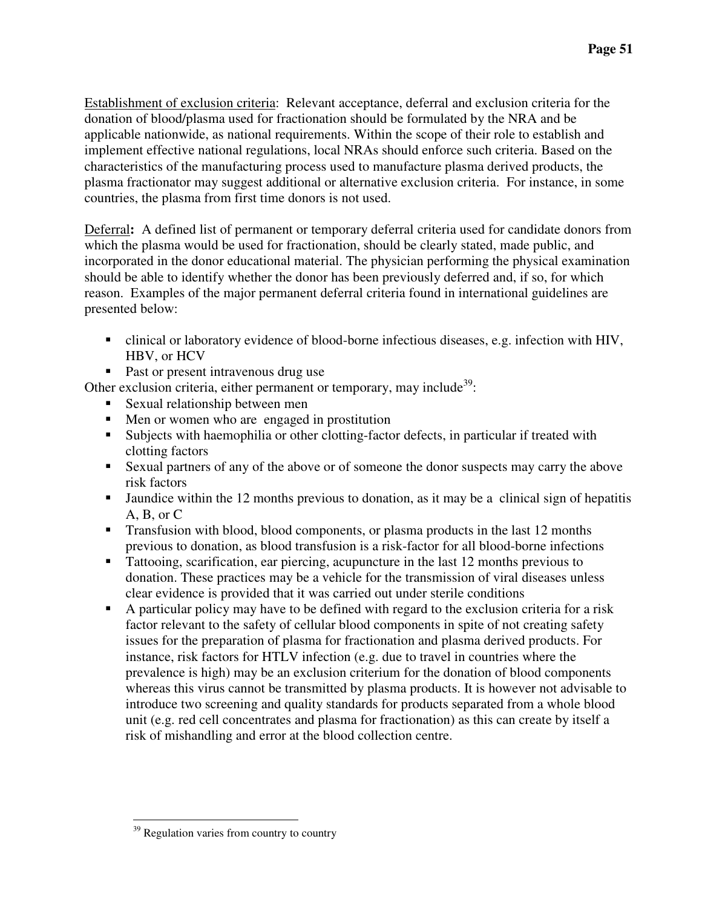Establishment of exclusion criteria: Relevant acceptance, deferral and exclusion criteria for the donation of blood/plasma used for fractionation should be formulated by the NRA and be applicable nationwide, as national requirements. Within the scope of their role to establish and implement effective national regulations, local NRAs should enforce such criteria. Based on the characteristics of the manufacturing process used to manufacture plasma derived products, the plasma fractionator may suggest additional or alternative exclusion criteria. For instance, in some countries, the plasma from first time donors is not used.

Deferral**:** A defined list of permanent or temporary deferral criteria used for candidate donors from which the plasma would be used for fractionation, should be clearly stated, made public, and incorporated in the donor educational material. The physician performing the physical examination should be able to identify whether the donor has been previously deferred and, if so, for which reason. Examples of the major permanent deferral criteria found in international guidelines are presented below:

- clinical or laboratory evidence of blood-borne infectious diseases, e.g. infection with HIV, HBV, or HCV
- Past or present intravenous drug use

Other exclusion criteria, either permanent or temporary, may include[39]:

- Sexual relationship between men
- Men or women who are engaged in prostitution
- Subjects with haemophilia or other clotting-factor defects, in particular if treated with clotting factors
- Sexual partners of any of the above or of someone the donor suspects may carry the above risk factors
- Jaundice within the 12 months previous to donation, as it may be a clinical sign of hepatitis A, B, or C
- Transfusion with blood, blood components, or plasma products in the last 12 months previous to donation, as blood transfusion is a risk-factor for all blood-borne infections
- Tattooing, scarification, ear piercing, acupuncture in the last 12 months previous to donation. These practices may be a vehicle for the transmission of viral diseases unless clear evidence is provided that it was carried out under sterile conditions
- A particular policy may have to be defined with regard to the exclusion criteria for a risk factor relevant to the safety of cellular blood components in spite of not creating safety issues for the preparation of plasma for fractionation and plasma derived products. For instance, risk factors for HTLV infection (e.g. due to travel in countries where the prevalence is high) may be an exclusion criterium for the donation of blood components whereas this virus cannot be transmitted by plasma products. It is however not advisable to introduce two screening and quality standards for products separated from a whole blood unit (e.g. red cell concentrates and plasma for fractionation) as this can create by itself a risk of mishandling and error at the blood collection centre.

[39] Regulation varies from country to country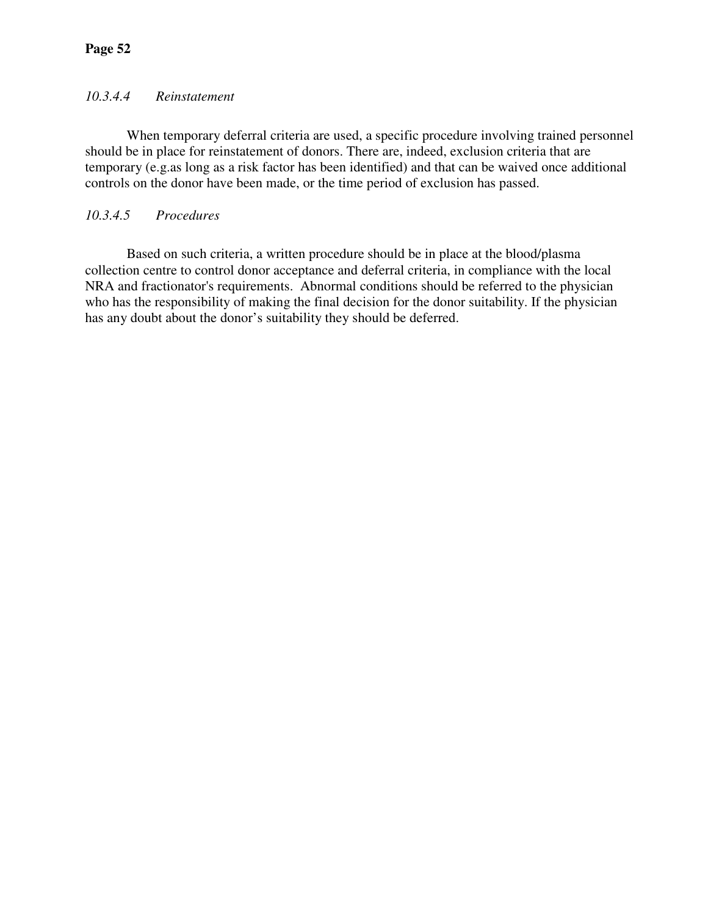#### *10.3.4.4 Reinstatement*

When temporary deferral criteria are used, a specific procedure involving trained personnel should be in place for reinstatement of donors. There are, indeed, exclusion criteria that are temporary (e.g.as long as a risk factor has been identified) and that can be waived once additional controls on the donor have been made, or the time period of exclusion has passed.

#### *10.3.4.5 Procedures*

Based on such criteria, a written procedure should be in place at the blood/plasma collection centre to control donor acceptance and deferral criteria, in compliance with the local NRA and fractionator's requirements. Abnormal conditions should be referred to the physician who has the responsibility of making the final decision for the donor suitability. If the physician has any doubt about the donor's suitability they should be deferred.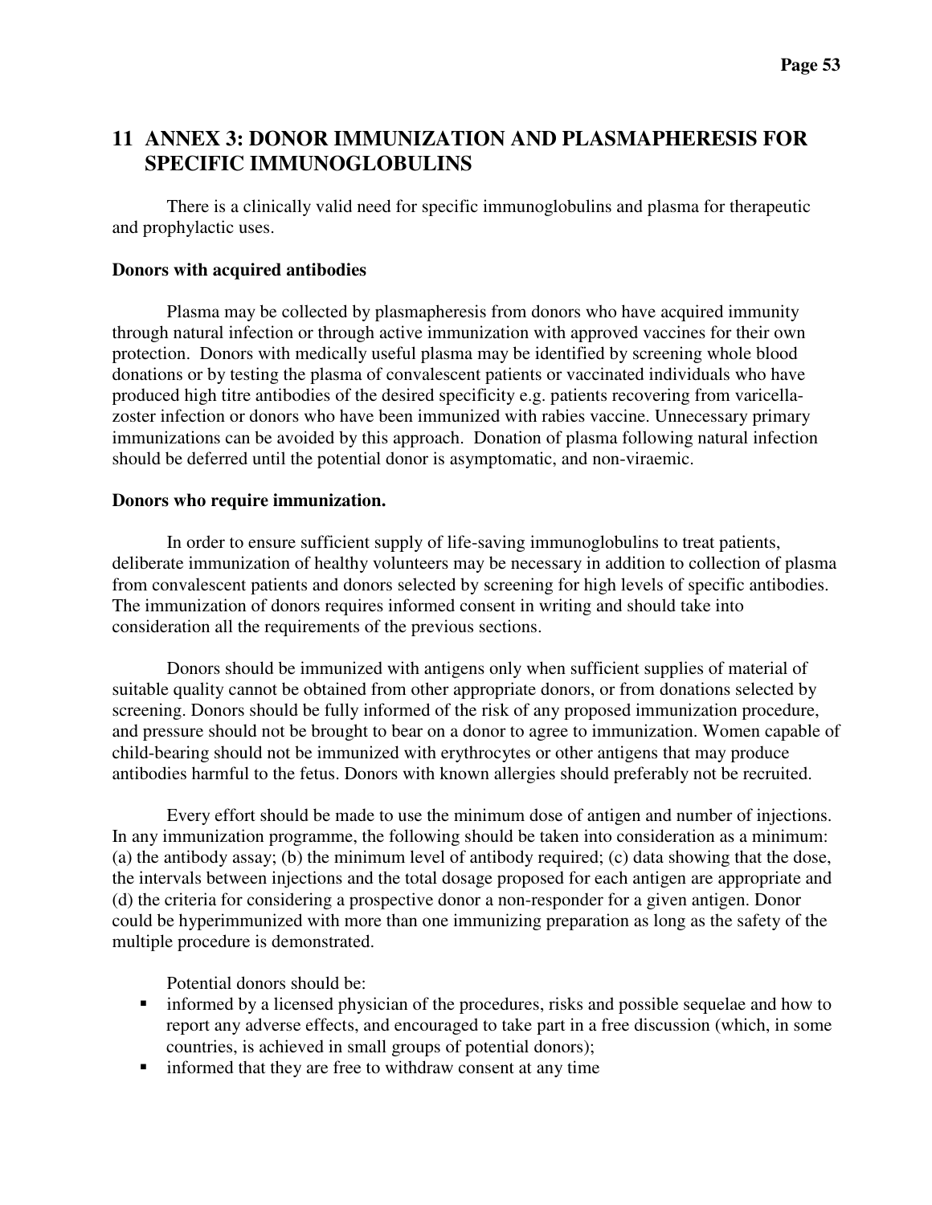# 11 ANNEX 3: DONOR IMMUNIZATION AND PLASMAPHERESIS FOR SPECIFIC IMMUNOGLOBULINS

There is a clinically valid need for specific immunoglobulins and plasma for therapeutic and prophylactic uses.

**Donors with acquired antibodies**

Plasma may be collected by plasmapheresis from donors who have acquired immunity through natural infection or through active immunization with approved vaccines for their own protection. Donors with medically useful plasma may be identified by screening whole blood donations or by testing the plasma of convalescent patients or vaccinated individuals who have produced high titre antibodies of the desired specificity e.g. patients recovering from varicella-zoster infection or donors who have been immunized with rabies vaccine. Unnecessary primary immunizations can be avoided by this approach. Donation of plasma following natural infection should be deferred until the potential donor is asymptomatic, and non-viraemic.

**Donors who require immunization.**

In order to ensure sufficient supply of life-saving immunoglobulins to treat patients, deliberate immunization of healthy volunteers may be necessary in addition to collection of plasma from convalescent patients and donors selected by screening for high levels of specific antibodies. The immunization of donors requires informed consent in writing and should take into consideration all the requirements of the previous sections.

Donors should be immunized with antigens only when sufficient supplies of material of suitable quality cannot be obtained from other appropriate donors, or from donations selected by screening. Donors should be fully informed of the risk of any proposed immunization procedure, and pressure should not be brought to bear on a donor to agree to immunization. Women capable of child-bearing should not be immunized with erythrocytes or other antigens that may produce antibodies harmful to the fetus. Donors with known allergies should preferably not be recruited.

Every effort should be made to use the minimum dose of antigen and number of injections. In any immunization programme, the following should be taken into consideration as a minimum: (a) the antibody assay; (b) the minimum level of antibody required; (c) data showing that the dose, the intervals between injections and the total dosage proposed for each antigen are appropriate and (d) the criteria for considering a prospective donor a non-responder for a given antigen. Donor could be hyperimmunized with more than one immunizing preparation as long as the safety of the multiple procedure is demonstrated.

Potential donors should be:

- informed by a licensed physician of the procedures, risks and possible sequelae and how to report any adverse effects, and encouraged to take part in a free discussion (which, in some countries, is achieved in small groups of potential donors);
- informed that they are free to withdraw consent at any time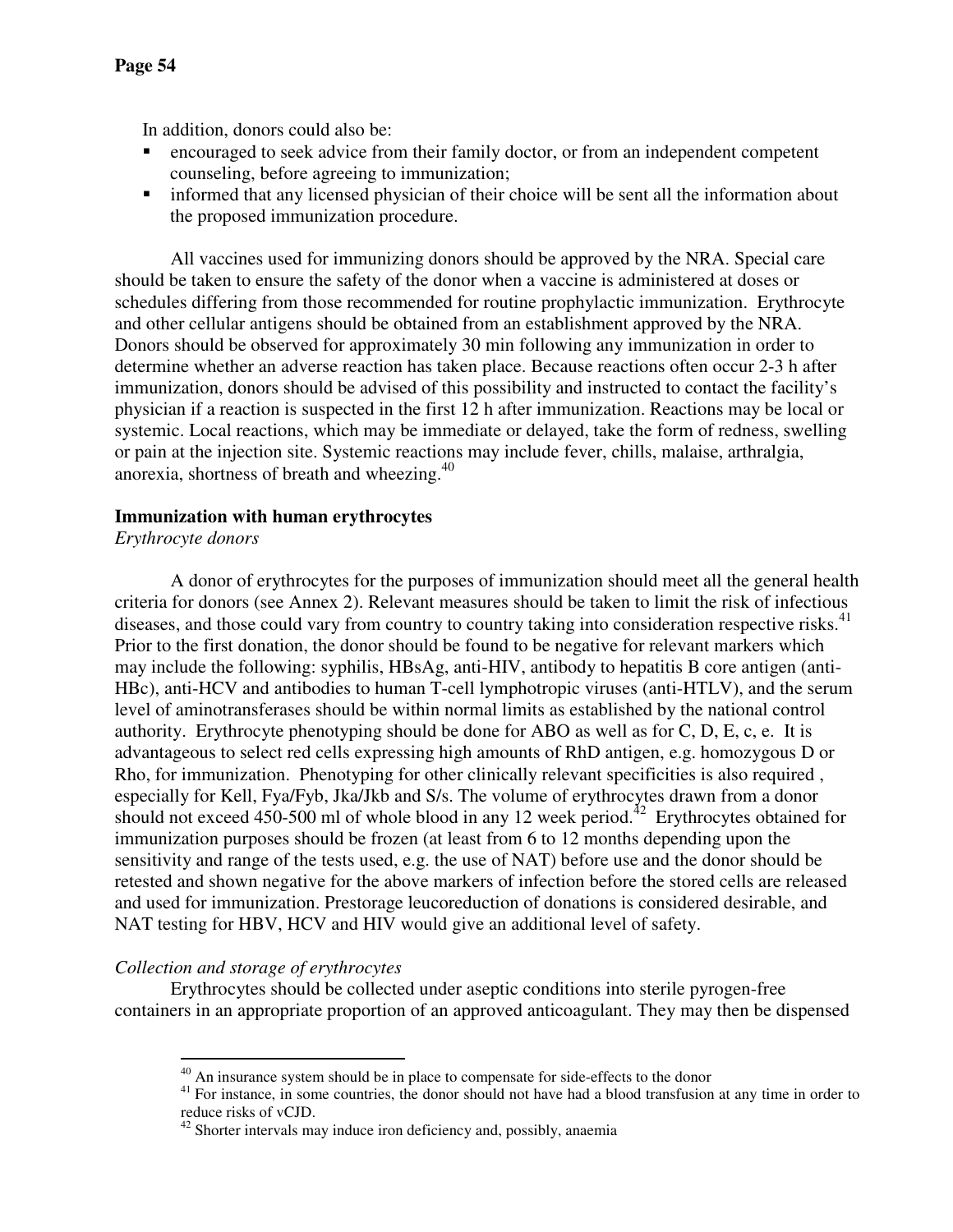In addition, donors could also be:

- encouraged to seek advice from their family doctor, or from an independent competent counseling, before agreeing to immunization;
- informed that any licensed physician of their choice will be sent all the information about the proposed immunization procedure.

All vaccines used for immunizing donors should be approved by the NRA. Special care should be taken to ensure the safety of the donor when a vaccine is administered at doses or schedules differing from those recommended for routine prophylactic immunization. Erythrocyte and other cellular antigens should be obtained from an establishment approved by the NRA. Donors should be observed for approximately 30 min following any immunization in order to determine whether an adverse reaction has taken place. Because reactions often occur 2-3 h after immunization, donors should be advised of this possibility and instructed to contact the facility's physician if a reaction is suspected in the first 12 h after immunization. Reactions may be local or systemic. Local reactions, which may be immediate or delayed, take the form of redness, swelling or pain at the injection site. Systemic reactions may include fever, chills, malaise, arthralgia, anorexia, shortness of breath and wheezing.[40]

**Immunization with human erythrocytes**

*Erythrocyte donors*

A donor of erythrocytes for the purposes of immunization should meet all the general health criteria for donors (see Annex 2). Relevant measures should be taken to limit the risk of infectious diseases, and those could vary from country to country taking into consideration respective risks.[41] Prior to the first donation, the donor should be found to be negative for relevant markers which may include the following: syphilis, HBsAg, anti-HIV, antibody to hepatitis B core antigen (anti-HBc), anti-HCV and antibodies to human T-cell lymphotropic viruses (anti-HTLV), and the serum level of aminotransferases should be within normal limits as established by the national control authority. Erythrocyte phenotyping should be done for ABO as well as for C, D, E, c, e. It is advantageous to select red cells expressing high amounts of RhD antigen, e.g. homozygous D or Rho, for immunization. Phenotyping for other clinically relevant specificities is also required , especially for Kell, Fya/Fyb, Jka/Jkb and S/s. The volume of erythrocytes drawn from a donor should not exceed 450-500 ml of whole blood in any 12 week period.[42] Erythrocytes obtained for immunization purposes should be frozen (at least from 6 to 12 months depending upon the sensitivity and range of the tests used, e.g. the use of NAT) before use and the donor should be retested and shown negative for the above markers of infection before the stored cells are released and used for immunization. Prestorage leucoreduction of donations is considered desirable, and NAT testing for HBV, HCV and HIV would give an additional level of safety.

*Collection and storage of erythrocytes*

Erythrocytes should be collected under aseptic conditions into sterile pyrogen-free containers in an appropriate proportion of an approved anticoagulant. They may then be dispensed

---

[40] An insurance system should be in place to compensate for side-effects to the donor

[41] For instance, in some countries, the donor should not have had a blood transfusion at any time in order to reduce risks of vCJD.

[42] Shorter intervals may induce iron deficiency and, possibly, anaemia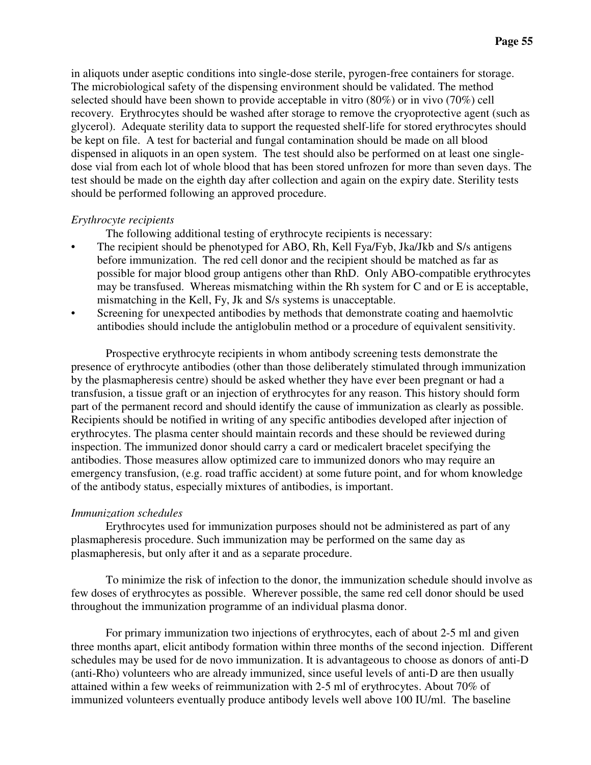in aliquots under aseptic conditions into single-dose sterile, pyrogen-free containers for storage. The microbiological safety of the dispensing environment should be validated. The method selected should have been shown to provide acceptable in vitro (80%) or in vivo (70%) cell recovery. Erythrocytes should be washed after storage to remove the cryoprotective agent (such as glycerol). Adequate sterility data to support the requested shelf-life for stored erythrocytes should be kept on file. A test for bacterial and fungal contamination should be made on all blood dispensed in aliquots in an open system. The test should also be performed on at least one single-dose vial from each lot of whole blood that has been stored unfrozen for more than seven days. The test should be made on the eighth day after collection and again on the expiry date. Sterility tests should be performed following an approved procedure.

*Erythrocyte recipients*

The following additional testing of erythrocyte recipients is necessary:

- The recipient should be phenotyped for ABO, Rh, Kell Fya/Fyb, Jka/Jkb and S/s antigens before immunization. The red cell donor and the recipient should be matched as far as possible for major blood group antigens other than RhD. Only ABO-compatible erythrocytes may be transfused. Whereas mismatching within the Rh system for C and or E is acceptable, mismatching in the Kell, Fy, Jk and S/s systems is unacceptable.
- Screening for unexpected antibodies by methods that demonstrate coating and haemolvtic antibodies should include the antiglobulin method or a procedure of equivalent sensitivity.

Prospective erythrocyte recipients in whom antibody screening tests demonstrate the presence of erythrocyte antibodies (other than those deliberately stimulated through immunization by the plasmapheresis centre) should be asked whether they have ever been pregnant or had a transfusion, a tissue graft or an injection of erythrocytes for any reason. This history should form part of the permanent record and should identify the cause of immunization as clearly as possible. Recipients should be notified in writing of any specific antibodies developed after injection of erythrocytes. The plasma center should maintain records and these should be reviewed during inspection. The immunized donor should carry a card or medicalert bracelet specifying the antibodies. Those measures allow optimized care to immunized donors who may require an emergency transfusion, (e.g. road traffic accident) at some future point, and for whom knowledge of the antibody status, especially mixtures of antibodies, is important.

*Immunization schedules*

Erythrocytes used for immunization purposes should not be administered as part of any plasmapheresis procedure. Such immunization may be performed on the same day as plasmapheresis, but only after it and as a separate procedure.

To minimize the risk of infection to the donor, the immunization schedule should involve as few doses of erythrocytes as possible. Wherever possible, the same red cell donor should be used throughout the immunization programme of an individual plasma donor.

For primary immunization two injections of erythrocytes, each of about 2-5 ml and given three months apart, elicit antibody formation within three months of the second injection. Different schedules may be used for de novo immunization. It is advantageous to choose as donors of anti-D (anti-Rho) volunteers who are already immunized, since useful levels of anti-D are then usually attained within a few weeks of reimmunization with 2-5 ml of erythrocytes. About 70% of immunized volunteers eventually produce antibody levels well above 100 IU/ml. The baseline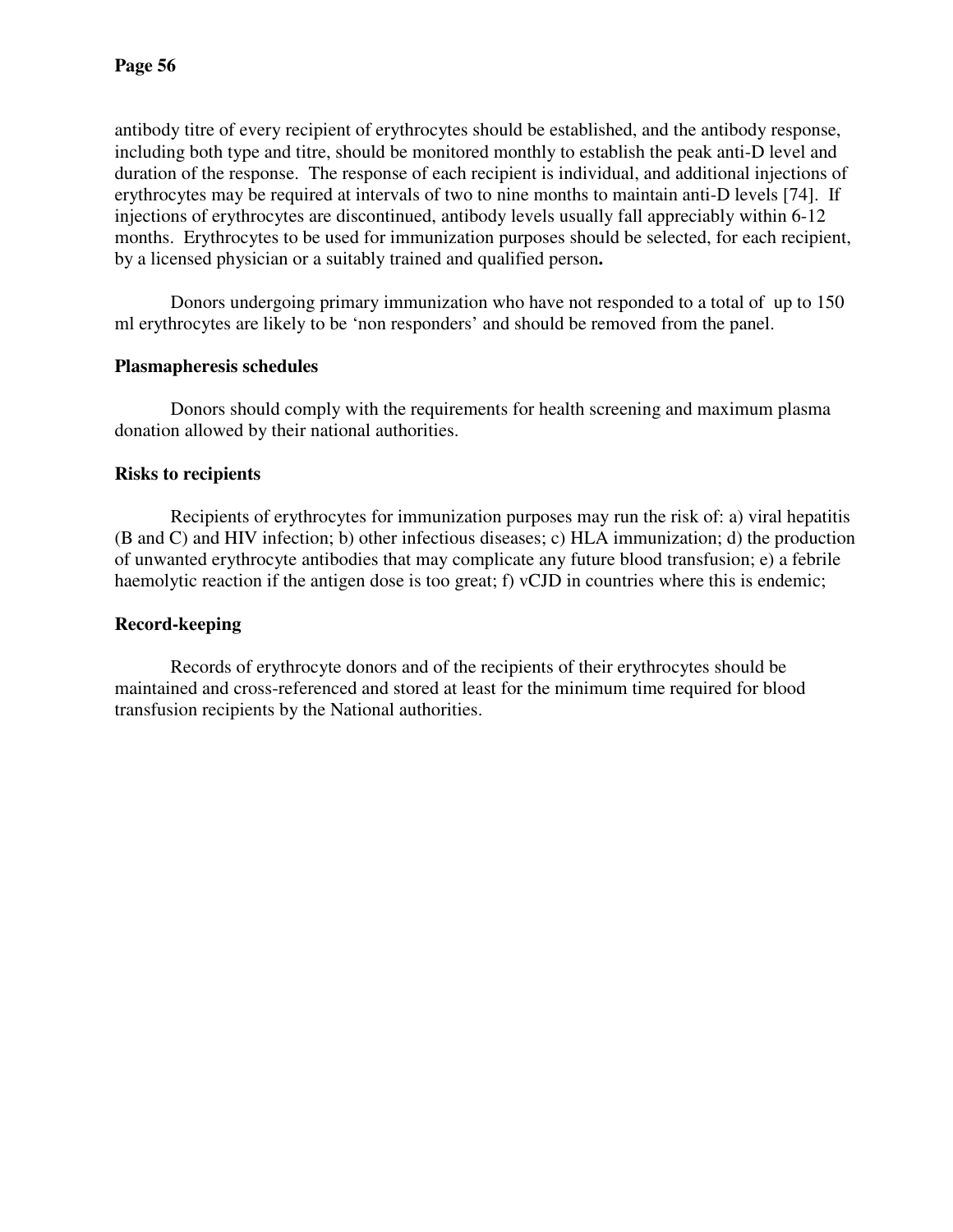antibody titre of every recipient of erythrocytes should be established, and the antibody response, including both type and titre, should be monitored monthly to establish the peak anti-D level and duration of the response. The response of each recipient is individual, and additional injections of erythrocytes may be required at intervals of two to nine months to maintain anti-D levels [74]. If injections of erythrocytes are discontinued, antibody levels usually fall appreciably within 6-12 months. Erythrocytes to be used for immunization purposes should be selected, for each recipient, by a licensed physician or a suitably trained and qualified person**.**

Donors undergoing primary immunization who have not responded to a total of up to 150 ml erythrocytes are likely to be 'non responders' and should be removed from the panel.

**Plasmapheresis schedules**

Donors should comply with the requirements for health screening and maximum plasma donation allowed by their national authorities.

**Risks to recipients**

Recipients of erythrocytes for immunization purposes may run the risk of: a) viral hepatitis (B and C) and HIV infection; b) other infectious diseases; c) HLA immunization; d) the production of unwanted erythrocyte antibodies that may complicate any future blood transfusion; e) a febrile haemolytic reaction if the antigen dose is too great; f) vCJD in countries where this is endemic;

**Record-keeping**

Records of erythrocyte donors and of the recipients of their erythrocytes should be maintained and cross-referenced and stored at least for the minimum time required for blood transfusion recipients by the National authorities.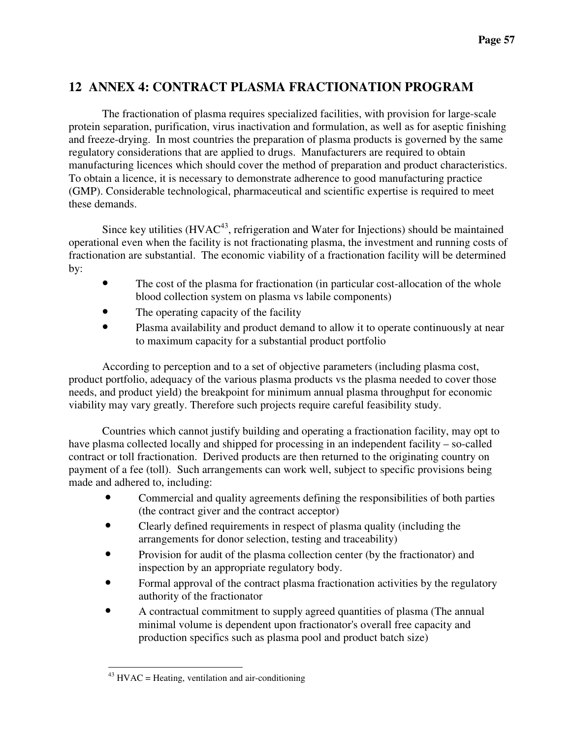# 12 ANNEX 4: CONTRACT PLASMA FRACTIONATION PROGRAM

The fractionation of plasma requires specialized facilities, with provision for large-scale protein separation, purification, virus inactivation and formulation, as well as for aseptic finishing and freeze-drying. In most countries the preparation of plasma products is governed by the same regulatory considerations that are applied to drugs. Manufacturers are required to obtain manufacturing licences which should cover the method of preparation and product characteristics. To obtain a licence, it is necessary to demonstrate adherence to good manufacturing practice (GMP). Considerable technological, pharmaceutical and scientific expertise is required to meet these demands.

Since key utilities (HVAC[43], refrigeration and Water for Injections) should be maintained operational even when the facility is not fractionating plasma, the investment and running costs of fractionation are substantial. The economic viability of a fractionation facility will be determined by:

- The cost of the plasma for fractionation (in particular cost-allocation of the whole blood collection system on plasma vs labile components)
- The operating capacity of the facility
- Plasma availability and product demand to allow it to operate continuously at near to maximum capacity for a substantial product portfolio

According to perception and to a set of objective parameters (including plasma cost, product portfolio, adequacy of the various plasma products vs the plasma needed to cover those needs, and product yield) the breakpoint for minimum annual plasma throughput for economic viability may vary greatly. Therefore such projects require careful feasibility study.

Countries which cannot justify building and operating a fractionation facility, may opt to have plasma collected locally and shipped for processing in an independent facility – so-called contract or toll fractionation. Derived products are then returned to the originating country on payment of a fee (toll). Such arrangements can work well, subject to specific provisions being made and adhered to, including:

- Commercial and quality agreements defining the responsibilities of both parties (the contract giver and the contract acceptor)
- Clearly defined requirements in respect of plasma quality (including the arrangements for donor selection, testing and traceability)
- Provision for audit of the plasma collection center (by the fractionator) and inspection by an appropriate regulatory body.
- Formal approval of the contract plasma fractionation activities by the regulatory authority of the fractionator
- A contractual commitment to supply agreed quantities of plasma (The annual minimal volume is dependent upon fractionator's overall free capacity and production specifics such as plasma pool and product batch size)

[43] HVAC = Heating, ventilation and air-conditioning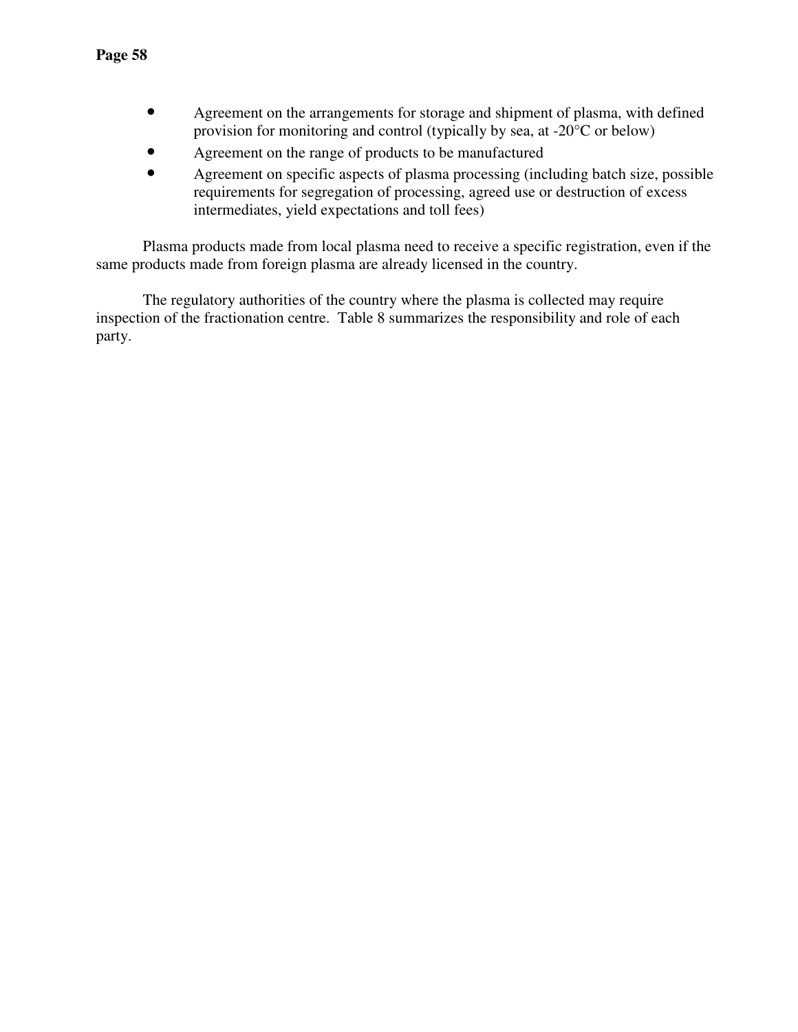- Agreement on the arrangements for storage and shipment of plasma, with defined provision for monitoring and control (typically by sea, at -20°C or below)
- Agreement on the range of products to be manufactured
- Agreement on specific aspects of plasma processing (including batch size, possible requirements for segregation of processing, agreed use or destruction of excess intermediates, yield expectations and toll fees)

Plasma products made from local plasma need to receive a specific registration, even if the same products made from foreign plasma are already licensed in the country.

The regulatory authorities of the country where the plasma is collected may require inspection of the fractionation centre. Table 8 summarizes the responsibility and role of each party.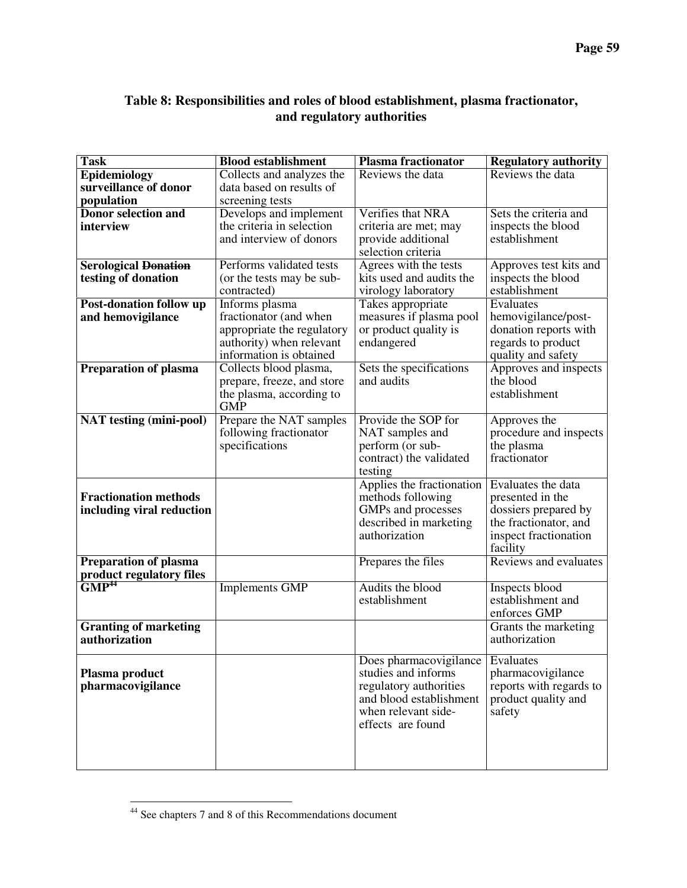**Table 8: Responsibilities and roles of blood establishment, plasma fractionator, and regulatory authorities**

| Task | Blood establishment | Plasma fractionator | Regulatory authority |
|---|---|---|---|
| **Epidemiology surveillance of donor population** | Collects and analyzes the data based on results of screening tests | Reviews the data | Reviews the data |
| **Donor selection and interview** | Develops and implement the criteria in selection and interview of donors | Verifies that NRA criteria are met; may provide additional selection criteria | Sets the criteria and inspects the blood establishment |
| **Serological ~~Donation~~ testing of donation** | Performs validated tests (or the tests may be sub-contracted) | Agrees with the tests kits used and audits the virology laboratory | Approves test kits and inspects the blood establishment |
| **Post-donation follow up and hemovigilance** | Informs plasma fractionator (and when appropriate the regulatory authority) when relevant information is obtained | Takes appropriate measures if plasma pool or product quality is endangered | Evaluates hemovigilance/post-donation reports with regards to product quality and safety |
| **Preparation of plasma** | Collects blood plasma, prepare, freeze, and store the plasma, according to GMP | Sets the specifications and audits | Approves and inspects the blood establishment |
| **NAT testing (mini-pool)** | Prepare the NAT samples following fractionator specifications | Provide the SOP for NAT samples and perform (or sub-contract) the validated testing | Approves the procedure and inspects the plasma fractionator |
| **Fractionation methods including viral reduction** | | Applies the fractionation methods following GMPs and processes described in marketing authorization | Evaluates the data presented in the dossiers prepared by the fractionator, and inspect fractionation facility |
| **Preparation of plasma product regulatory files** | | Prepares the files | Reviews and evaluates |
| **GMP**[44] | Implements GMP | Audits the blood establishment | Inspects blood establishment and enforces GMP |
| **Granting of marketing authorization** | | | Grants the marketing authorization |
| **Plasma product pharmacovigilance** | | Does pharmacovigilance studies and informs regulatory authorities and blood establishment when relevant side-effects are found | Evaluates pharmacovigilance reports with regards to product quality and safety |

[44] See chapters 7 and 8 of this Recommendations document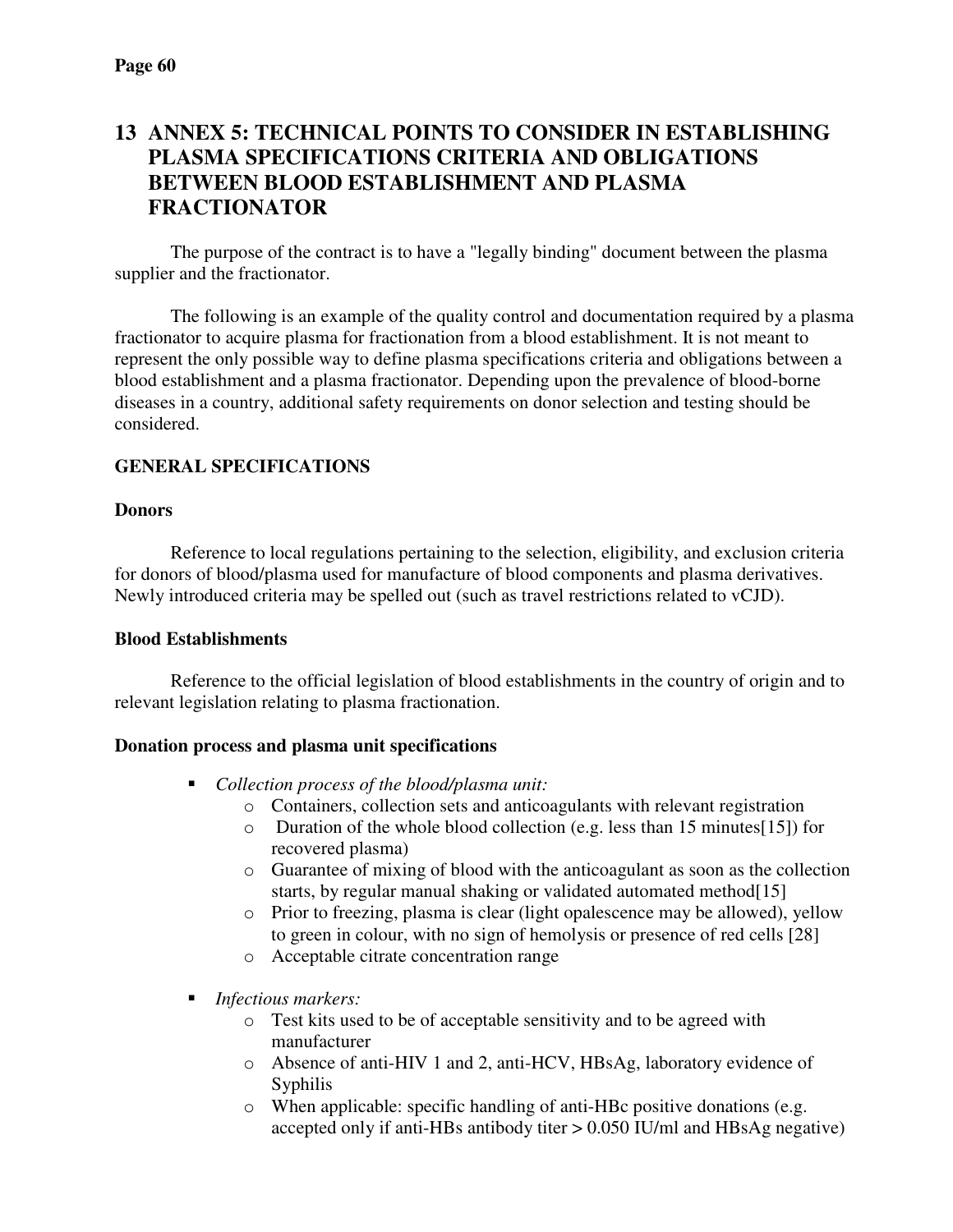# 13 ANNEX 5: TECHNICAL POINTS TO CONSIDER IN ESTABLISHING PLASMA SPECIFICATIONS CRITERIA AND OBLIGATIONS BETWEEN BLOOD ESTABLISHMENT AND PLASMA FRACTIONATOR

The purpose of the contract is to have a "legally binding" document between the plasma supplier and the fractionator.

The following is an example of the quality control and documentation required by a plasma fractionator to acquire plasma for fractionation from a blood establishment. It is not meant to represent the only possible way to define plasma specifications criteria and obligations between a blood establishment and a plasma fractionator. Depending upon the prevalence of blood-borne diseases in a country, additional safety requirements on donor selection and testing should be considered.

## GENERAL SPECIFICATIONS

### Donors

Reference to local regulations pertaining to the selection, eligibility, and exclusion criteria for donors of blood/plasma used for manufacture of blood components and plasma derivatives. Newly introduced criteria may be spelled out (such as travel restrictions related to vCJD).

### Blood Establishments

Reference to the official legislation of blood establishments in the country of origin and to relevant legislation relating to plasma fractionation.

### Donation process and plasma unit specifications

- *Collection process of the blood/plasma unit:*
  - Containers, collection sets and anticoagulants with relevant registration
  - Duration of the whole blood collection (e.g. less than 15 minutes[15]) for recovered plasma)
  - Guarantee of mixing of blood with the anticoagulant as soon as the collection starts, by regular manual shaking or validated automated method[15]
  - Prior to freezing, plasma is clear (light opalescence may be allowed), yellow to green in colour, with no sign of hemolysis or presence of red cells [28]
  - Acceptable citrate concentration range
- *Infectious markers:*
  - Test kits used to be of acceptable sensitivity and to be agreed with manufacturer
  - Absence of anti-HIV 1 and 2, anti-HCV, HBsAg, laboratory evidence of Syphilis
  - When applicable: specific handling of anti-HBc positive donations (e.g. accepted only if anti-HBs antibody titer > 0.050 IU/ml and HBsAg negative)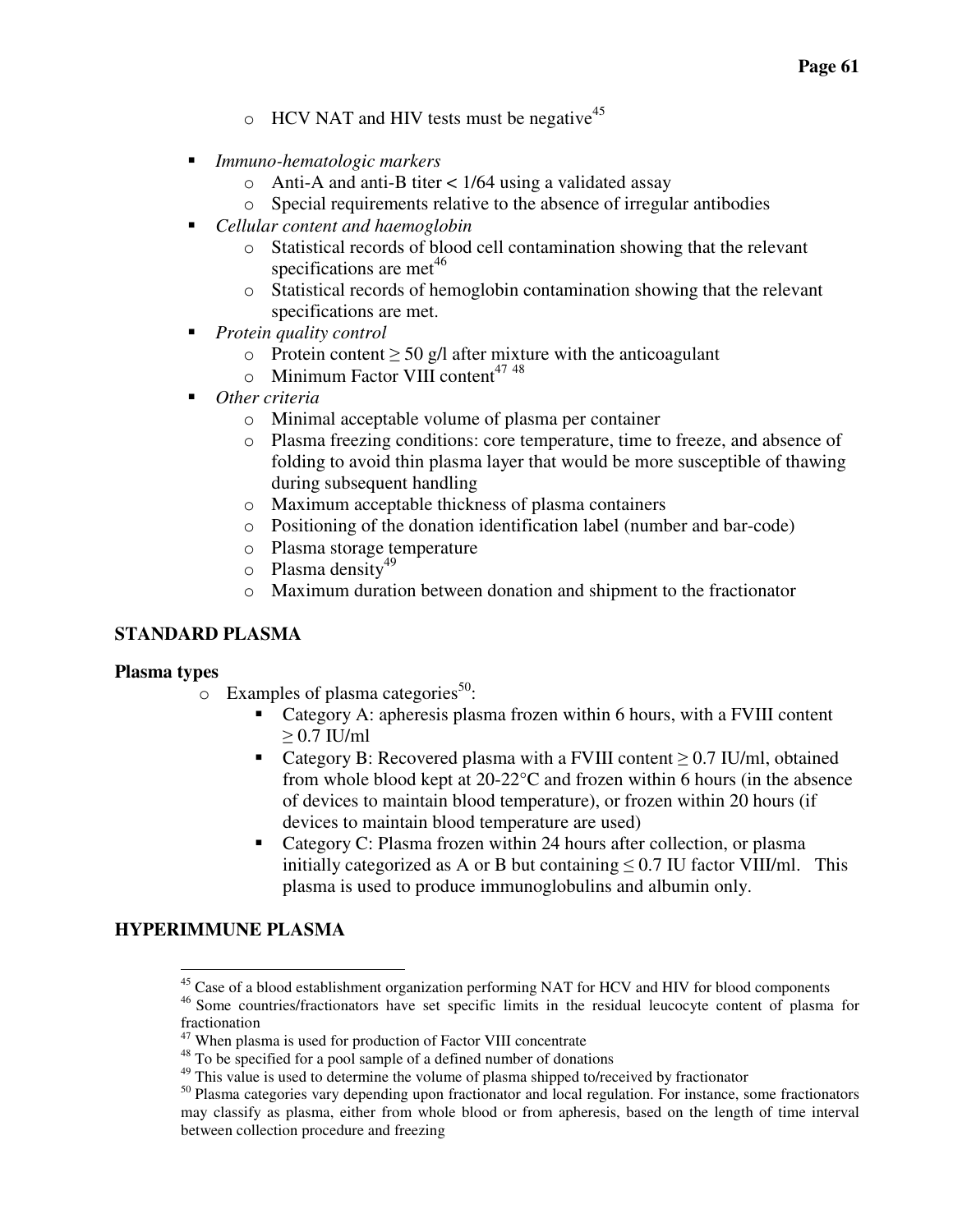- HCV NAT and HIV tests must be negative[45]

- *Immuno-hematologic markers*
  - Anti-A and anti-B titer < 1/64 using a validated assay
  - Special requirements relative to the absence of irregular antibodies
- *Cellular content and haemoglobin*
  - Statistical records of blood cell contamination showing that the relevant specifications are met[46]
  - Statistical records of hemoglobin contamination showing that the relevant specifications are met.
- *Protein quality control*
  - Protein content ≥ 50 g/l after mixture with the anticoagulant
  - Minimum Factor VIII content[47] [48]
- *Other criteria*
  - Minimal acceptable volume of plasma per container
  - Plasma freezing conditions: core temperature, time to freeze, and absence of folding to avoid thin plasma layer that would be more susceptible of thawing during subsequent handling
  - Maximum acceptable thickness of plasma containers
  - Positioning of the donation identification label (number and bar-code)
  - Plasma storage temperature
  - Plasma density[49]
  - Maximum duration between donation and shipment to the fractionator

## STANDARD PLASMA

### Plasma types

- Examples of plasma categories[50]:
  - Category A: apheresis plasma frozen within 6 hours, with a FVIII content ≥ 0.7 IU/ml
  - Category B: Recovered plasma with a FVIII content ≥ 0.7 IU/ml, obtained from whole blood kept at 20-22°C and frozen within 6 hours (in the absence of devices to maintain blood temperature), or frozen within 20 hours (if devices to maintain blood temperature are used)
  - Category C: Plasma frozen within 24 hours after collection, or plasma initially categorized as A or B but containing ≤ 0.7 IU factor VIII/ml. This plasma is used to produce immunoglobulins and albumin only.

## HYPERIMMUNE PLASMA

---

[45] Case of a blood establishment organization performing NAT for HCV and HIV for blood components

[46] Some countries/fractionators have set specific limits in the residual leucocyte content of plasma for fractionation

[47] When plasma is used for production of Factor VIII concentrate

[48] To be specified for a pool sample of a defined number of donations

[49] This value is used to determine the volume of plasma shipped to/received by fractionator

[50] Plasma categories vary depending upon fractionator and local regulation. For instance, some fractionators may classify as plasma, either from whole blood or from apheresis, based on the length of time interval between collection procedure and freezing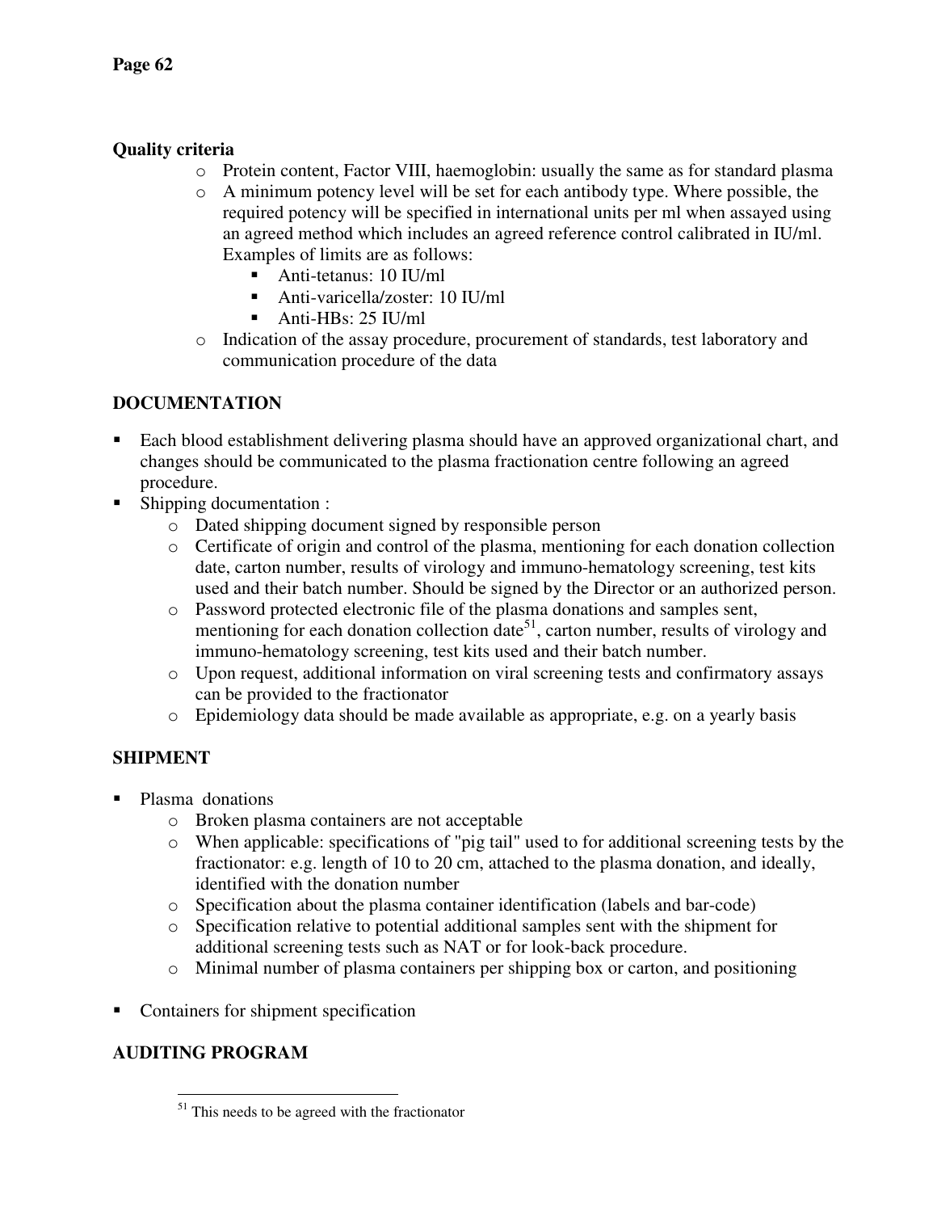**Quality criteria**

- Protein content, Factor VIII, haemoglobin: usually the same as for standard plasma
- A minimum potency level will be set for each antibody type. Where possible, the required potency will be specified in international units per ml when assayed using an agreed method which includes an agreed reference control calibrated in IU/ml. Examples of limits are as follows:
  - Anti-tetanus: 10 IU/ml
  - Anti-varicella/zoster: 10 IU/ml
  - Anti-HBs: 25 IU/ml
- Indication of the assay procedure, procurement of standards, test laboratory and communication procedure of the data

## DOCUMENTATION

- Each blood establishment delivering plasma should have an approved organizational chart, and changes should be communicated to the plasma fractionation centre following an agreed procedure.
- Shipping documentation :
  - Dated shipping document signed by responsible person
  - Certificate of origin and control of the plasma, mentioning for each donation collection date, carton number, results of virology and immuno-hematology screening, test kits used and their batch number. Should be signed by the Director or an authorized person.
  - Password protected electronic file of the plasma donations and samples sent, mentioning for each donation collection date[51], carton number, results of virology and immuno-hematology screening, test kits used and their batch number.
  - Upon request, additional information on viral screening tests and confirmatory assays can be provided to the fractionator
  - Epidemiology data should be made available as appropriate, e.g. on a yearly basis

## SHIPMENT

- Plasma donations
  - Broken plasma containers are not acceptable
  - When applicable: specifications of "pig tail" used to for additional screening tests by the fractionator: e.g. length of 10 to 20 cm, attached to the plasma donation, and ideally, identified with the donation number
  - Specification about the plasma container identification (labels and bar-code)
  - Specification relative to potential additional samples sent with the shipment for additional screening tests such as NAT or for look-back procedure.
  - Minimal number of plasma containers per shipping box or carton, and positioning

- Containers for shipment specification

## AUDITING PROGRAM

[51] This needs to be agreed with the fractionator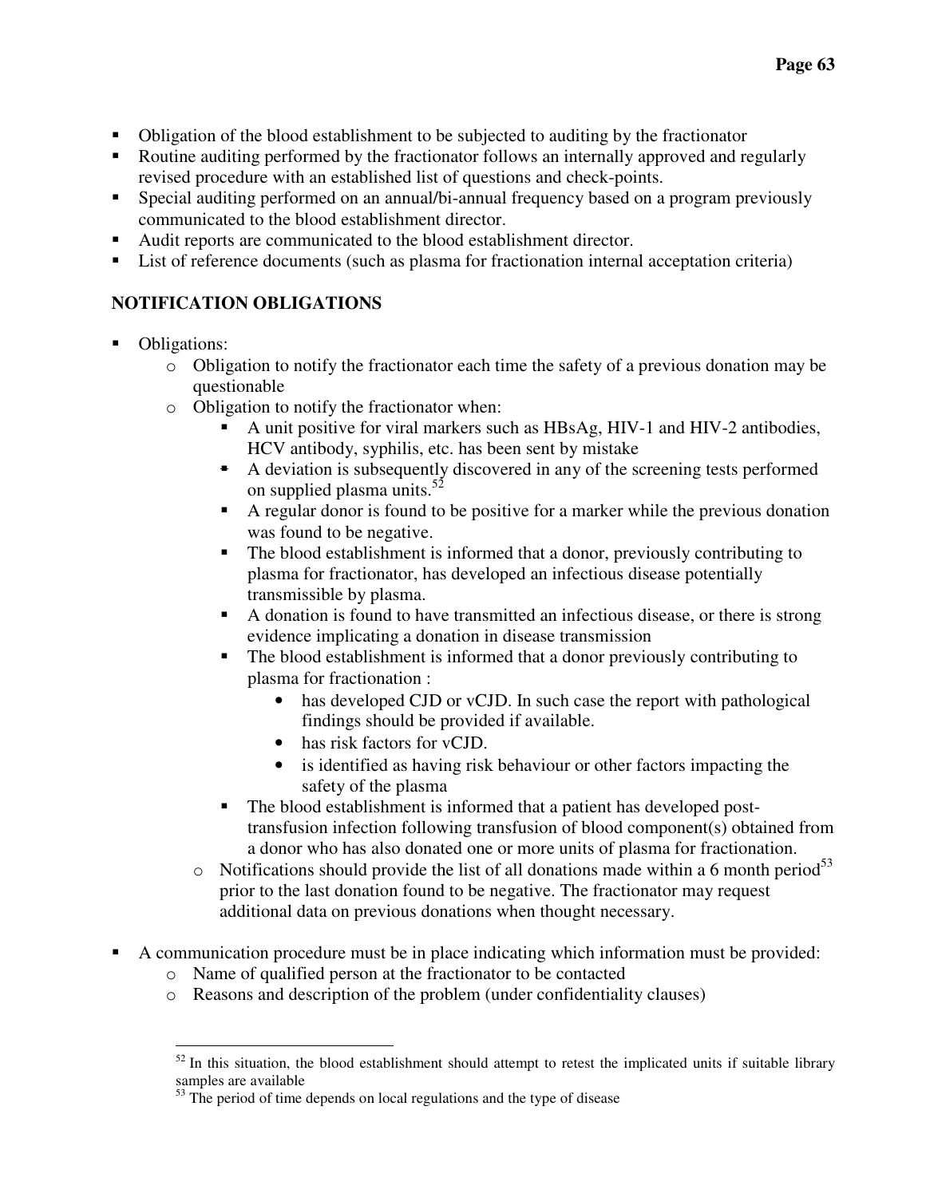- Obligation of the blood establishment to be subjected to auditing by the fractionator
- Routine auditing performed by the fractionator follows an internally approved and regularly revised procedure with an established list of questions and check-points.
- Special auditing performed on an annual/bi-annual frequency based on a program previously communicated to the blood establishment director.
- Audit reports are communicated to the blood establishment director.
- List of reference documents (such as plasma for fractionation internal acceptation criteria)

## NOTIFICATION OBLIGATIONS

- Obligations:
  - Obligation to notify the fractionator each time the safety of a previous donation may be questionable
  - Obligation to notify the fractionator when:
    - A unit positive for viral markers such as HBsAg, HIV-1 and HIV-2 antibodies, HCV antibody, syphilis, etc. has been sent by mistake
    - A deviation is subsequently discovered in any of the screening tests performed on supplied plasma units.[52]
    - A regular donor is found to be positive for a marker while the previous donation was found to be negative.
    - The blood establishment is informed that a donor, previously contributing to plasma for fractionator, has developed an infectious disease potentially transmissible by plasma.
    - A donation is found to have transmitted an infectious disease, or there is strong evidence implicating a donation in disease transmission
    - The blood establishment is informed that a donor previously contributing to plasma for fractionation :
      - has developed CJD or vCJD. In such case the report with pathological findings should be provided if available.
      - has risk factors for vCJD.
      - is identified as having risk behaviour or other factors impacting the safety of the plasma
    - The blood establishment is informed that a patient has developed post-transfusion infection following transfusion of blood component(s) obtained from a donor who has also donated one or more units of plasma for fractionation.
  - Notifications should provide the list of all donations made within a 6 month period[53] prior to the last donation found to be negative. The fractionator may request additional data on previous donations when thought necessary.

- A communication procedure must be in place indicating which information must be provided:
  - Name of qualified person at the fractionator to be contacted
  - Reasons and description of the problem (under confidentiality clauses)

---

[52] In this situation, the blood establishment should attempt to retest the implicated units if suitable library samples are available

[53] The period of time depends on local regulations and the type of disease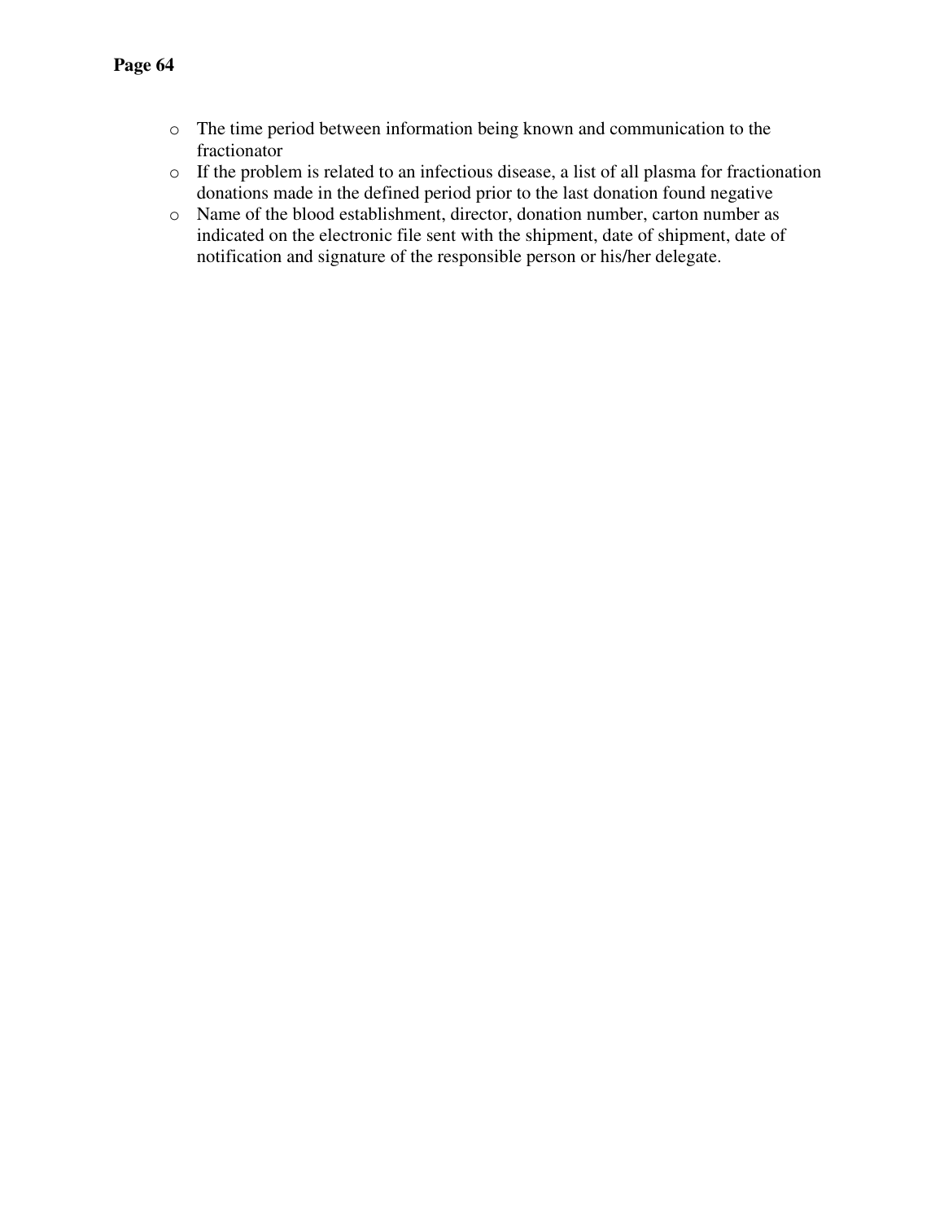- The time period between information being known and communication to the fractionator
- If the problem is related to an infectious disease, a list of all plasma for fractionation donations made in the defined period prior to the last donation found negative
- Name of the blood establishment, director, donation number, carton number as indicated on the electronic file sent with the shipment, date of shipment, date of notification and signature of the responsible person or his/her delegate.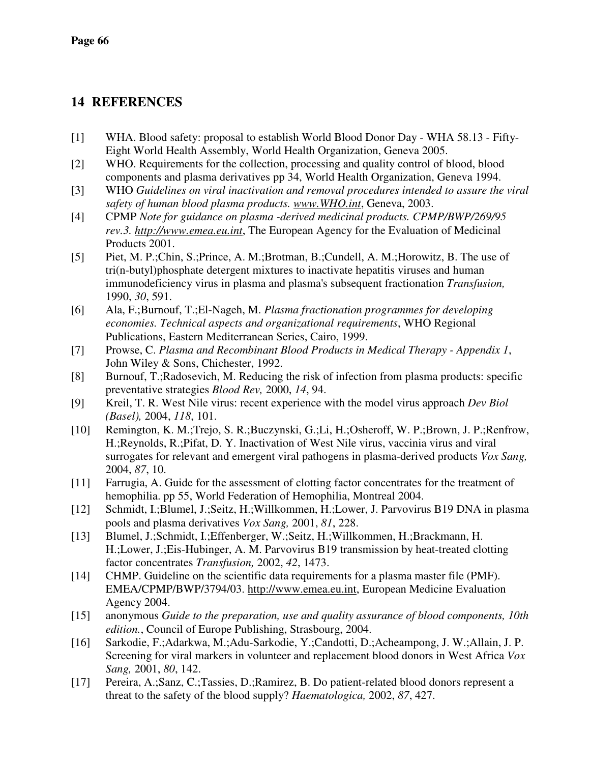## 14 REFERENCES

[1] WHA. Blood safety: proposal to establish World Blood Donor Day - WHA 58.13 - Fifty-Eight World Health Assembly, World Health Organization, Geneva 2005.

[2] WHO. Requirements for the collection, processing and quality control of blood, blood components and plasma derivatives pp 34, World Health Organization, Geneva 1994.

[3] WHO *Guidelines on viral inactivation and removal procedures intended to assure the viral safety of human blood plasma products. www.WHO.int*, Geneva, 2003.

[4] CPMP *Note for guidance on plasma -derived medicinal products. CPMP/BWP/269/95 rev.3. http://www.emea.eu.int*, The European Agency for the Evaluation of Medicinal Products 2001.

[5] Piet, M. P.;Chin, S.;Prince, A. M.;Brotman, B.;Cundell, A. M.;Horowitz, B. The use of tri(n-butyl)phosphate detergent mixtures to inactivate hepatitis viruses and human immunodeficiency virus in plasma and plasma's subsequent fractionation *Transfusion,* 1990, *30*, 591.

[6] Ala, F.;Burnouf, T.;El-Nageh, M. *Plasma fractionation programmes for developing economies. Technical aspects and organizational requirements*, WHO Regional Publications, Eastern Mediterranean Series, Cairo, 1999.

[7] Prowse, C. *Plasma and Recombinant Blood Products in Medical Therapy - Appendix 1*, John Wiley & Sons, Chichester, 1992.

[8] Burnouf, T.;Radosevich, M. Reducing the risk of infection from plasma products: specific preventative strategies *Blood Rev,* 2000, *14*, 94.

[9] Kreil, T. R. West Nile virus: recent experience with the model virus approach *Dev Biol (Basel),* 2004, *118*, 101.

[10] Remington, K. M.;Trejo, S. R.;Buczynski, G.;Li, H.;Osheroff, W. P.;Brown, J. P.;Renfrow, H.;Reynolds, R.;Pifat, D. Y. Inactivation of West Nile virus, vaccinia virus and viral surrogates for relevant and emergent viral pathogens in plasma-derived products *Vox Sang,* 2004, *87*, 10.

[11] Farrugia, A. Guide for the assessment of clotting factor concentrates for the treatment of hemophilia. pp 55, World Federation of Hemophilia, Montreal 2004.

[12] Schmidt, I.;Blumel, J.;Seitz, H.;Willkommen, H.;Lower, J. Parvovirus B19 DNA in plasma pools and plasma derivatives *Vox Sang,* 2001, *81*, 228.

[13] Blumel, J.;Schmidt, I.;Effenberger, W.;Seitz, H.;Willkommen, H.;Brackmann, H. H.;Lower, J.;Eis-Hubinger, A. M. Parvovirus B19 transmission by heat-treated clotting factor concentrates *Transfusion,* 2002, *42*, 1473.

[14] CHMP. Guideline on the scientific data requirements for a plasma master file (PMF). EMEA/CPMP/BWP/3794/03. http://www.emea.eu.int, European Medicine Evaluation Agency 2004.

[15] anonymous *Guide to the preparation, use and quality assurance of blood components, 10th edition.*, Council of Europe Publishing, Strasbourg, 2004.

[16] Sarkodie, F.;Adarkwa, M.;Adu-Sarkodie, Y.;Candotti, D.;Acheampong, J. W.;Allain, J. P. Screening for viral markers in volunteer and replacement blood donors in West Africa *Vox Sang,* 2001, *80*, 142.

[17] Pereira, A.;Sanz, C.;Tassies, D.;Ramirez, B. Do patient-related blood donors represent a threat to the safety of the blood supply? *Haematologica,* 2002, *87*, 427.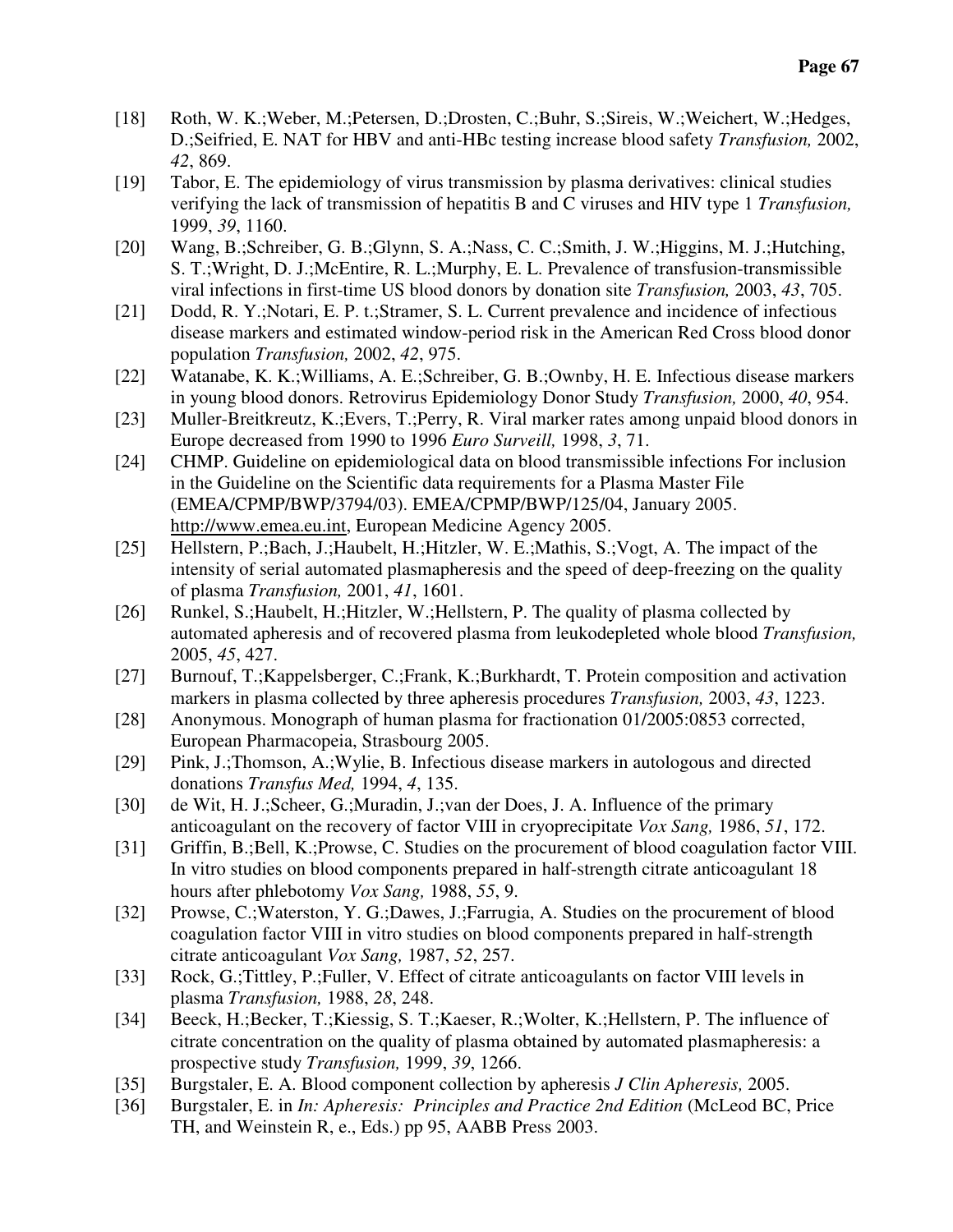[18] Roth, W. K.;Weber, M.;Petersen, D.;Drosten, C.;Buhr, S.;Sireis, W.;Weichert, W.;Hedges, D.;Seifried, E. NAT for HBV and anti-HBc testing increase blood safety *Transfusion,* 2002, *42*, 869.

[19] Tabor, E. The epidemiology of virus transmission by plasma derivatives: clinical studies verifying the lack of transmission of hepatitis B and C viruses and HIV type 1 *Transfusion,* 1999, *39*, 1160.

[20] Wang, B.;Schreiber, G. B.;Glynn, S. A.;Nass, C. C.;Smith, J. W.;Higgins, M. J.;Hutching, S. T.;Wright, D. J.;McEntire, R. L.;Murphy, E. L. Prevalence of transfusion-transmissible viral infections in first-time US blood donors by donation site *Transfusion,* 2003, *43*, 705.

[21] Dodd, R. Y.;Notari, E. P. t.;Stramer, S. L. Current prevalence and incidence of infectious disease markers and estimated window-period risk in the American Red Cross blood donor population *Transfusion,* 2002, *42*, 975.

[22] Watanabe, K. K.;Williams, A. E.;Schreiber, G. B.;Ownby, H. E. Infectious disease markers in young blood donors. Retrovirus Epidemiology Donor Study *Transfusion,* 2000, *40*, 954.

[23] Muller-Breitkreutz, K.;Evers, T.;Perry, R. Viral marker rates among unpaid blood donors in Europe decreased from 1990 to 1996 *Euro Surveill,* 1998, *3*, 71.

[24] CHMP. Guideline on epidemiological data on blood transmissible infections For inclusion in the Guideline on the Scientific data requirements for a Plasma Master File (EMEA/CPMP/BWP/3794/03). EMEA/CPMP/BWP/125/04, January 2005. http://www.emea.eu.int, European Medicine Agency 2005.

[25] Hellstern, P.;Bach, J.;Haubelt, H.;Hitzler, W. E.;Mathis, S.;Vogt, A. The impact of the intensity of serial automated plasmapheresis and the speed of deep-freezing on the quality of plasma *Transfusion,* 2001, *41*, 1601.

[26] Runkel, S.;Haubelt, H.;Hitzler, W.;Hellstern, P. The quality of plasma collected by automated apheresis and of recovered plasma from leukodepleted whole blood *Transfusion,* 2005, *45*, 427.

[27] Burnouf, T.;Kappelsberger, C.;Frank, K.;Burkhardt, T. Protein composition and activation markers in plasma collected by three apheresis procedures *Transfusion,* 2003, *43*, 1223.

[28] Anonymous. Monograph of human plasma for fractionation 01/2005:0853 corrected, European Pharmacopeia, Strasbourg 2005.

[29] Pink, J.;Thomson, A.;Wylie, B. Infectious disease markers in autologous and directed donations *Transfus Med,* 1994, *4*, 135.

[30] de Wit, H. J.;Scheer, G.;Muradin, J.;van der Does, J. A. Influence of the primary anticoagulant on the recovery of factor VIII in cryoprecipitate *Vox Sang,* 1986, *51*, 172.

[31] Griffin, B.;Bell, K.;Prowse, C. Studies on the procurement of blood coagulation factor VIII. In vitro studies on blood components prepared in half-strength citrate anticoagulant 18 hours after phlebotomy *Vox Sang,* 1988, *55*, 9.

[32] Prowse, C.;Waterston, Y. G.;Dawes, J.;Farrugia, A. Studies on the procurement of blood coagulation factor VIII in vitro studies on blood components prepared in half-strength citrate anticoagulant *Vox Sang,* 1987, *52*, 257.

[33] Rock, G.;Tittley, P.;Fuller, V. Effect of citrate anticoagulants on factor VIII levels in plasma *Transfusion,* 1988, *28*, 248.

[34] Beeck, H.;Becker, T.;Kiessig, S. T.;Kaeser, R.;Wolter, K.;Hellstern, P. The influence of citrate concentration on the quality of plasma obtained by automated plasmapheresis: a prospective study *Transfusion,* 1999, *39*, 1266.

[35] Burgstaler, E. A. Blood component collection by apheresis *J Clin Apheresis,* 2005.

[36] Burgstaler, E. in *In: Apheresis: Principles and Practice 2nd Edition* (McLeod BC, Price TH, and Weinstein R, e., Eds.) pp 95, AABB Press 2003.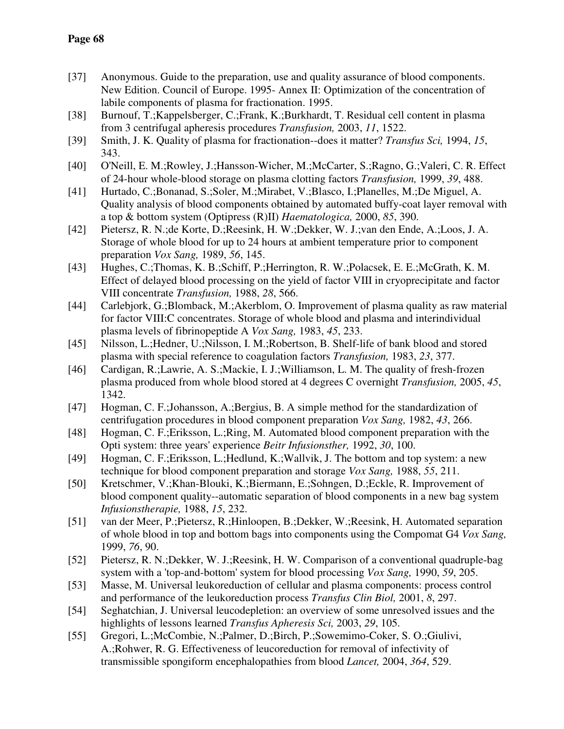[37] Anonymous. Guide to the preparation, use and quality assurance of blood components. New Edition. Council of Europe. 1995- Annex II: Optimization of the concentration of labile components of plasma for fractionation. 1995.

[38] Burnouf, T.;Kappelsberger, C.;Frank, K.;Burkhardt, T. Residual cell content in plasma from 3 centrifugal apheresis procedures *Transfusion,* 2003, *11*, 1522.

[39] Smith, J. K. Quality of plasma for fractionation--does it matter? *Transfus Sci,* 1994, *15*, 343.

[40] O'Neill, E. M.;Rowley, J.;Hansson-Wicher, M.;McCarter, S.;Ragno, G.;Valeri, C. R. Effect of 24-hour whole-blood storage on plasma clotting factors *Transfusion,* 1999, *39*, 488.

[41] Hurtado, C.;Bonanad, S.;Soler, M.;Mirabet, V.;Blasco, I.;Planelles, M.;De Miguel, A. Quality analysis of blood components obtained by automated buffy-coat layer removal with a top & bottom system (Optipress (R)II) *Haematologica,* 2000, *85*, 390.

[42] Pietersz, R. N.;de Korte, D.;Reesink, H. W.;Dekker, W. J.;van den Ende, A.;Loos, J. A. Storage of whole blood for up to 24 hours at ambient temperature prior to component preparation *Vox Sang,* 1989, *56*, 145.

[43] Hughes, C.;Thomas, K. B.;Schiff, P.;Herrington, R. W.;Polacsek, E. E.;McGrath, K. M. Effect of delayed blood processing on the yield of factor VIII in cryoprecipitate and factor VIII concentrate *Transfusion,* 1988, *28*, 566.

[44] Carlebjork, G.;Blomback, M.;Akerblom, O. Improvement of plasma quality as raw material for factor VIII:C concentrates. Storage of whole blood and plasma and interindividual plasma levels of fibrinopeptide A *Vox Sang,* 1983, *45*, 233.

[45] Nilsson, L.;Hedner, U.;Nilsson, I. M.;Robertson, B. Shelf-life of bank blood and stored plasma with special reference to coagulation factors *Transfusion,* 1983, *23*, 377.

[46] Cardigan, R.;Lawrie, A. S.;Mackie, I. J.;Williamson, L. M. The quality of fresh-frozen plasma produced from whole blood stored at 4 degrees C overnight *Transfusion,* 2005, *45*, 1342.

[47] Hogman, C. F.;Johansson, A.;Bergius, B. A simple method for the standardization of centrifugation procedures in blood component preparation *Vox Sang,* 1982, *43*, 266.

[48] Hogman, C. F.;Eriksson, L.;Ring, M. Automated blood component preparation with the Opti system: three years' experience *Beitr Infusionsther,* 1992, *30*, 100.

[49] Hogman, C. F.;Eriksson, L.;Hedlund, K.;Wallvik, J. The bottom and top system: a new technique for blood component preparation and storage *Vox Sang,* 1988, *55*, 211.

[50] Kretschmer, V.;Khan-Blouki, K.;Biermann, E.;Sohngen, D.;Eckle, R. Improvement of blood component quality--automatic separation of blood components in a new bag system *Infusionstherapie,* 1988, *15*, 232.

[51] van der Meer, P.;Pietersz, R.;Hinloopen, B.;Dekker, W.;Reesink, H. Automated separation of whole blood in top and bottom bags into components using the Compomat G4 *Vox Sang,* 1999, *76*, 90.

[52] Pietersz, R. N.;Dekker, W. J.;Reesink, H. W. Comparison of a conventional quadruple-bag system with a 'top-and-bottom' system for blood processing *Vox Sang,* 1990, *59*, 205.

[53] Masse, M. Universal leukoreduction of cellular and plasma components: process control and performance of the leukoreduction process *Transfus Clin Biol,* 2001, *8*, 297.

[54] Seghatchian, J. Universal leucodepletion: an overview of some unresolved issues and the highlights of lessons learned *Transfus Apheresis Sci,* 2003, *29*, 105.

[55] Gregori, L.;McCombie, N.;Palmer, D.;Birch, P.;Sowemimo-Coker, S. O.;Giulivi, A.;Rohwer, R. G. Effectiveness of leucoreduction for removal of infectivity of transmissible spongiform encephalopathies from blood *Lancet,* 2004, *364*, 529.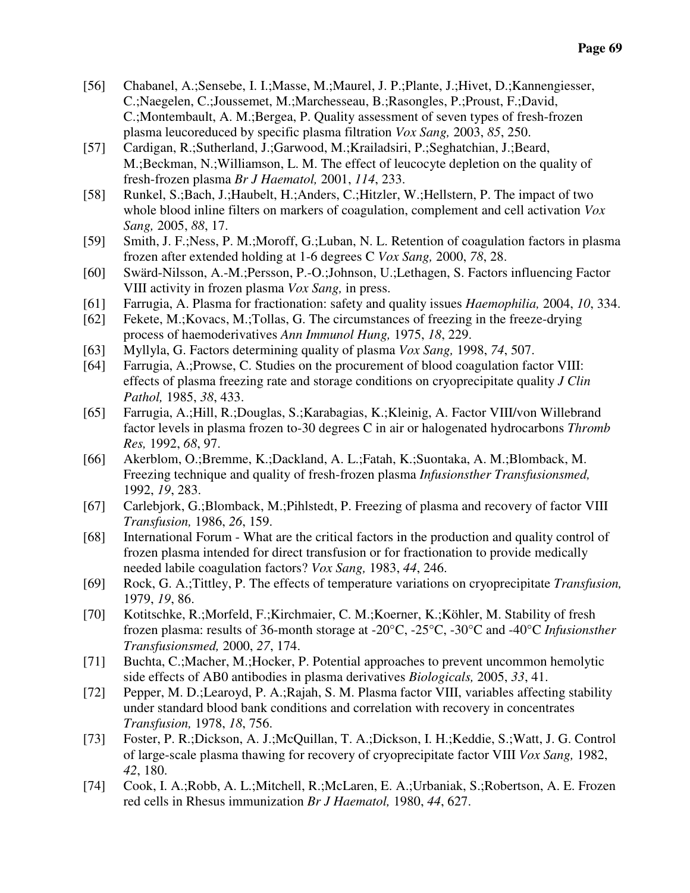[56] Chabanel, A.;Sensebe, I. I.;Masse, M.;Maurel, J. P.;Plante, J.;Hivet, D.;Kannengiesser, C.;Naegelen, C.;Joussemet, M.;Marchesseau, B.;Rasongles, P.;Proust, F.;David, C.;Montembault, A. M.;Bergea, P. Quality assessment of seven types of fresh-frozen plasma leucoreduced by specific plasma filtration *Vox Sang,* 2003, *85*, 250.

[57] Cardigan, R.;Sutherland, J.;Garwood, M.;Krailadsiri, P.;Seghatchian, J.;Beard, M.;Beckman, N.;Williamson, L. M. The effect of leucocyte depletion on the quality of fresh-frozen plasma *Br J Haematol,* 2001, *114*, 233.

[58] Runkel, S.;Bach, J.;Haubelt, H.;Anders, C.;Hitzler, W.;Hellstern, P. The impact of two whole blood inline filters on markers of coagulation, complement and cell activation *Vox Sang,* 2005, *88*, 17.

[59] Smith, J. F.;Ness, P. M.;Moroff, G.;Luban, N. L. Retention of coagulation factors in plasma frozen after extended holding at 1-6 degrees C *Vox Sang,* 2000, *78*, 28.

[60] Swärd-Nilsson, A.-M.;Persson, P.-O.;Johnson, U.;Lethagen, S. Factors influencing Factor VIII activity in frozen plasma *Vox Sang,* in press.

[61] Farrugia, A. Plasma for fractionation: safety and quality issues *Haemophilia,* 2004, *10*, 334.

[62] Fekete, M.;Kovacs, M.;Tollas, G. The circumstances of freezing in the freeze-drying process of haemoderivatives *Ann Immunol Hung,* 1975, *18*, 229.

[63] Myllyla, G. Factors determining quality of plasma *Vox Sang,* 1998, *74*, 507.

[64] Farrugia, A.;Prowse, C. Studies on the procurement of blood coagulation factor VIII: effects of plasma freezing rate and storage conditions on cryoprecipitate quality *J Clin Pathol,* 1985, *38*, 433.

[65] Farrugia, A.;Hill, R.;Douglas, S.;Karabagias, K.;Kleinig, A. Factor VIII/von Willebrand factor levels in plasma frozen to-30 degrees C in air or halogenated hydrocarbons *Thromb Res,* 1992, *68*, 97.

[66] Akerblom, O.;Bremme, K.;Dackland, A. L.;Fatah, K.;Suontaka, A. M.;Blomback, M. Freezing technique and quality of fresh-frozen plasma *Infusionsther Transfusionsmed,* 1992, *19*, 283.

[67] Carlebjork, G.;Blomback, M.;Pihlstedt, P. Freezing of plasma and recovery of factor VIII *Transfusion,* 1986, *26*, 159.

[68] International Forum - What are the critical factors in the production and quality control of frozen plasma intended for direct transfusion or for fractionation to provide medically needed labile coagulation factors? *Vox Sang,* 1983, *44*, 246.

[69] Rock, G. A.;Tittley, P. The effects of temperature variations on cryoprecipitate *Transfusion,* 1979, *19*, 86.

[70] Kotitschke, R.;Morfeld, F.;Kirchmaier, C. M.;Koerner, K.;Köhler, M. Stability of fresh frozen plasma: results of 36-month storage at -20°C, -25°C, -30°C and -40°C *Infusionsther Transfusionsmed,* 2000, *27*, 174.

[71] Buchta, C.;Macher, M.;Hocker, P. Potential approaches to prevent uncommon hemolytic side effects of AB0 antibodies in plasma derivatives *Biologicals,* 2005, *33*, 41.

[72] Pepper, M. D.;Learoyd, P. A.;Rajah, S. M. Plasma factor VIII, variables affecting stability under standard blood bank conditions and correlation with recovery in concentrates *Transfusion,* 1978, *18*, 756.

[73] Foster, P. R.;Dickson, A. J.;McQuillan, T. A.;Dickson, I. H.;Keddie, S.;Watt, J. G. Control of large-scale plasma thawing for recovery of cryoprecipitate factor VIII *Vox Sang,* 1982, *42*, 180.

[74] Cook, I. A.;Robb, A. L.;Mitchell, R.;McLaren, E. A.;Urbaniak, S.;Robertson, A. E. Frozen red cells in Rhesus immunization *Br J Haematol,* 1980, *44*, 627.